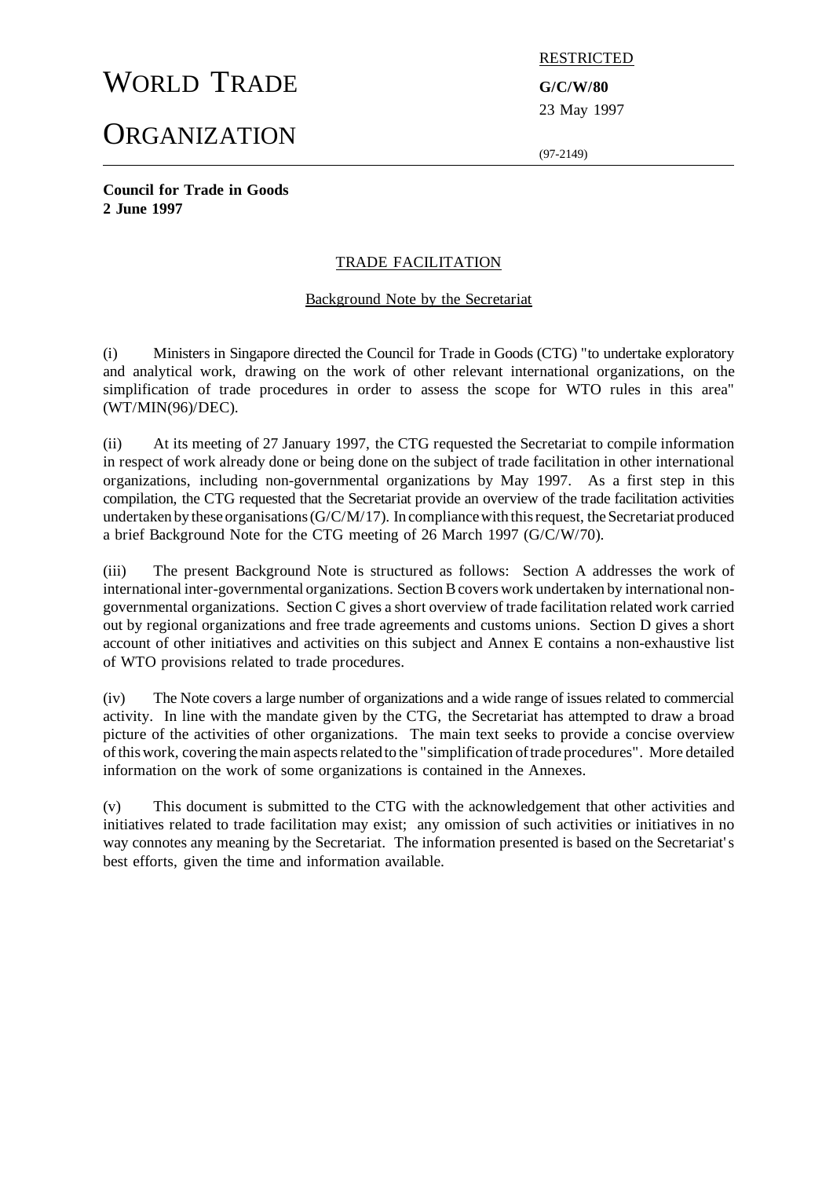# WORLD TRADE ORGANIZATION

RESTRICTED

**G/C/W/80**

23 May 1997

(97-2149)

**Council for Trade in Goods**
**2 June 1997**

## TRADE FACILITATION

### Background Note by the Secretariat

(i) Ministers in Singapore directed the Council for Trade in Goods (CTG) "to undertake exploratory and analytical work, drawing on the work of other relevant international organizations, on the simplification of trade procedures in order to assess the scope for WTO rules in this area" (WT/MIN(96)/DEC).

(ii) At its meeting of 27 January 1997, the CTG requested the Secretariat to compile information in respect of work already done or being done on the subject of trade facilitation in other international organizations, including non-governmental organizations by May 1997. As a first step in this compilation, the CTG requested that the Secretariat provide an overview of the trade facilitation activities undertaken by these organisations (G/C/M/17). In compliance with this request, the Secretariat produced a brief Background Note for the CTG meeting of 26 March 1997 (G/C/W/70).

(iii) The present Background Note is structured as follows: Section A addresses the work of international inter-governmental organizations. Section B covers work undertaken by international non-governmental organizations. Section C gives a short overview of trade facilitation related work carried out by regional organizations and free trade agreements and customs unions. Section D gives a short account of other initiatives and activities on this subject and Annex E contains a non-exhaustive list of WTO provisions related to trade procedures.

(iv) The Note covers a large number of organizations and a wide range of issues related to commercial activity. In line with the mandate given by the CTG, the Secretariat has attempted to draw a broad picture of the activities of other organizations. The main text seeks to provide a concise overview of this work, covering the main aspects related to the "simplification of trade procedures". More detailed information on the work of some organizations is contained in the Annexes.

(v) This document is submitted to the CTG with the acknowledgement that other activities and initiatives related to trade facilitation may exist; any omission of such activities or initiatives in no way connotes any meaning by the Secretariat. The information presented is based on the Secretariat's best efforts, given the time and information available.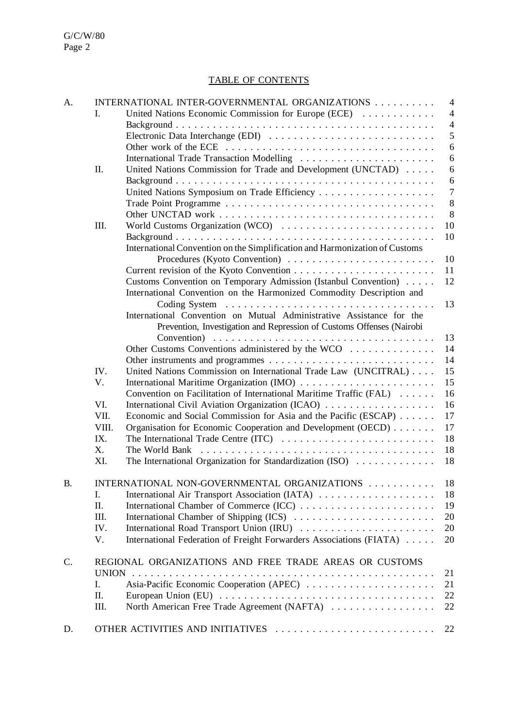## TABLE OF CONTENTS

| | | | |
|---|---|---|---|
| A. | INTERNATIONAL INTER-GOVERNMENTAL ORGANIZATIONS | | 4 |
| | I. | United Nations Economic Commission for Europe (ECE) | 4 |
| | | Background | 4 |
| | | Electronic Data Interchange (EDI) | 5 |
| | | Other work of the ECE | 6 |
| | | International Trade Transaction Modelling | 6 |
| | II. | United Nations Commission for Trade and Development (UNCTAD) | 6 |
| | | Background | 6 |
| | | United Nations Symposium on Trade Efficiency | 7 |
| | | Trade Point Programme | 8 |
| | | Other UNCTAD work | 8 |
| | III. | World Customs Organization (WCO) | 10 |
| | | Background | 10 |
| | | International Convention on the Simplification and Harmonization of Customs Procedures (Kyoto Convention) | 10 |
| | | Current revision of the Kyoto Convention | 11 |
| | | Customs Convention on Temporary Admission (Istanbul Convention) | 12 |
| | | International Convention on the Harmonized Commodity Description and Coding System | 13 |
| | | International Convention on Mutual Administrative Assistance for the Prevention, Investigation and Repression of Customs Offenses (Nairobi Convention) | 13 |
| | | Other Customs Conventions administered by the WCO | 14 |
| | | Other instruments and programmes | 14 |
| | IV. | United Nations Commission on International Trade Law (UNCITRAL) | 15 |
| | V. | International Maritime Organization (IMO) | 15 |
| | | Convention on Facilitation of International Maritime Traffic (FAL) | 16 |
| | VI. | International Civil Aviation Organization (ICAO) | 16 |
| | VII. | Economic and Social Commission for Asia and the Pacific (ESCAP) | 17 |
| | VIII. | Organisation for Economic Cooperation and Development (OECD) | 17 |
| | IX. | The International Trade Centre (ITC) | 18 |
| | X. | The World Bank | 18 |
| | XI. | The International Organization for Standardization (ISO) | 18 |
| B. | INTERNATIONAL NON-GOVERNMENTAL ORGANIZATIONS | | 18 |
| | I. | International Air Transport Association (IATA) | 18 |
| | II. | International Chamber of Commerce (ICC) | 19 |
| | III. | International Chamber of Shipping (ICS) | 20 |
| | IV. | International Road Transport Union (IRU) | 20 |
| | V. | International Federation of Freight Forwarders Associations (FIATA) | 20 |
| C. | REGIONAL ORGANIZATIONS AND FREE TRADE AREAS OR CUSTOMS UNION | | 21 |
| | I. | Asia-Pacific Economic Cooperation (APEC) | 21 |
| | II. | European Union (EU) | 22 |
| | III. | North American Free Trade Agreement (NAFTA) | 22 |
| D. | OTHER ACTIVITIES AND INITIATIVES | | 22 |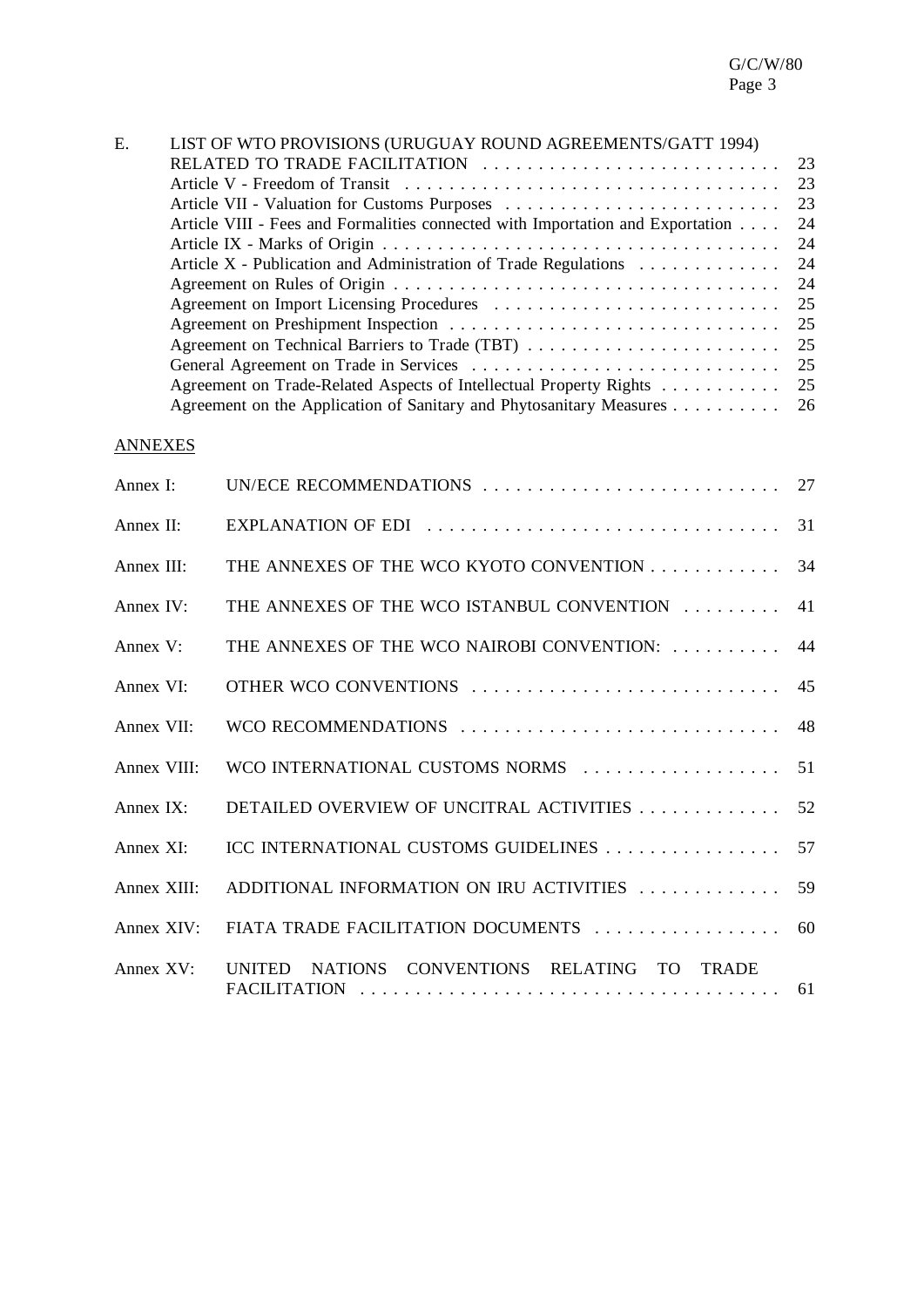E. LIST OF WTO PROVISIONS (URUGUAY ROUND AGREEMENTS/GATT 1994) RELATED TO TRADE FACILITATION . . . . . . . . . . . . . . . . . . . . . . . . . . 23

- Article V - Freedom of Transit . . . . . . . . . . . . . . . . . . . . . . . . . . . . . . . . . 23
- Article VII - Valuation for Customs Purposes . . . . . . . . . . . . . . . . . . . . . . . . 23
- Article VIII - Fees and Formalities connected with Importation and Exportation . . . . 24
- Article IX - Marks of Origin . . . . . . . . . . . . . . . . . . . . . . . . . . . . . . . . . . . 24
- Article X - Publication and Administration of Trade Regulations . . . . . . . . . . . . . 24
- Agreement on Rules of Origin . . . . . . . . . . . . . . . . . . . . . . . . . . . . . . . . . 24
- Agreement on Import Licensing Procedures . . . . . . . . . . . . . . . . . . . . . . . . 25
- Agreement on Preshipment Inspection . . . . . . . . . . . . . . . . . . . . . . . . . . . . 25
- Agreement on Technical Barriers to Trade (TBT) . . . . . . . . . . . . . . . . . . . . . . 25
- General Agreement on Trade in Services . . . . . . . . . . . . . . . . . . . . . . . . . . 25
- Agreement on Trade-Related Aspects of Intellectual Property Rights . . . . . . . . . . . 25
- Agreement on the Application of Sanitary and Phytosanitary Measures . . . . . . . . . . 26

ANNEXES

| | | |
|---|---|---|
| Annex I: | UN/ECE RECOMMENDATIONS | 27 |
| Annex II: | EXPLANATION OF EDI | 31 |
| Annex III: | THE ANNEXES OF THE WCO KYOTO CONVENTION | 34 |
| Annex IV: | THE ANNEXES OF THE WCO ISTANBUL CONVENTION | 41 |
| Annex V: | THE ANNEXES OF THE WCO NAIROBI CONVENTION: | 44 |
| Annex VI: | OTHER WCO CONVENTIONS | 45 |
| Annex VII: | WCO RECOMMENDATIONS | 48 |
| Annex VIII: | WCO INTERNATIONAL CUSTOMS NORMS | 51 |
| Annex IX: | DETAILED OVERVIEW OF UNCITRAL ACTIVITIES | 52 |
| Annex XI: | ICC INTERNATIONAL CUSTOMS GUIDELINES | 57 |
| Annex XIII: | ADDITIONAL INFORMATION ON IRU ACTIVITIES | 59 |
| Annex XIV: | FIATA TRADE FACILITATION DOCUMENTS | 60 |
| Annex XV: | UNITED NATIONS CONVENTIONS RELATING TO TRADE FACILITATION | 61 |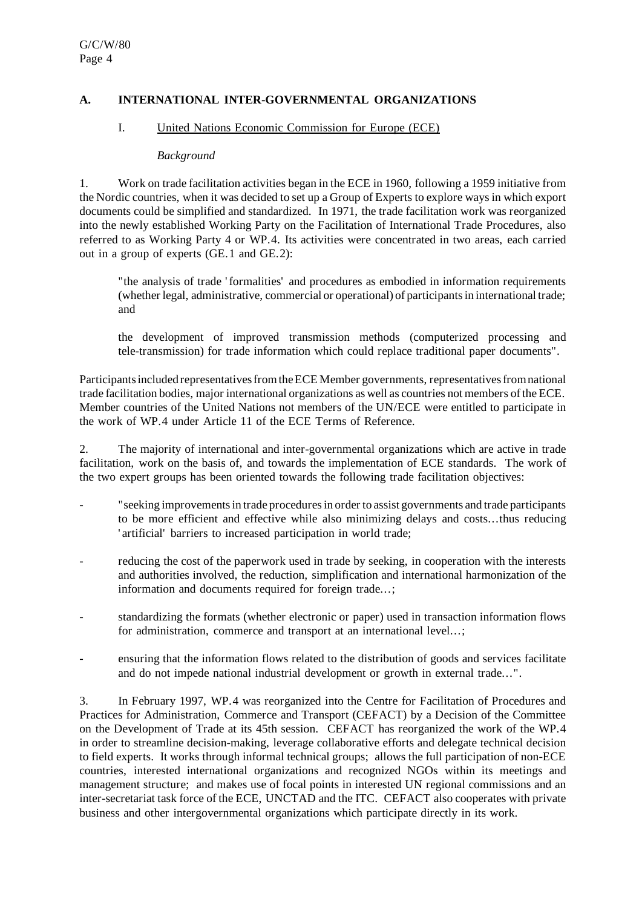## A. INTERNATIONAL INTER-GOVERNMENTAL ORGANIZATIONS

### I. United Nations Economic Commission for Europe (ECE)

*Background*

1. Work on trade facilitation activities began in the ECE in 1960, following a 1959 initiative from the Nordic countries, when it was decided to set up a Group of Experts to explore ways in which export documents could be simplified and standardized. In 1971, the trade facilitation work was reorganized into the newly established Working Party on the Facilitation of International Trade Procedures, also referred to as Working Party 4 or WP.4. Its activities were concentrated in two areas, each carried out in a group of experts (GE.1 and GE.2):

> "the analysis of trade 'formalities' and procedures as embodied in information requirements (whether legal, administrative, commercial or operational) of participants in international trade; and
>
> the development of improved transmission methods (computerized processing and tele-transmission) for trade information which could replace traditional paper documents".

Participants included representatives from the ECE Member governments, representatives from national trade facilitation bodies, major international organizations as well as countries not members of the ECE. Member countries of the United Nations not members of the UN/ECE were entitled to participate in the work of WP.4 under Article 11 of the ECE Terms of Reference.

2. The majority of international and inter-governmental organizations which are active in trade facilitation, work on the basis of, and towards the implementation of ECE standards. The work of the two expert groups has been oriented towards the following trade facilitation objectives:

- "seeking improvements in trade procedures in order to assist governments and trade participants to be more efficient and effective while also minimizing delays and costs…thus reducing 'artificial' barriers to increased participation in world trade;
- reducing the cost of the paperwork used in trade by seeking, in cooperation with the interests and authorities involved, the reduction, simplification and international harmonization of the information and documents required for foreign trade…;
- standardizing the formats (whether electronic or paper) used in transaction information flows for administration, commerce and transport at an international level…;
- ensuring that the information flows related to the distribution of goods and services facilitate and do not impede national industrial development or growth in external trade…".

3. In February 1997, WP.4 was reorganized into the Centre for Facilitation of Procedures and Practices for Administration, Commerce and Transport (CEFACT) by a Decision of the Committee on the Development of Trade at its 45th session. CEFACT has reorganized the work of the WP.4 in order to streamline decision-making, leverage collaborative efforts and delegate technical decision to field experts. It works through informal technical groups; allows the full participation of non-ECE countries, interested international organizations and recognized NGOs within its meetings and management structure; and makes use of focal points in interested UN regional commissions and an inter-secretariat task force of the ECE, UNCTAD and the ITC. CEFACT also cooperates with private business and other intergovernmental organizations which participate directly in its work.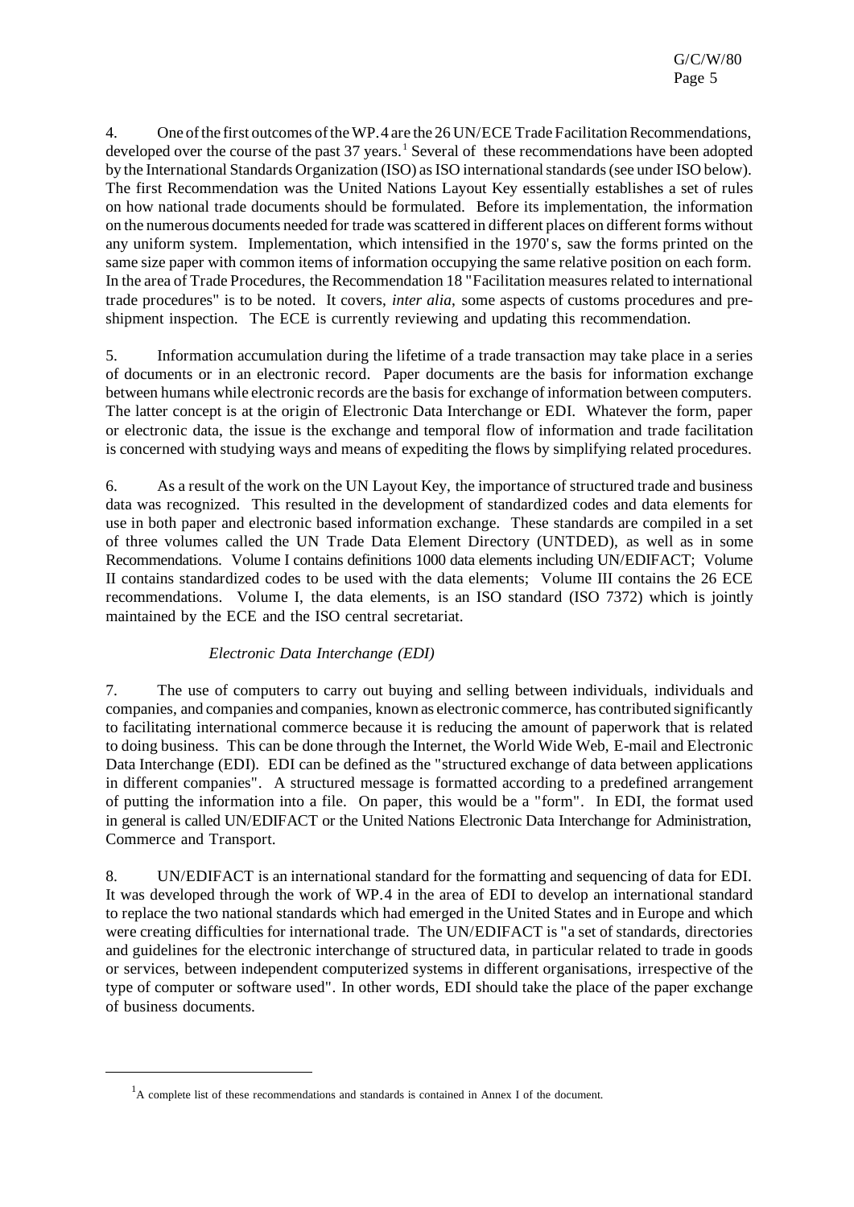4. One of the first outcomes of the WP.4 are the 26 UN/ECE Trade Facilitation Recommendations, developed over the course of the past 37 years.[1] Several of these recommendations have been adopted by the International Standards Organization (ISO) as ISO international standards (see under ISO below). The first Recommendation was the United Nations Layout Key essentially establishes a set of rules on how national trade documents should be formulated. Before its implementation, the information on the numerous documents needed for trade was scattered in different places on different forms without any uniform system. Implementation, which intensified in the 1970's, saw the forms printed on the same size paper with common items of information occupying the same relative position on each form. In the area of Trade Procedures, the Recommendation 18 "Facilitation measures related to international trade procedures" is to be noted. It covers, *inter alia*, some aspects of customs procedures and pre-shipment inspection. The ECE is currently reviewing and updating this recommendation.

5. Information accumulation during the lifetime of a trade transaction may take place in a series of documents or in an electronic record. Paper documents are the basis for information exchange between humans while electronic records are the basis for exchange of information between computers. The latter concept is at the origin of Electronic Data Interchange or EDI. Whatever the form, paper or electronic data, the issue is the exchange and temporal flow of information and trade facilitation is concerned with studying ways and means of expediting the flows by simplifying related procedures.

6. As a result of the work on the UN Layout Key, the importance of structured trade and business data was recognized. This resulted in the development of standardized codes and data elements for use in both paper and electronic based information exchange. These standards are compiled in a set of three volumes called the UN Trade Data Element Directory (UNTDED), as well as in some Recommendations. Volume I contains definitions 1000 data elements including UN/EDIFACT; Volume II contains standardized codes to be used with the data elements; Volume III contains the 26 ECE recommendations. Volume I, the data elements, is an ISO standard (ISO 7372) which is jointly maintained by the ECE and the ISO central secretariat.

*Electronic Data Interchange (EDI)*

7. The use of computers to carry out buying and selling between individuals, individuals and companies, and companies and companies, known as electronic commerce, has contributed significantly to facilitating international commerce because it is reducing the amount of paperwork that is related to doing business. This can be done through the Internet, the World Wide Web, E-mail and Electronic Data Interchange (EDI). EDI can be defined as the "structured exchange of data between applications in different companies". A structured message is formatted according to a predefined arrangement of putting the information into a file. On paper, this would be a "form". In EDI, the format used in general is called UN/EDIFACT or the United Nations Electronic Data Interchange for Administration, Commerce and Transport.

8. UN/EDIFACT is an international standard for the formatting and sequencing of data for EDI. It was developed through the work of WP.4 in the area of EDI to develop an international standard to replace the two national standards which had emerged in the United States and in Europe and which were creating difficulties for international trade. The UN/EDIFACT is "a set of standards, directories and guidelines for the electronic interchange of structured data, in particular related to trade in goods or services, between independent computerized systems in different organisations, irrespective of the type of computer or software used". In other words, EDI should take the place of the paper exchange of business documents.

---

[1] A complete list of these recommendations and standards is contained in Annex I of the document.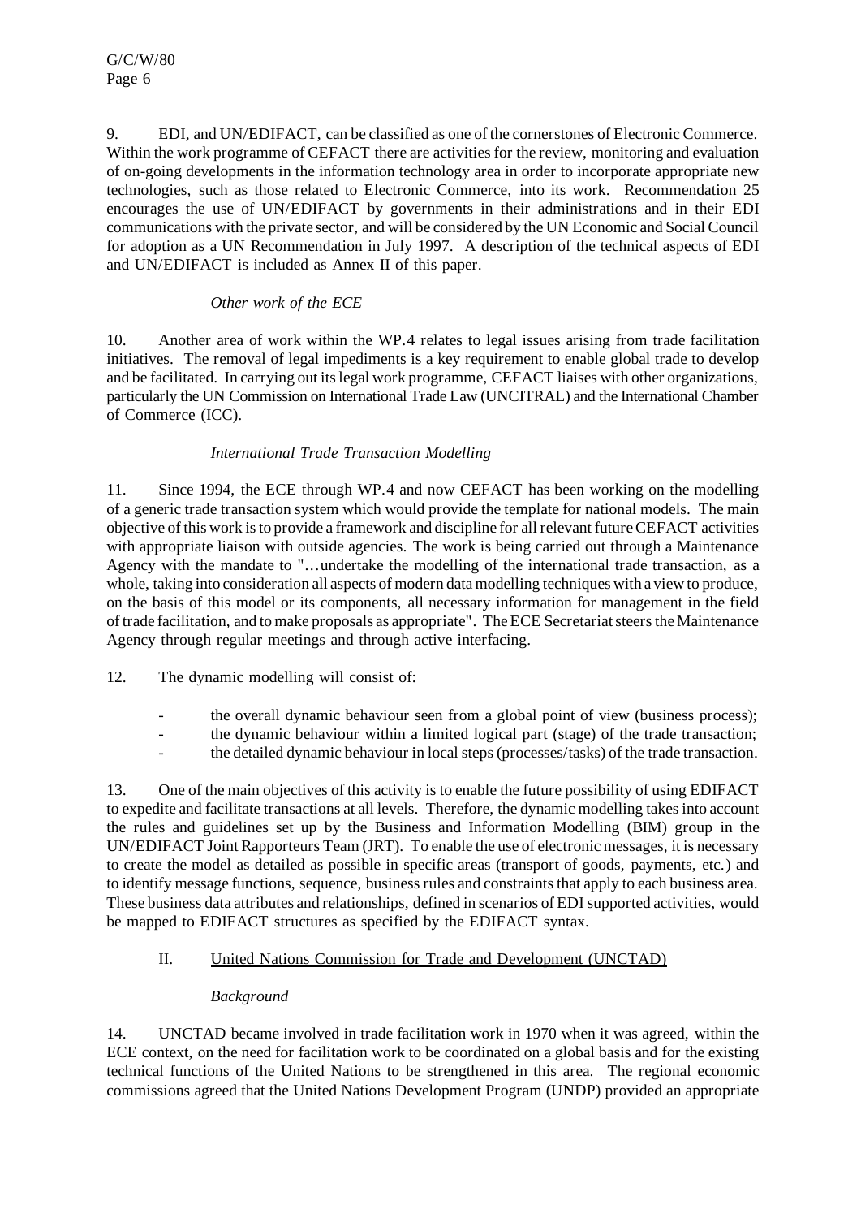9. EDI, and UN/EDIFACT, can be classified as one of the cornerstones of Electronic Commerce. Within the work programme of CEFACT there are activities for the review, monitoring and evaluation of on-going developments in the information technology area in order to incorporate appropriate new technologies, such as those related to Electronic Commerce, into its work. Recommendation 25 encourages the use of UN/EDIFACT by governments in their administrations and in their EDI communications with the private sector, and will be considered by the UN Economic and Social Council for adoption as a UN Recommendation in July 1997. A description of the technical aspects of EDI and UN/EDIFACT is included as Annex II of this paper.

*Other work of the ECE*

10. Another area of work within the WP.4 relates to legal issues arising from trade facilitation initiatives. The removal of legal impediments is a key requirement to enable global trade to develop and be facilitated. In carrying out its legal work programme, CEFACT liaises with other organizations, particularly the UN Commission on International Trade Law (UNCITRAL) and the International Chamber of Commerce (ICC).

*International Trade Transaction Modelling*

11. Since 1994, the ECE through WP.4 and now CEFACT has been working on the modelling of a generic trade transaction system which would provide the template for national models. The main objective of this work is to provide a framework and discipline for all relevant future CEFACT activities with appropriate liaison with outside agencies. The work is being carried out through a Maintenance Agency with the mandate to "…undertake the modelling of the international trade transaction, as a whole, taking into consideration all aspects of modern data modelling techniques with a view to produce, on the basis of this model or its components, all necessary information for management in the field of trade facilitation, and to make proposals as appropriate". The ECE Secretariat steers the Maintenance Agency through regular meetings and through active interfacing.

12. The dynamic modelling will consist of:

- the overall dynamic behaviour seen from a global point of view (business process);
- the dynamic behaviour within a limited logical part (stage) of the trade transaction;
- the detailed dynamic behaviour in local steps (processes/tasks) of the trade transaction.

13. One of the main objectives of this activity is to enable the future possibility of using EDIFACT to expedite and facilitate transactions at all levels. Therefore, the dynamic modelling takes into account the rules and guidelines set up by the Business and Information Modelling (BIM) group in the UN/EDIFACT Joint Rapporteurs Team (JRT). To enable the use of electronic messages, it is necessary to create the model as detailed as possible in specific areas (transport of goods, payments, etc.) and to identify message functions, sequence, business rules and constraints that apply to each business area. These business data attributes and relationships, defined in scenarios of EDI supported activities, would be mapped to EDIFACT structures as specified by the EDIFACT syntax.

## II. United Nations Commission for Trade and Development (UNCTAD)

*Background*

14. UNCTAD became involved in trade facilitation work in 1970 when it was agreed, within the ECE context, on the need for facilitation work to be coordinated on a global basis and for the existing technical functions of the United Nations to be strengthened in this area. The regional economic commissions agreed that the United Nations Development Program (UNDP) provided an appropriate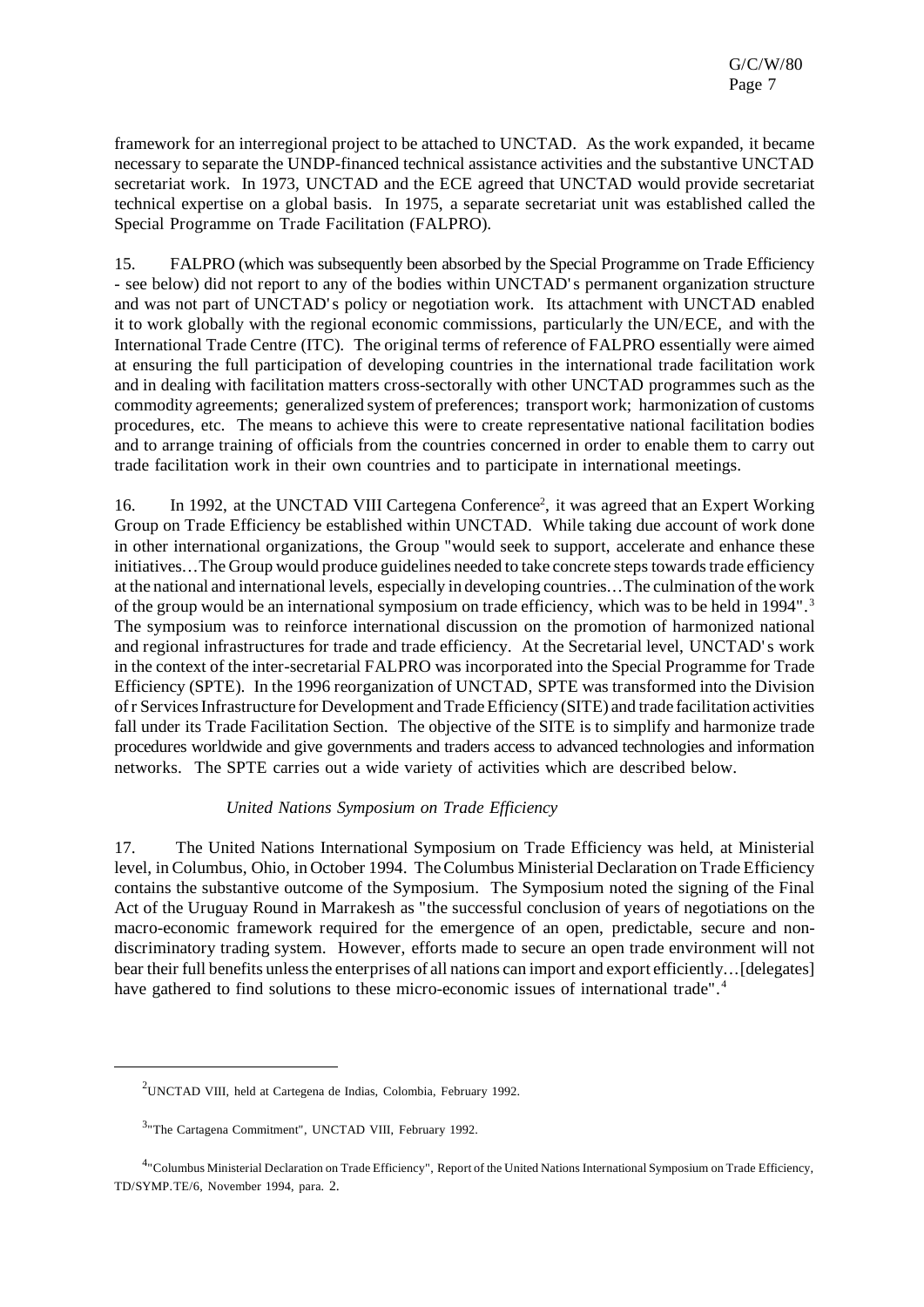framework for an interregional project to be attached to UNCTAD. As the work expanded, it became necessary to separate the UNDP-financed technical assistance activities and the substantive UNCTAD secretariat work. In 1973, UNCTAD and the ECE agreed that UNCTAD would provide secretariat technical expertise on a global basis. In 1975, a separate secretariat unit was established called the Special Programme on Trade Facilitation (FALPRO).

15. FALPRO (which was subsequently been absorbed by the Special Programme on Trade Efficiency - see below) did not report to any of the bodies within UNCTAD's permanent organization structure and was not part of UNCTAD's policy or negotiation work. Its attachment with UNCTAD enabled it to work globally with the regional economic commissions, particularly the UN/ECE, and with the International Trade Centre (ITC). The original terms of reference of FALPRO essentially were aimed at ensuring the full participation of developing countries in the international trade facilitation work and in dealing with facilitation matters cross-sectorally with other UNCTAD programmes such as the commodity agreements; generalized system of preferences; transport work; harmonization of customs procedures, etc. The means to achieve this were to create representative national facilitation bodies and to arrange training of officials from the countries concerned in order to enable them to carry out trade facilitation work in their own countries and to participate in international meetings.

16. In 1992, at the UNCTAD VIII Cartegena Conference[2], it was agreed that an Expert Working Group on Trade Efficiency be established within UNCTAD. While taking due account of work done in other international organizations, the Group "would seek to support, accelerate and enhance these initiatives…The Group would produce guidelines needed to take concrete steps towards trade efficiency at the national and international levels, especially in developing countries…The culmination of the work of the group would be an international symposium on trade efficiency, which was to be held in 1994".[3] The symposium was to reinforce international discussion on the promotion of harmonized national and regional infrastructures for trade and trade efficiency. At the Secretarial level, UNCTAD's work in the context of the inter-secretarial FALPRO was incorporated into the Special Programme for Trade Efficiency (SPTE). In the 1996 reorganization of UNCTAD, SPTE was transformed into the Division of r Services Infrastructure for Development and Trade Efficiency (SITE) and trade facilitation activities fall under its Trade Facilitation Section. The objective of the SITE is to simplify and harmonize trade procedures worldwide and give governments and traders access to advanced technologies and information networks. The SPTE carries out a wide variety of activities which are described below.

*United Nations Symposium on Trade Efficiency*

17. The United Nations International Symposium on Trade Efficiency was held, at Ministerial level, in Columbus, Ohio, in October 1994. The Columbus Ministerial Declaration on Trade Efficiency contains the substantive outcome of the Symposium. The Symposium noted the signing of the Final Act of the Uruguay Round in Marrakesh as "the successful conclusion of years of negotiations on the macro-economic framework required for the emergence of an open, predictable, secure and non-discriminatory trading system. However, efforts made to secure an open trade environment will not bear their full benefits unless the enterprises of all nations can import and export efficiently…[delegates] have gathered to find solutions to these micro-economic issues of international trade".[4]

---

[2] UNCTAD VIII, held at Cartegena de Indias, Colombia, February 1992.

[3] "The Cartagena Commitment", UNCTAD VIII, February 1992.

[4] "Columbus Ministerial Declaration on Trade Efficiency", Report of the United Nations International Symposium on Trade Efficiency, TD/SYMP.TE/6, November 1994, para. 2.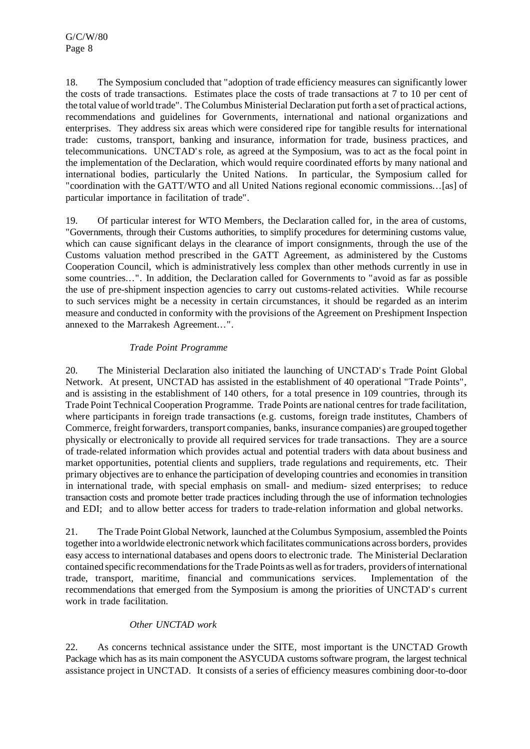18. The Symposium concluded that "adoption of trade efficiency measures can significantly lower the costs of trade transactions. Estimates place the costs of trade transactions at 7 to 10 per cent of the total value of world trade". The Columbus Ministerial Declaration put forth a set of practical actions, recommendations and guidelines for Governments, international and national organizations and enterprises. They address six areas which were considered ripe for tangible results for international trade: customs, transport, banking and insurance, information for trade, business practices, and telecommunications. UNCTAD's role, as agreed at the Symposium, was to act as the focal point in the implementation of the Declaration, which would require coordinated efforts by many national and international bodies, particularly the United Nations. In particular, the Symposium called for "coordination with the GATT/WTO and all United Nations regional economic commissions…[as] of particular importance in facilitation of trade".

19. Of particular interest for WTO Members, the Declaration called for, in the area of customs, "Governments, through their Customs authorities, to simplify procedures for determining customs value, which can cause significant delays in the clearance of import consignments, through the use of the Customs valuation method prescribed in the GATT Agreement, as administered by the Customs Cooperation Council, which is administratively less complex than other methods currently in use in some countries…". In addition, the Declaration called for Governments to "avoid as far as possible the use of pre-shipment inspection agencies to carry out customs-related activities. While recourse to such services might be a necessity in certain circumstances, it should be regarded as an interim measure and conducted in conformity with the provisions of the Agreement on Preshipment Inspection annexed to the Marrakesh Agreement…".

*Trade Point Programme*

20. The Ministerial Declaration also initiated the launching of UNCTAD's Trade Point Global Network. At present, UNCTAD has assisted in the establishment of 40 operational "Trade Points", and is assisting in the establishment of 140 others, for a total presence in 109 countries, through its Trade Point Technical Cooperation Programme. Trade Points are national centres for trade facilitation, where participants in foreign trade transactions (e.g. customs, foreign trade institutes, Chambers of Commerce, freight forwarders, transport companies, banks, insurance companies) are grouped together physically or electronically to provide all required services for trade transactions. They are a source of trade-related information which provides actual and potential traders with data about business and market opportunities, potential clients and suppliers, trade regulations and requirements, etc. Their primary objectives are to enhance the participation of developing countries and economies in transition in international trade, with special emphasis on small- and medium- sized enterprises; to reduce transaction costs and promote better trade practices including through the use of information technologies and EDI; and to allow better access for traders to trade-relation information and global networks.

21. The Trade Point Global Network, launched at the Columbus Symposium, assembled the Points together into a worldwide electronic network which facilitates communications across borders, provides easy access to international databases and opens doors to electronic trade. The Ministerial Declaration contained specific recommendations for the Trade Points as well as for traders, providers of international trade, transport, maritime, financial and communications services. Implementation of the recommendations that emerged from the Symposium is among the priorities of UNCTAD's current work in trade facilitation.

*Other UNCTAD work*

22. As concerns technical assistance under the SITE, most important is the UNCTAD Growth Package which has as its main component the ASYCUDA customs software program, the largest technical assistance project in UNCTAD. It consists of a series of efficiency measures combining door-to-door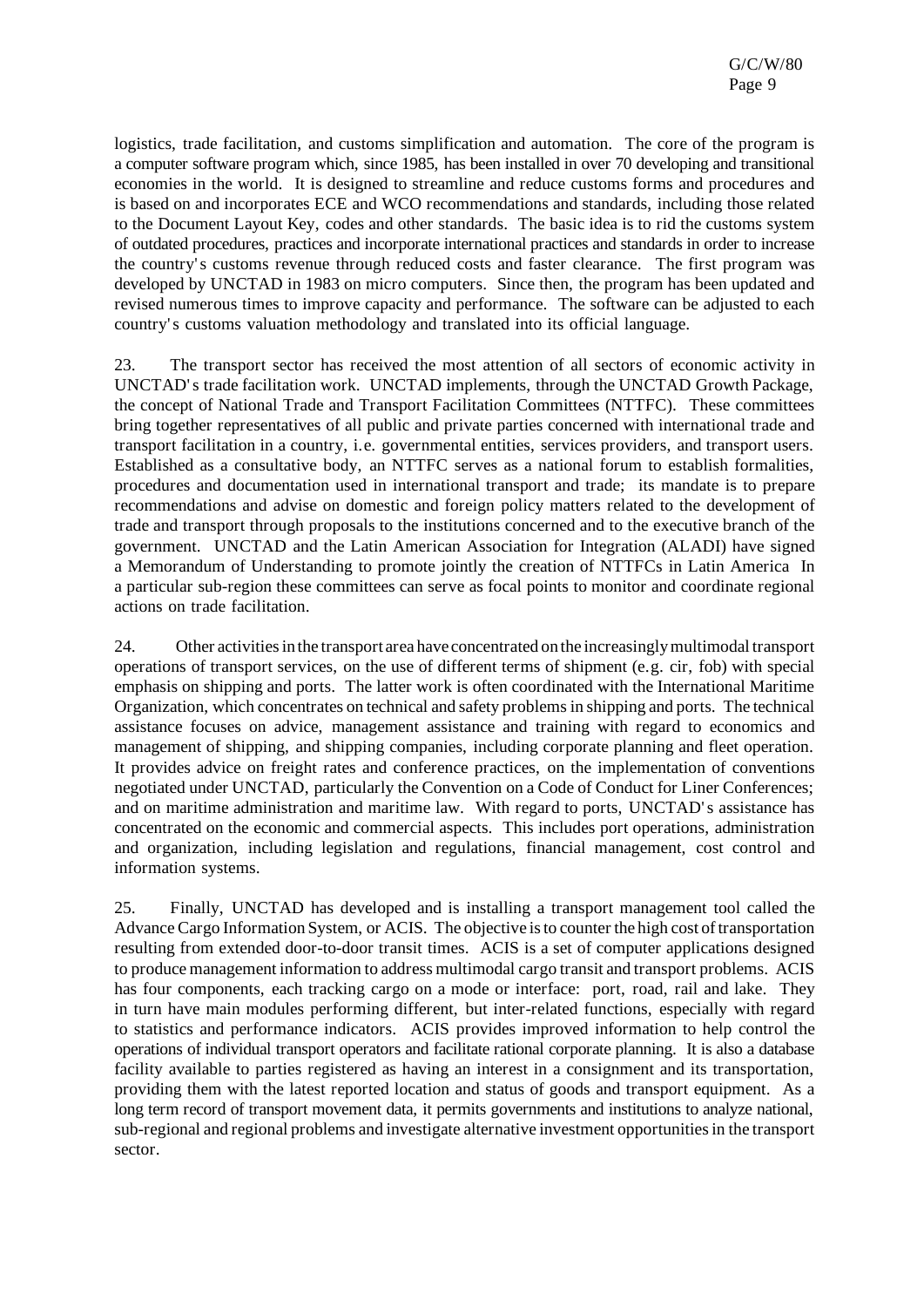logistics, trade facilitation, and customs simplification and automation. The core of the program is a computer software program which, since 1985, has been installed in over 70 developing and transitional economies in the world. It is designed to streamline and reduce customs forms and procedures and is based on and incorporates ECE and WCO recommendations and standards, including those related to the Document Layout Key, codes and other standards. The basic idea is to rid the customs system of outdated procedures, practices and incorporate international practices and standards in order to increase the country's customs revenue through reduced costs and faster clearance. The first program was developed by UNCTAD in 1983 on micro computers. Since then, the program has been updated and revised numerous times to improve capacity and performance. The software can be adjusted to each country's customs valuation methodology and translated into its official language.

23. The transport sector has received the most attention of all sectors of economic activity in UNCTAD's trade facilitation work. UNCTAD implements, through the UNCTAD Growth Package, the concept of National Trade and Transport Facilitation Committees (NTTFC). These committees bring together representatives of all public and private parties concerned with international trade and transport facilitation in a country, i.e. governmental entities, services providers, and transport users. Established as a consultative body, an NTTFC serves as a national forum to establish formalities, procedures and documentation used in international transport and trade; its mandate is to prepare recommendations and advise on domestic and foreign policy matters related to the development of trade and transport through proposals to the institutions concerned and to the executive branch of the government. UNCTAD and the Latin American Association for Integration (ALADI) have signed a Memorandum of Understanding to promote jointly the creation of NTTFCs in Latin America In a particular sub-region these committees can serve as focal points to monitor and coordinate regional actions on trade facilitation.

24. Other activities in the transport area have concentrated on the increasingly multimodal transport operations of transport services, on the use of different terms of shipment (e.g. cir, fob) with special emphasis on shipping and ports. The latter work is often coordinated with the International Maritime Organization, which concentrates on technical and safety problems in shipping and ports. The technical assistance focuses on advice, management assistance and training with regard to economics and management of shipping, and shipping companies, including corporate planning and fleet operation. It provides advice on freight rates and conference practices, on the implementation of conventions negotiated under UNCTAD, particularly the Convention on a Code of Conduct for Liner Conferences; and on maritime administration and maritime law. With regard to ports, UNCTAD's assistance has concentrated on the economic and commercial aspects. This includes port operations, administration and organization, including legislation and regulations, financial management, cost control and information systems.

25. Finally, UNCTAD has developed and is installing a transport management tool called the Advance Cargo Information System, or ACIS. The objective is to counter the high cost of transportation resulting from extended door-to-door transit times. ACIS is a set of computer applications designed to produce management information to address multimodal cargo transit and transport problems. ACIS has four components, each tracking cargo on a mode or interface: port, road, rail and lake. They in turn have main modules performing different, but inter-related functions, especially with regard to statistics and performance indicators. ACIS provides improved information to help control the operations of individual transport operators and facilitate rational corporate planning. It is also a database facility available to parties registered as having an interest in a consignment and its transportation, providing them with the latest reported location and status of goods and transport equipment. As a long term record of transport movement data, it permits governments and institutions to analyze national, sub-regional and regional problems and investigate alternative investment opportunities in the transport sector.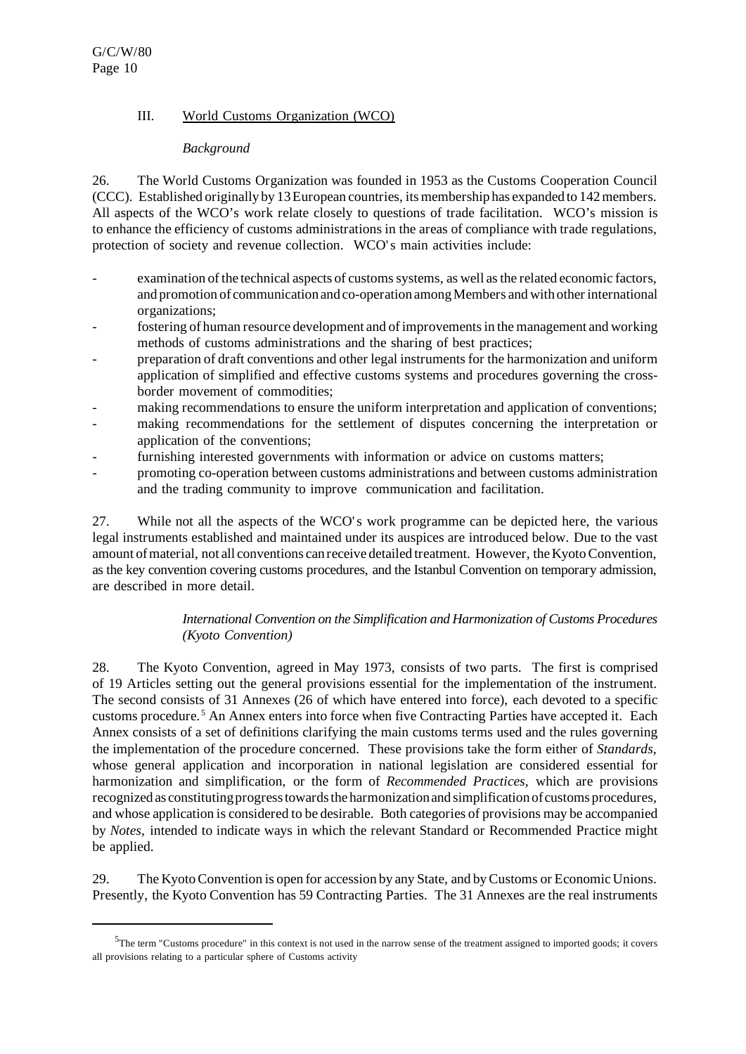## III. World Customs Organization (WCO)

*Background*

26. The World Customs Organization was founded in 1953 as the Customs Cooperation Council (CCC). Established originally by 13 European countries, its membership has expanded to 142 members. All aspects of the WCO's work relate closely to questions of trade facilitation. WCO's mission is to enhance the efficiency of customs administrations in the areas of compliance with trade regulations, protection of society and revenue collection. WCO's main activities include:

- examination of the technical aspects of customs systems, as well as the related economic factors, and promotion of communication and co-operation among Members and with other international organizations;
- fostering of human resource development and of improvements in the management and working methods of customs administrations and the sharing of best practices;
- preparation of draft conventions and other legal instruments for the harmonization and uniform application of simplified and effective customs systems and procedures governing the cross-border movement of commodities;
- making recommendations to ensure the uniform interpretation and application of conventions;
- making recommendations for the settlement of disputes concerning the interpretation or application of the conventions;
- furnishing interested governments with information or advice on customs matters;
- promoting co-operation between customs administrations and between customs administration and the trading community to improve communication and facilitation.

27. While not all the aspects of the WCO's work programme can be depicted here, the various legal instruments established and maintained under its auspices are introduced below. Due to the vast amount of material, not all conventions can receive detailed treatment. However, the Kyoto Convention, as the key convention covering customs procedures, and the Istanbul Convention on temporary admission, are described in more detail.

*International Convention on the Simplification and Harmonization of Customs Procedures (Kyoto Convention)*

28. The Kyoto Convention, agreed in May 1973, consists of two parts. The first is comprised of 19 Articles setting out the general provisions essential for the implementation of the instrument. The second consists of 31 Annexes (26 of which have entered into force), each devoted to a specific customs procedure.[5] An Annex enters into force when five Contracting Parties have accepted it. Each Annex consists of a set of definitions clarifying the main customs terms used and the rules governing the implementation of the procedure concerned. These provisions take the form either of *Standards*, whose general application and incorporation in national legislation are considered essential for harmonization and simplification, or the form of *Recommended Practices*, which are provisions recognized as constituting progress towards the harmonization and simplification of customs procedures, and whose application is considered to be desirable. Both categories of provisions may be accompanied by *Notes*, intended to indicate ways in which the relevant Standard or Recommended Practice might be applied.

29. The Kyoto Convention is open for accession by any State, and by Customs or Economic Unions. Presently, the Kyoto Convention has 59 Contracting Parties. The 31 Annexes are the real instruments

[5] The term "Customs procedure" in this context is not used in the narrow sense of the treatment assigned to imported goods; it covers all provisions relating to a particular sphere of Customs activity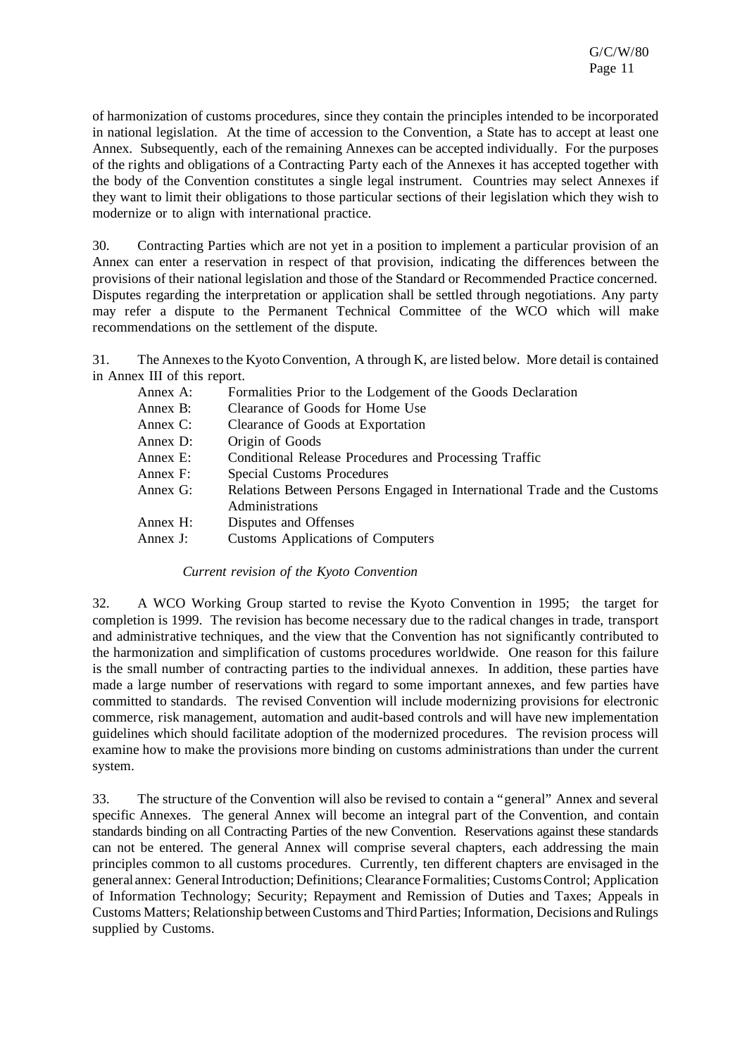of harmonization of customs procedures, since they contain the principles intended to be incorporated in national legislation. At the time of accession to the Convention, a State has to accept at least one Annex. Subsequently, each of the remaining Annexes can be accepted individually. For the purposes of the rights and obligations of a Contracting Party each of the Annexes it has accepted together with the body of the Convention constitutes a single legal instrument. Countries may select Annexes if they want to limit their obligations to those particular sections of their legislation which they wish to modernize or to align with international practice.

30. Contracting Parties which are not yet in a position to implement a particular provision of an Annex can enter a reservation in respect of that provision, indicating the differences between the provisions of their national legislation and those of the Standard or Recommended Practice concerned. Disputes regarding the interpretation or application shall be settled through negotiations. Any party may refer a dispute to the Permanent Technical Committee of the WCO which will make recommendations on the settlement of the dispute.

31. The Annexes to the Kyoto Convention, A through K, are listed below. More detail is contained in Annex III of this report.

- Annex A: Formalities Prior to the Lodgement of the Goods Declaration
- Annex B: Clearance of Goods for Home Use
- Annex C: Clearance of Goods at Exportation
- Annex D: Origin of Goods
- Annex E: Conditional Release Procedures and Processing Traffic
- Annex F: Special Customs Procedures
- Annex G: Relations Between Persons Engaged in International Trade and the Customs Administrations
- Annex H: Disputes and Offenses
- Annex J: Customs Applications of Computers

*Current revision of the Kyoto Convention*

32. A WCO Working Group started to revise the Kyoto Convention in 1995; the target for completion is 1999. The revision has become necessary due to the radical changes in trade, transport and administrative techniques, and the view that the Convention has not significantly contributed to the harmonization and simplification of customs procedures worldwide. One reason for this failure is the small number of contracting parties to the individual annexes. In addition, these parties have made a large number of reservations with regard to some important annexes, and few parties have committed to standards. The revised Convention will include modernizing provisions for electronic commerce, risk management, automation and audit-based controls and will have new implementation guidelines which should facilitate adoption of the modernized procedures. The revision process will examine how to make the provisions more binding on customs administrations than under the current system.

33. The structure of the Convention will also be revised to contain a "general" Annex and several specific Annexes. The general Annex will become an integral part of the Convention, and contain standards binding on all Contracting Parties of the new Convention. Reservations against these standards can not be entered. The general Annex will comprise several chapters, each addressing the main principles common to all customs procedures. Currently, ten different chapters are envisaged in the general annex: General Introduction; Definitions; Clearance Formalities; Customs Control; Application of Information Technology; Security; Repayment and Remission of Duties and Taxes; Appeals in Customs Matters; Relationship between Customs and Third Parties; Information, Decisions and Rulings supplied by Customs.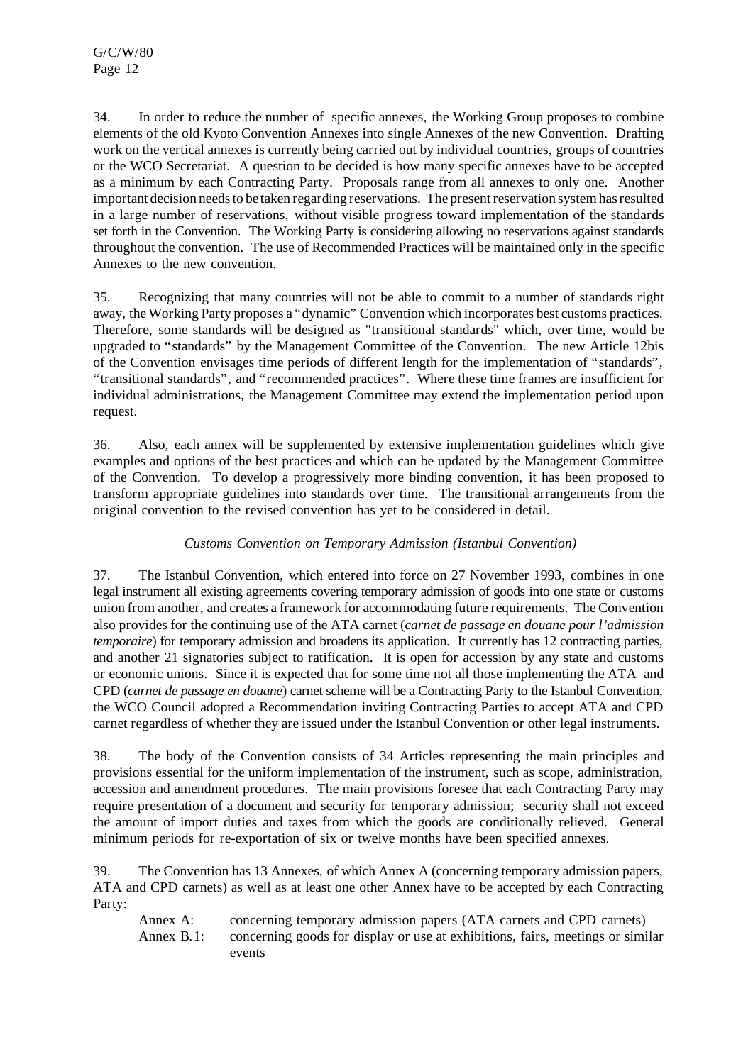34. In order to reduce the number of specific annexes, the Working Group proposes to combine elements of the old Kyoto Convention Annexes into single Annexes of the new Convention. Drafting work on the vertical annexes is currently being carried out by individual countries, groups of countries or the WCO Secretariat. A question to be decided is how many specific annexes have to be accepted as a minimum by each Contracting Party. Proposals range from all annexes to only one. Another important decision needs to be taken regarding reservations. The present reservation system has resulted in a large number of reservations, without visible progress toward implementation of the standards set forth in the Convention. The Working Party is considering allowing no reservations against standards throughout the convention. The use of Recommended Practices will be maintained only in the specific Annexes to the new convention.

35. Recognizing that many countries will not be able to commit to a number of standards right away, the Working Party proposes a "dynamic" Convention which incorporates best customs practices. Therefore, some standards will be designed as "transitional standards" which, over time, would be upgraded to "standards" by the Management Committee of the Convention. The new Article 12bis of the Convention envisages time periods of different length for the implementation of "standards", "transitional standards", and "recommended practices". Where these time frames are insufficient for individual administrations, the Management Committee may extend the implementation period upon request.

36. Also, each annex will be supplemented by extensive implementation guidelines which give examples and options of the best practices and which can be updated by the Management Committee of the Convention. To develop a progressively more binding convention, it has been proposed to transform appropriate guidelines into standards over time. The transitional arrangements from the original convention to the revised convention has yet to be considered in detail.

*Customs Convention on Temporary Admission (Istanbul Convention)*

37. The Istanbul Convention, which entered into force on 27 November 1993, combines in one legal instrument all existing agreements covering temporary admission of goods into one state or customs union from another, and creates a framework for accommodating future requirements. The Convention also provides for the continuing use of the ATA carnet (*carnet de passage en douane pour l'admission temporaire*) for temporary admission and broadens its application. It currently has 12 contracting parties, and another 21 signatories subject to ratification. It is open for accession by any state and customs or economic unions. Since it is expected that for some time not all those implementing the ATA and CPD (*carnet de passage en douane*) carnet scheme will be a Contracting Party to the Istanbul Convention, the WCO Council adopted a Recommendation inviting Contracting Parties to accept ATA and CPD carnet regardless of whether they are issued under the Istanbul Convention or other legal instruments.

38. The body of the Convention consists of 34 Articles representing the main principles and provisions essential for the uniform implementation of the instrument, such as scope, administration, accession and amendment procedures. The main provisions foresee that each Contracting Party may require presentation of a document and security for temporary admission; security shall not exceed the amount of import duties and taxes from which the goods are conditionally relieved. General minimum periods for re-exportation of six or twelve months have been specified annexes.

39. The Convention has 13 Annexes, of which Annex A (concerning temporary admission papers, ATA and CPD carnets) as well as at least one other Annex have to be accepted by each Contracting Party:

Annex A: concerning temporary admission papers (ATA carnets and CPD carnets)
Annex B.1: concerning goods for display or use at exhibitions, fairs, meetings or similar events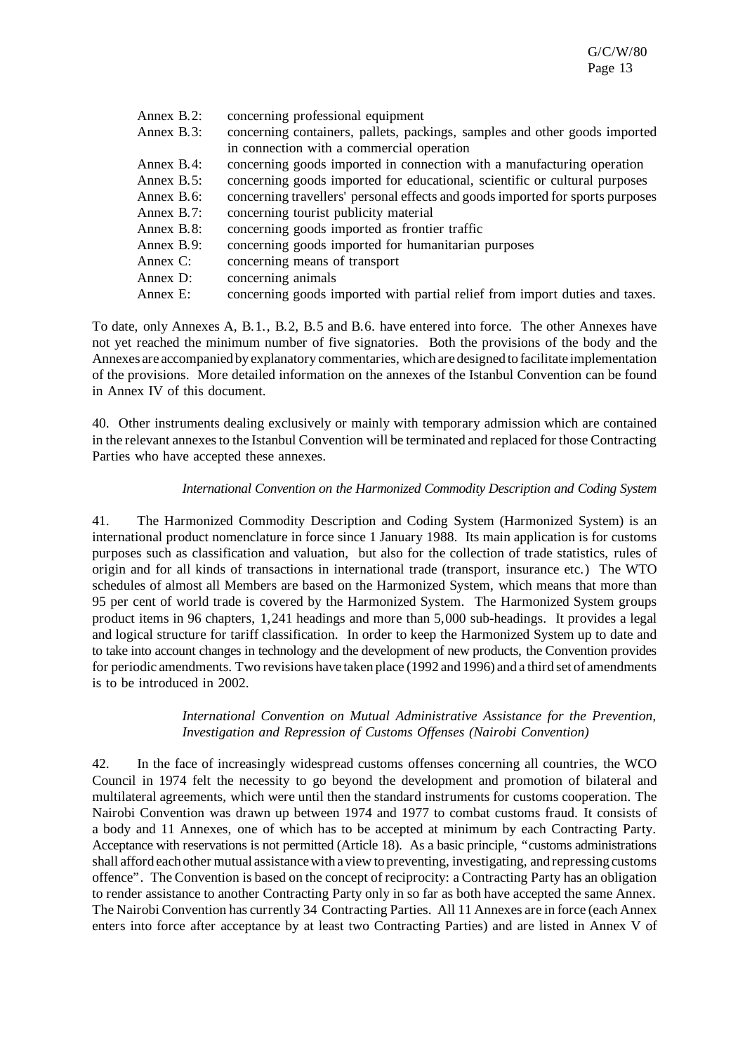| | |
|---|---|
| Annex B.2: | concerning professional equipment |
| Annex B.3: | concerning containers, pallets, packings, samples and other goods imported in connection with a commercial operation |
| Annex B.4: | concerning goods imported in connection with a manufacturing operation |
| Annex B.5: | concerning goods imported for educational, scientific or cultural purposes |
| Annex B.6: | concerning travellers' personal effects and goods imported for sports purposes |
| Annex B.7: | concerning tourist publicity material |
| Annex B.8: | concerning goods imported as frontier traffic |
| Annex B.9: | concerning goods imported for humanitarian purposes |
| Annex C: | concerning means of transport |
| Annex D: | concerning animals |
| Annex E: | concerning goods imported with partial relief from import duties and taxes. |

To date, only Annexes A, B.1., B.2, B.5 and B.6. have entered into force. The other Annexes have not yet reached the minimum number of five signatories. Both the provisions of the body and the Annexes are accompanied by explanatory commentaries, which are designed to facilitate implementation of the provisions. More detailed information on the annexes of the Istanbul Convention can be found in Annex IV of this document.

40. Other instruments dealing exclusively or mainly with temporary admission which are contained in the relevant annexes to the Istanbul Convention will be terminated and replaced for those Contracting Parties who have accepted these annexes.

*International Convention on the Harmonized Commodity Description and Coding System*

41. The Harmonized Commodity Description and Coding System (Harmonized System) is an international product nomenclature in force since 1 January 1988. Its main application is for customs purposes such as classification and valuation, but also for the collection of trade statistics, rules of origin and for all kinds of transactions in international trade (transport, insurance etc.) The WTO schedules of almost all Members are based on the Harmonized System, which means that more than 95 per cent of world trade is covered by the Harmonized System. The Harmonized System groups product items in 96 chapters, 1,241 headings and more than 5,000 sub-headings. It provides a legal and logical structure for tariff classification. In order to keep the Harmonized System up to date and to take into account changes in technology and the development of new products, the Convention provides for periodic amendments. Two revisions have taken place (1992 and 1996) and a third set of amendments is to be introduced in 2002.

*International Convention on Mutual Administrative Assistance for the Prevention, Investigation and Repression of Customs Offenses (Nairobi Convention)*

42. In the face of increasingly widespread customs offenses concerning all countries, the WCO Council in 1974 felt the necessity to go beyond the development and promotion of bilateral and multilateral agreements, which were until then the standard instruments for customs cooperation. The Nairobi Convention was drawn up between 1974 and 1977 to combat customs fraud. It consists of a body and 11 Annexes, one of which has to be accepted at minimum by each Contracting Party. Acceptance with reservations is not permitted (Article 18). As a basic principle, "customs administrations shall afford each other mutual assistance with a view to preventing, investigating, and repressing customs offence". The Convention is based on the concept of reciprocity: a Contracting Party has an obligation to render assistance to another Contracting Party only in so far as both have accepted the same Annex. The Nairobi Convention has currently 34 Contracting Parties. All 11 Annexes are in force (each Annex enters into force after acceptance by at least two Contracting Parties) and are listed in Annex V of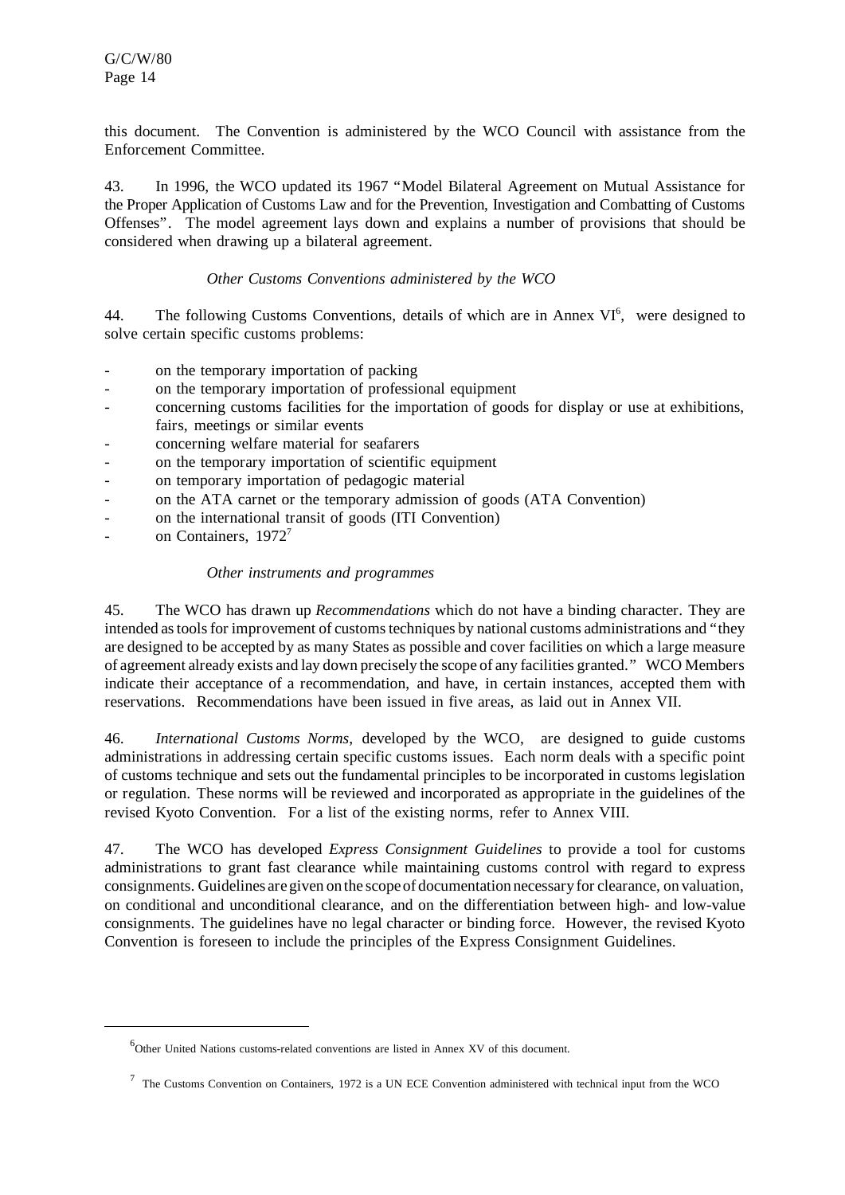this document. The Convention is administered by the WCO Council with assistance from the Enforcement Committee.

43. In 1996, the WCO updated its 1967 "Model Bilateral Agreement on Mutual Assistance for the Proper Application of Customs Law and for the Prevention, Investigation and Combatting of Customs Offenses". The model agreement lays down and explains a number of provisions that should be considered when drawing up a bilateral agreement.

*Other Customs Conventions administered by the WCO*

44. The following Customs Conventions, details of which are in Annex VI[6], were designed to solve certain specific customs problems:

- on the temporary importation of packing
- on the temporary importation of professional equipment
- concerning customs facilities for the importation of goods for display or use at exhibitions, fairs, meetings or similar events
- concerning welfare material for seafarers
- on the temporary importation of scientific equipment
- on temporary importation of pedagogic material
- on the ATA carnet or the temporary admission of goods (ATA Convention)
- on the international transit of goods (ITI Convention)
- on Containers, 1972[7]

*Other instruments and programmes*

45. The WCO has drawn up *Recommendations* which do not have a binding character. They are intended as tools for improvement of customs techniques by national customs administrations and "they are designed to be accepted by as many States as possible and cover facilities on which a large measure of agreement already exists and lay down precisely the scope of any facilities granted." WCO Members indicate their acceptance of a recommendation, and have, in certain instances, accepted them with reservations. Recommendations have been issued in five areas, as laid out in Annex VII.

46. *International Customs Norms*, developed by the WCO, are designed to guide customs administrations in addressing certain specific customs issues. Each norm deals with a specific point of customs technique and sets out the fundamental principles to be incorporated in customs legislation or regulation. These norms will be reviewed and incorporated as appropriate in the guidelines of the revised Kyoto Convention. For a list of the existing norms, refer to Annex VIII.

47. The WCO has developed *Express Consignment Guidelines* to provide a tool for customs administrations to grant fast clearance while maintaining customs control with regard to express consignments. Guidelines are given on the scope of documentation necessary for clearance, on valuation, on conditional and unconditional clearance, and on the differentiation between high- and low-value consignments. The guidelines have no legal character or binding force. However, the revised Kyoto Convention is foreseen to include the principles of the Express Consignment Guidelines.

---

[6] Other United Nations customs-related conventions are listed in Annex XV of this document.

[7] The Customs Convention on Containers, 1972 is a UN ECE Convention administered with technical input from the WCO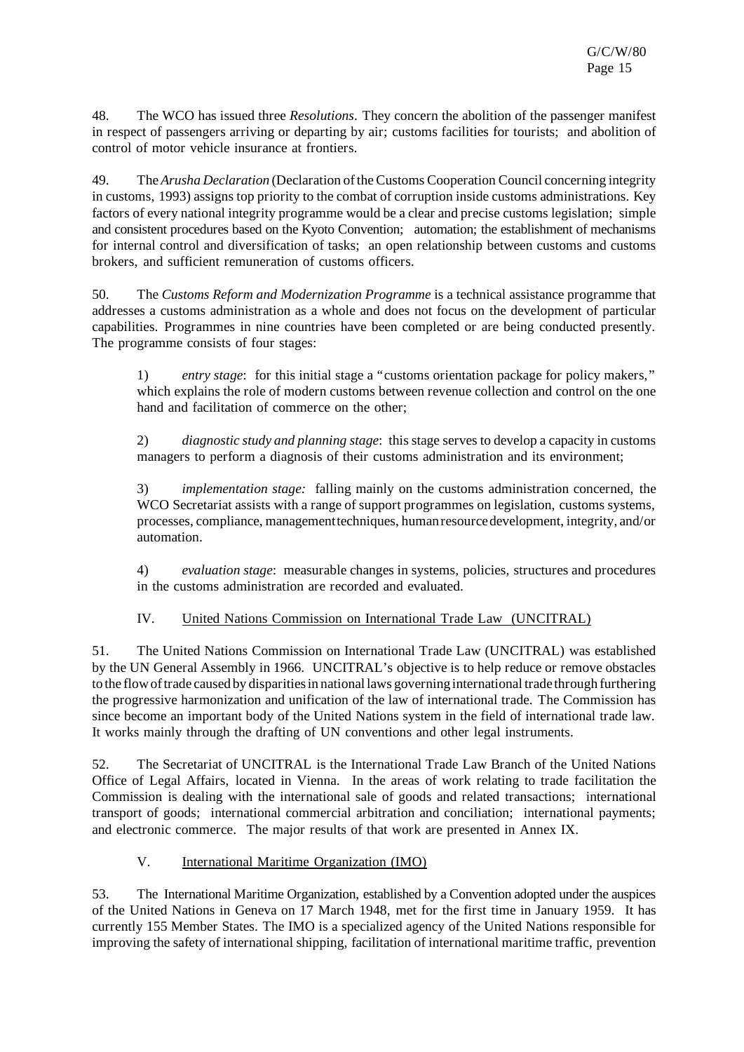48. The WCO has issued three *Resolutions*. They concern the abolition of the passenger manifest in respect of passengers arriving or departing by air; customs facilities for tourists; and abolition of control of motor vehicle insurance at frontiers.

49. The *Arusha Declaration* (Declaration of the Customs Cooperation Council concerning integrity in customs, 1993) assigns top priority to the combat of corruption inside customs administrations. Key factors of every national integrity programme would be a clear and precise customs legislation; simple and consistent procedures based on the Kyoto Convention; automation; the establishment of mechanisms for internal control and diversification of tasks; an open relationship between customs and customs brokers, and sufficient remuneration of customs officers.

50. The *Customs Reform and Modernization Programme* is a technical assistance programme that addresses a customs administration as a whole and does not focus on the development of particular capabilities. Programmes in nine countries have been completed or are being conducted presently. The programme consists of four stages:

1) *entry stage*: for this initial stage a "customs orientation package for policy makers," which explains the role of modern customs between revenue collection and control on the one hand and facilitation of commerce on the other;

2) *diagnostic study and planning stage*: this stage serves to develop a capacity in customs managers to perform a diagnosis of their customs administration and its environment;

3) *implementation stage:* falling mainly on the customs administration concerned, the WCO Secretariat assists with a range of support programmes on legislation, customs systems, processes, compliance, management techniques, human resource development, integrity, and/or automation.

4) *evaluation stage*: measurable changes in systems, policies, structures and procedures in the customs administration are recorded and evaluated.

## IV. United Nations Commission on International Trade Law (UNCITRAL)

51. The United Nations Commission on International Trade Law (UNCITRAL) was established by the UN General Assembly in 1966. UNCITRAL's objective is to help reduce or remove obstacles to the flow of trade caused by disparities in national laws governing international trade through furthering the progressive harmonization and unification of the law of international trade. The Commission has since become an important body of the United Nations system in the field of international trade law. It works mainly through the drafting of UN conventions and other legal instruments.

52. The Secretariat of UNCITRAL is the International Trade Law Branch of the United Nations Office of Legal Affairs, located in Vienna. In the areas of work relating to trade facilitation the Commission is dealing with the international sale of goods and related transactions; international transport of goods; international commercial arbitration and conciliation; international payments; and electronic commerce. The major results of that work are presented in Annex IX.

## V. International Maritime Organization (IMO)

53. The International Maritime Organization, established by a Convention adopted under the auspices of the United Nations in Geneva on 17 March 1948, met for the first time in January 1959. It has currently 155 Member States. The IMO is a specialized agency of the United Nations responsible for improving the safety of international shipping, facilitation of international maritime traffic, prevention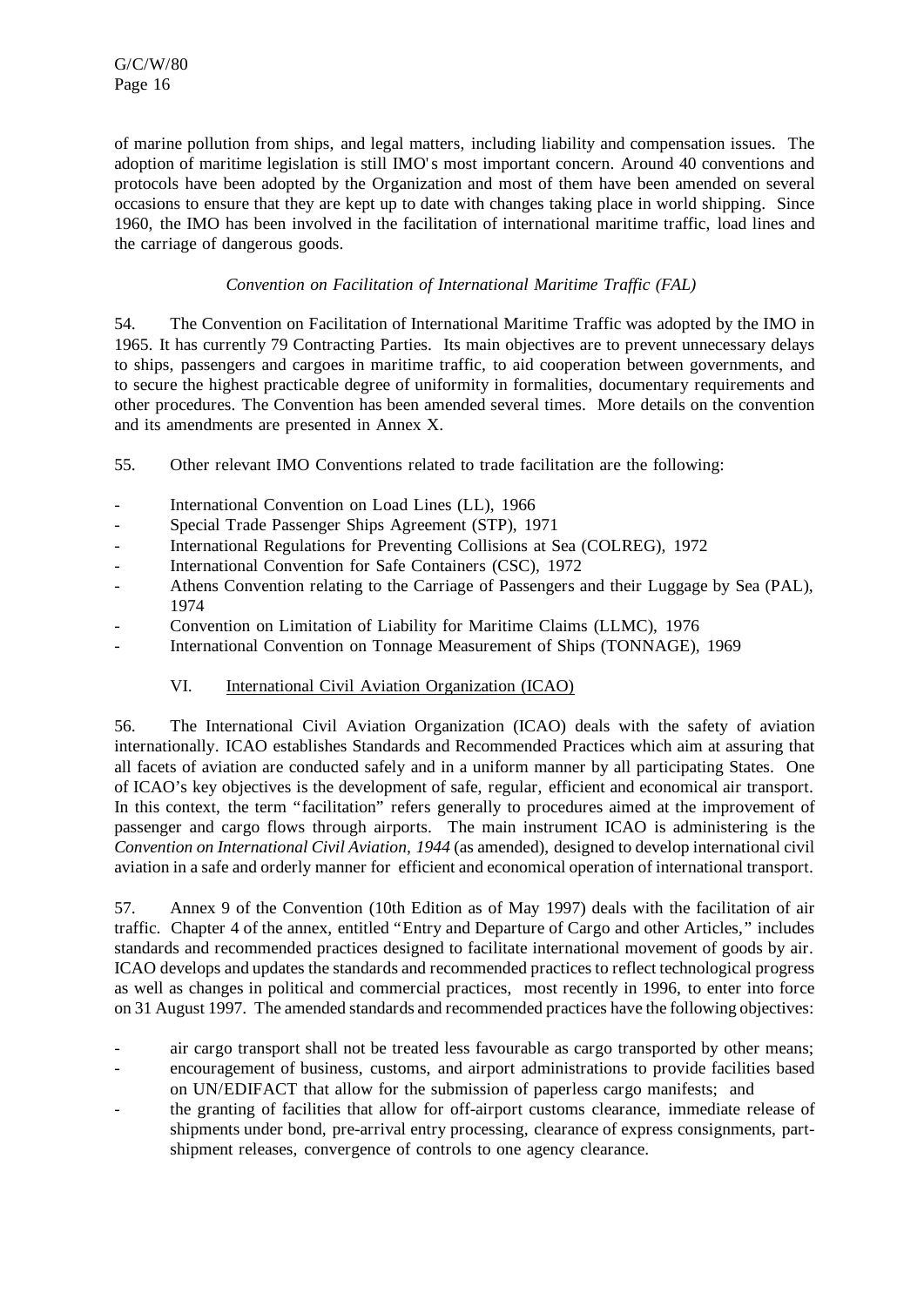of marine pollution from ships, and legal matters, including liability and compensation issues. The adoption of maritime legislation is still IMO's most important concern. Around 40 conventions and protocols have been adopted by the Organization and most of them have been amended on several occasions to ensure that they are kept up to date with changes taking place in world shipping. Since 1960, the IMO has been involved in the facilitation of international maritime traffic, load lines and the carriage of dangerous goods.

*Convention on Facilitation of International Maritime Traffic (FAL)*

54. The Convention on Facilitation of International Maritime Traffic was adopted by the IMO in 1965. It has currently 79 Contracting Parties. Its main objectives are to prevent unnecessary delays to ships, passengers and cargoes in maritime traffic, to aid cooperation between governments, and to secure the highest practicable degree of uniformity in formalities, documentary requirements and other procedures. The Convention has been amended several times. More details on the convention and its amendments are presented in Annex X.

55. Other relevant IMO Conventions related to trade facilitation are the following:

- International Convention on Load Lines (LL), 1966
- Special Trade Passenger Ships Agreement (STP), 1971
- International Regulations for Preventing Collisions at Sea (COLREG), 1972
- International Convention for Safe Containers (CSC), 1972
- Athens Convention relating to the Carriage of Passengers and their Luggage by Sea (PAL), 1974
- Convention on Limitation of Liability for Maritime Claims (LLMC), 1976
- International Convention on Tonnage Measurement of Ships (TONNAGE), 1969

## VI. International Civil Aviation Organization (ICAO)

56. The International Civil Aviation Organization (ICAO) deals with the safety of aviation internationally. ICAO establishes Standards and Recommended Practices which aim at assuring that all facets of aviation are conducted safely and in a uniform manner by all participating States. One of ICAO's key objectives is the development of safe, regular, efficient and economical air transport. In this context, the term "facilitation" refers generally to procedures aimed at the improvement of passenger and cargo flows through airports. The main instrument ICAO is administering is the *Convention on International Civil Aviation, 1944* (as amended), designed to develop international civil aviation in a safe and orderly manner for efficient and economical operation of international transport.

57. Annex 9 of the Convention (10th Edition as of May 1997) deals with the facilitation of air traffic. Chapter 4 of the annex, entitled "Entry and Departure of Cargo and other Articles," includes standards and recommended practices designed to facilitate international movement of goods by air. ICAO develops and updates the standards and recommended practices to reflect technological progress as well as changes in political and commercial practices, most recently in 1996, to enter into force on 31 August 1997. The amended standards and recommended practices have the following objectives:

- air cargo transport shall not be treated less favourable as cargo transported by other means;
- encouragement of business, customs, and airport administrations to provide facilities based on UN/EDIFACT that allow for the submission of paperless cargo manifests; and
- the granting of facilities that allow for off-airport customs clearance, immediate release of shipments under bond, pre-arrival entry processing, clearance of express consignments, part-shipment releases, convergence of controls to one agency clearance.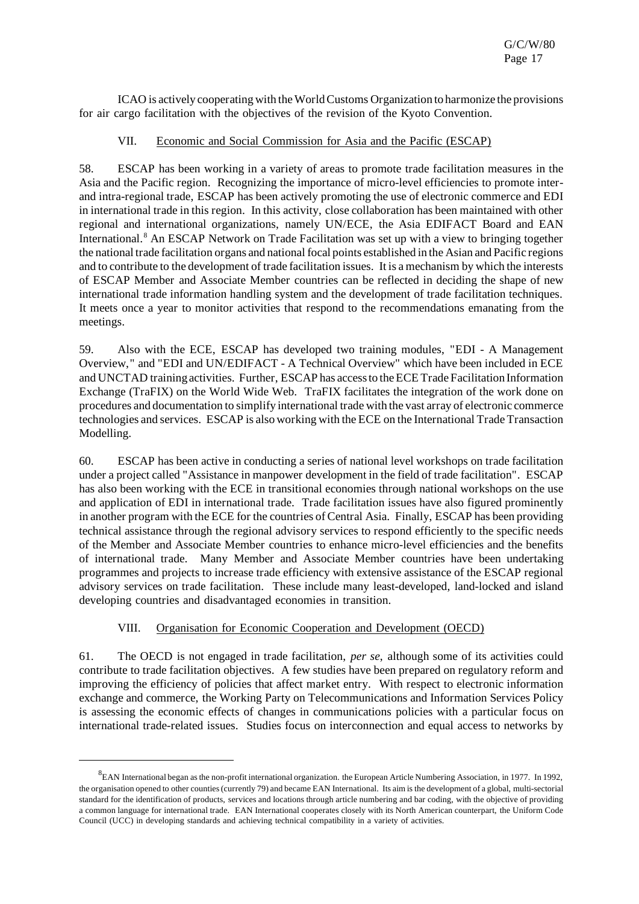ICAO is actively cooperating with the World Customs Organization to harmonize the provisions for air cargo facilitation with the objectives of the revision of the Kyoto Convention.

## VII. Economic and Social Commission for Asia and the Pacific (ESCAP)

58. ESCAP has been working in a variety of areas to promote trade facilitation measures in the Asia and the Pacific region. Recognizing the importance of micro-level efficiencies to promote inter- and intra-regional trade, ESCAP has been actively promoting the use of electronic commerce and EDI in international trade in this region. In this activity, close collaboration has been maintained with other regional and international organizations, namely UN/ECE, the Asia EDIFACT Board and EAN International.[8] An ESCAP Network on Trade Facilitation was set up with a view to bringing together the national trade facilitation organs and national focal points established in the Asian and Pacific regions and to contribute to the development of trade facilitation issues. It is a mechanism by which the interests of ESCAP Member and Associate Member countries can be reflected in deciding the shape of new international trade information handling system and the development of trade facilitation techniques. It meets once a year to monitor activities that respond to the recommendations emanating from the meetings.

59. Also with the ECE, ESCAP has developed two training modules, "EDI - A Management Overview," and "EDI and UN/EDIFACT - A Technical Overview" which have been included in ECE and UNCTAD training activities. Further, ESCAP has access to the ECE Trade Facilitation Information Exchange (TraFIX) on the World Wide Web. TraFIX facilitates the integration of the work done on procedures and documentation to simplify international trade with the vast array of electronic commerce technologies and services. ESCAP is also working with the ECE on the International Trade Transaction Modelling.

60. ESCAP has been active in conducting a series of national level workshops on trade facilitation under a project called "Assistance in manpower development in the field of trade facilitation". ESCAP has also been working with the ECE in transitional economies through national workshops on the use and application of EDI in international trade. Trade facilitation issues have also figured prominently in another program with the ECE for the countries of Central Asia. Finally, ESCAP has been providing technical assistance through the regional advisory services to respond efficiently to the specific needs of the Member and Associate Member countries to enhance micro-level efficiencies and the benefits of international trade. Many Member and Associate Member countries have been undertaking programmes and projects to increase trade efficiency with extensive assistance of the ESCAP regional advisory services on trade facilitation. These include many least-developed, land-locked and island developing countries and disadvantaged economies in transition.

## VIII. Organisation for Economic Cooperation and Development (OECD)

61. The OECD is not engaged in trade facilitation, *per se*, although some of its activities could contribute to trade facilitation objectives. A few studies have been prepared on regulatory reform and improving the efficiency of policies that affect market entry. With respect to electronic information exchange and commerce, the Working Party on Telecommunications and Information Services Policy is assessing the economic effects of changes in communications policies with a particular focus on international trade-related issues. Studies focus on interconnection and equal access to networks by

---

[8] EAN International began as the non-profit international organization. the European Article Numbering Association, in 1977. In 1992, the organisation opened to other counties (currently 79) and became EAN International. Its aim is the development of a global, multi-sectorial standard for the identification of products, services and locations through article numbering and bar coding, with the objective of providing a common language for international trade. EAN International cooperates closely with its North American counterpart, the Uniform Code Council (UCC) in developing standards and achieving technical compatibility in a variety of activities.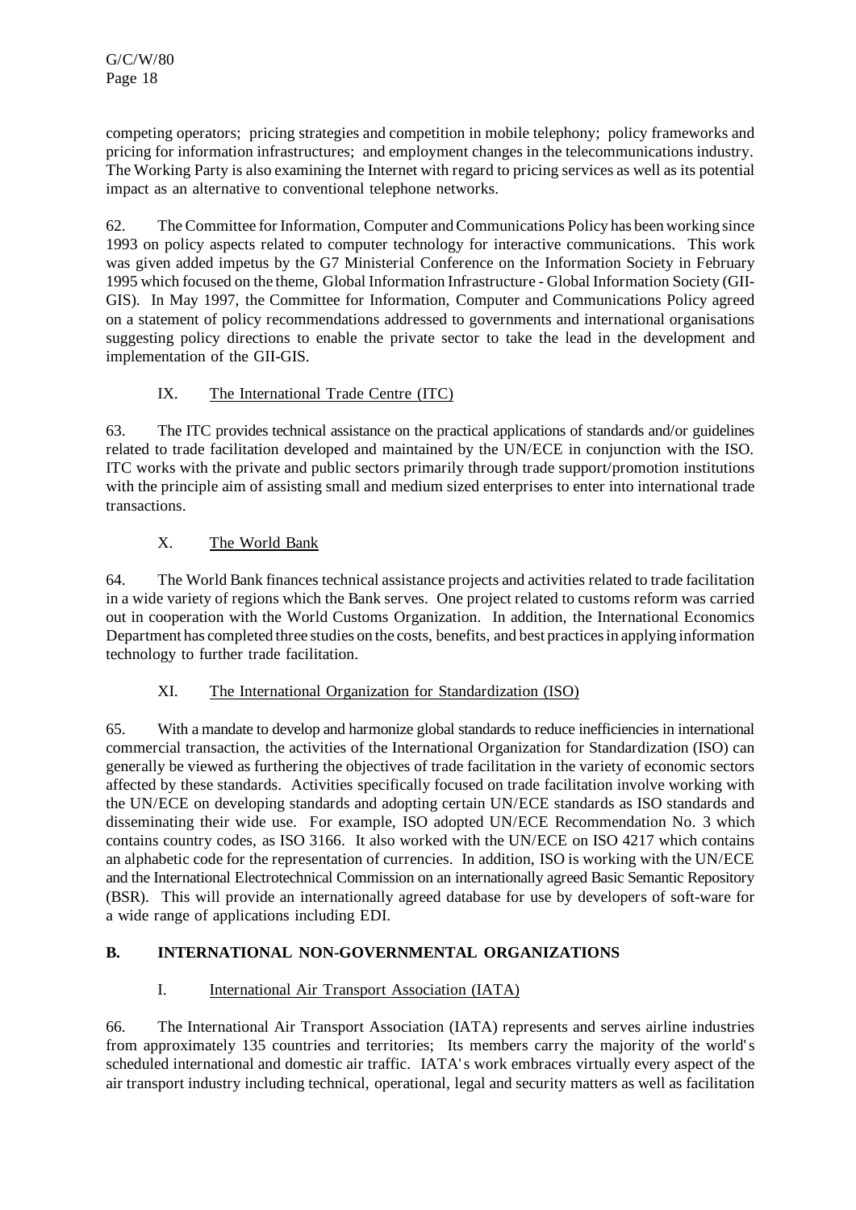competing operators; pricing strategies and competition in mobile telephony; policy frameworks and pricing for information infrastructures; and employment changes in the telecommunications industry. The Working Party is also examining the Internet with regard to pricing services as well as its potential impact as an alternative to conventional telephone networks.

62. The Committee for Information, Computer and Communications Policy has been working since 1993 on policy aspects related to computer technology for interactive communications. This work was given added impetus by the G7 Ministerial Conference on the Information Society in February 1995 which focused on the theme, Global Information Infrastructure - Global Information Society (GII-GIS). In May 1997, the Committee for Information, Computer and Communications Policy agreed on a statement of policy recommendations addressed to governments and international organisations suggesting policy directions to enable the private sector to take the lead in the development and implementation of the GII-GIS.

### IX. The International Trade Centre (ITC)

63. The ITC provides technical assistance on the practical applications of standards and/or guidelines related to trade facilitation developed and maintained by the UN/ECE in conjunction with the ISO. ITC works with the private and public sectors primarily through trade support/promotion institutions with the principle aim of assisting small and medium sized enterprises to enter into international trade transactions.

### X. The World Bank

64. The World Bank finances technical assistance projects and activities related to trade facilitation in a wide variety of regions which the Bank serves. One project related to customs reform was carried out in cooperation with the World Customs Organization. In addition, the International Economics Department has completed three studies on the costs, benefits, and best practices in applying information technology to further trade facilitation.

### XI. The International Organization for Standardization (ISO)

65. With a mandate to develop and harmonize global standards to reduce inefficiencies in international commercial transaction, the activities of the International Organization for Standardization (ISO) can generally be viewed as furthering the objectives of trade facilitation in the variety of economic sectors affected by these standards. Activities specifically focused on trade facilitation involve working with the UN/ECE on developing standards and adopting certain UN/ECE standards as ISO standards and disseminating their wide use. For example, ISO adopted UN/ECE Recommendation No. 3 which contains country codes, as ISO 3166. It also worked with the UN/ECE on ISO 4217 which contains an alphabetic code for the representation of currencies. In addition, ISO is working with the UN/ECE and the International Electrotechnical Commission on an internationally agreed Basic Semantic Repository (BSR). This will provide an internationally agreed database for use by developers of soft-ware for a wide range of applications including EDI.

## B. INTERNATIONAL NON-GOVERNMENTAL ORGANIZATIONS

### I. International Air Transport Association (IATA)

66. The International Air Transport Association (IATA) represents and serves airline industries from approximately 135 countries and territories; Its members carry the majority of the world's scheduled international and domestic air traffic. IATA's work embraces virtually every aspect of the air transport industry including technical, operational, legal and security matters as well as facilitation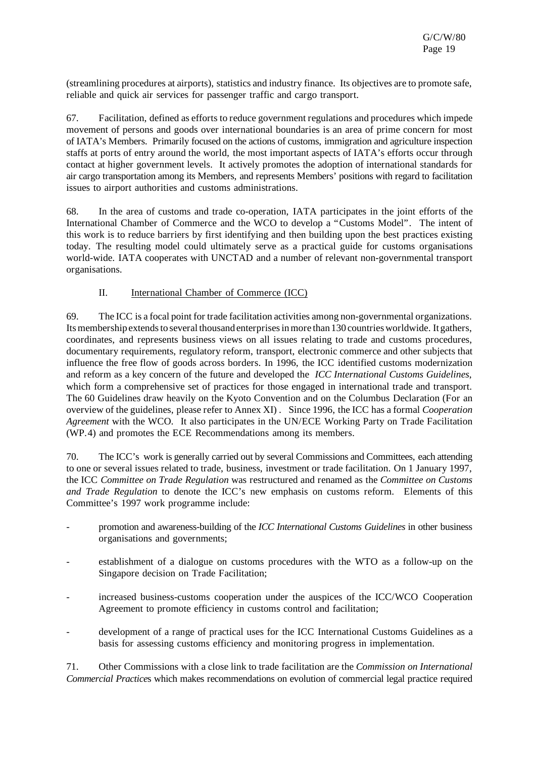(streamlining procedures at airports), statistics and industry finance. Its objectives are to promote safe, reliable and quick air services for passenger traffic and cargo transport.

67. Facilitation, defined as efforts to reduce government regulations and procedures which impede movement of persons and goods over international boundaries is an area of prime concern for most of IATA's Members. Primarily focused on the actions of customs, immigration and agriculture inspection staffs at ports of entry around the world, the most important aspects of IATA's efforts occur through contact at higher government levels. It actively promotes the adoption of international standards for air cargo transportation among its Members, and represents Members' positions with regard to facilitation issues to airport authorities and customs administrations.

68. In the area of customs and trade co-operation, IATA participates in the joint efforts of the International Chamber of Commerce and the WCO to develop a "Customs Model". The intent of this work is to reduce barriers by first identifying and then building upon the best practices existing today. The resulting model could ultimately serve as a practical guide for customs organisations world-wide. IATA cooperates with UNCTAD and a number of relevant non-governmental transport organisations.

## II. International Chamber of Commerce (ICC)

69. The ICC is a focal point for trade facilitation activities among non-governmental organizations. Its membership extends to several thousand enterprises in more than 130 countries worldwide. It gathers, coordinates, and represents business views on all issues relating to trade and customs procedures, documentary requirements, regulatory reform, transport, electronic commerce and other subjects that influence the free flow of goods across borders. In 1996, the ICC identified customs modernization and reform as a key concern of the future and developed the *ICC International Customs Guidelines*, which form a comprehensive set of practices for those engaged in international trade and transport. The 60 Guidelines draw heavily on the Kyoto Convention and on the Columbus Declaration (For an overview of the guidelines, please refer to Annex XI) . Since 1996, the ICC has a formal *Cooperation Agreement* with the WCO. It also participates in the UN/ECE Working Party on Trade Facilitation (WP.4) and promotes the ECE Recommendations among its members.

70. The ICC's work is generally carried out by several Commissions and Committees, each attending to one or several issues related to trade, business, investment or trade facilitation. On 1 January 1997, the ICC *Committee on Trade Regulation* was restructured and renamed as the *Committee on Customs and Trade Regulation* to denote the ICC's new emphasis on customs reform. Elements of this Committee's 1997 work programme include:

- promotion and awareness-building of the *ICC International Customs Guidelines* in other business organisations and governments;
- establishment of a dialogue on customs procedures with the WTO as a follow-up on the Singapore decision on Trade Facilitation;
- increased business-customs cooperation under the auspices of the ICC/WCO Cooperation Agreement to promote efficiency in customs control and facilitation;
- development of a range of practical uses for the ICC International Customs Guidelines as a basis for assessing customs efficiency and monitoring progress in implementation.

71. Other Commissions with a close link to trade facilitation are the *Commission on International Commercial Practices* which makes recommendations on evolution of commercial legal practice required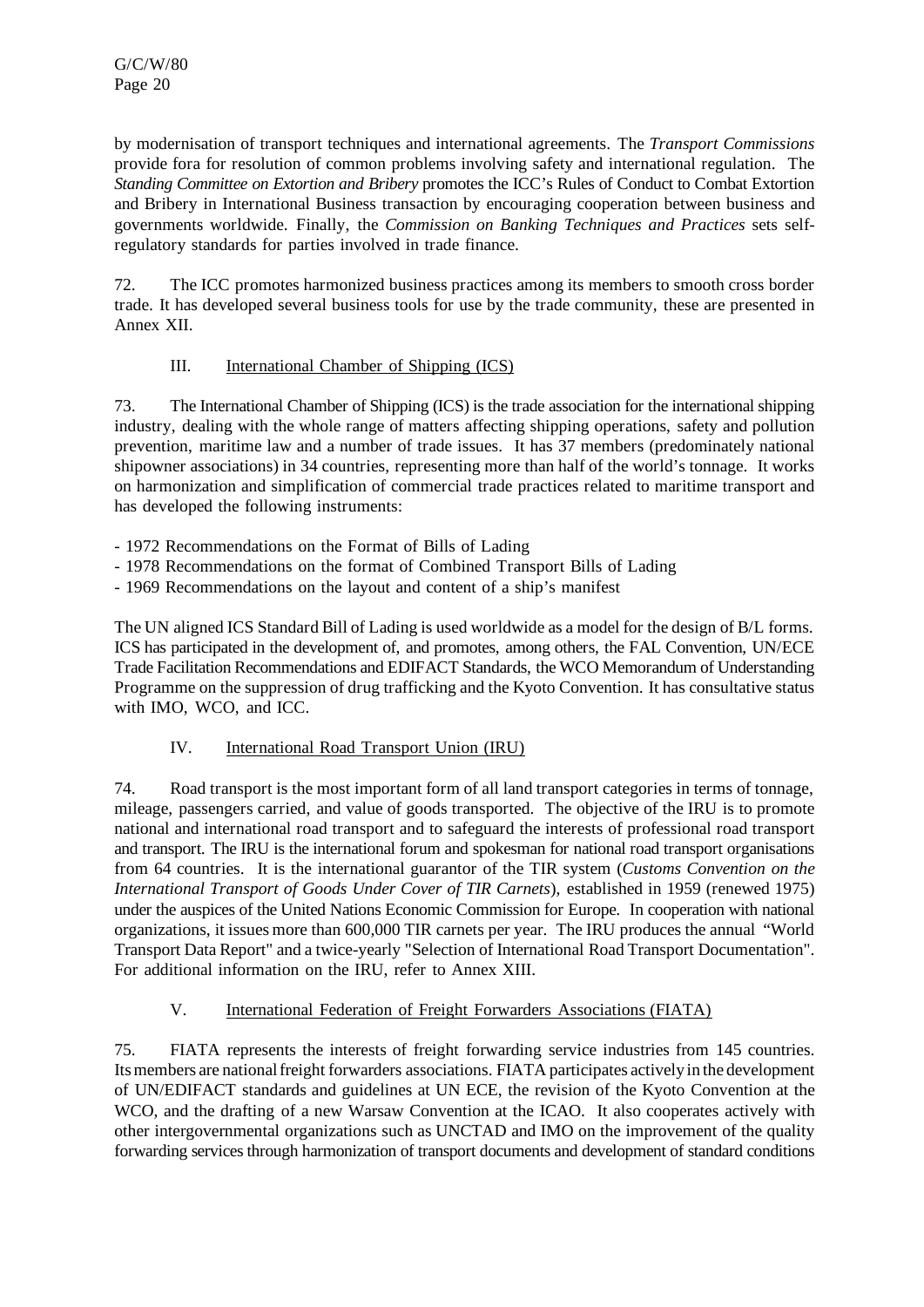by modernisation of transport techniques and international agreements. The *Transport Commissions* provide fora for resolution of common problems involving safety and international regulation. The *Standing Committee on Extortion and Bribery* promotes the ICC's Rules of Conduct to Combat Extortion and Bribery in International Business transaction by encouraging cooperation between business and governments worldwide. Finally, the *Commission on Banking Techniques and Practices* sets self-regulatory standards for parties involved in trade finance.

72. The ICC promotes harmonized business practices among its members to smooth cross border trade. It has developed several business tools for use by the trade community, these are presented in Annex XII.

## III. International Chamber of Shipping (ICS)

73. The International Chamber of Shipping (ICS) is the trade association for the international shipping industry, dealing with the whole range of matters affecting shipping operations, safety and pollution prevention, maritime law and a number of trade issues. It has 37 members (predominately national shipowner associations) in 34 countries, representing more than half of the world's tonnage. It works on harmonization and simplification of commercial trade practices related to maritime transport and has developed the following instruments:

- 1972 Recommendations on the Format of Bills of Lading
- 1978 Recommendations on the format of Combined Transport Bills of Lading
- 1969 Recommendations on the layout and content of a ship's manifest

The UN aligned ICS Standard Bill of Lading is used worldwide as a model for the design of B/L forms. ICS has participated in the development of, and promotes, among others, the FAL Convention, UN/ECE Trade Facilitation Recommendations and EDIFACT Standards, the WCO Memorandum of Understanding Programme on the suppression of drug trafficking and the Kyoto Convention. It has consultative status with IMO, WCO, and ICC.

## IV. International Road Transport Union (IRU)

74. Road transport is the most important form of all land transport categories in terms of tonnage, mileage, passengers carried, and value of goods transported. The objective of the IRU is to promote national and international road transport and to safeguard the interests of professional road transport and transport. The IRU is the international forum and spokesman for national road transport organisations from 64 countries. It is the international guarantor of the TIR system (*Customs Convention on the International Transport of Goods Under Cover of TIR Carnets*), established in 1959 (renewed 1975) under the auspices of the United Nations Economic Commission for Europe. In cooperation with national organizations, it issues more than 600,000 TIR carnets per year. The IRU produces the annual "World Transport Data Report" and a twice-yearly "Selection of International Road Transport Documentation". For additional information on the IRU, refer to Annex XIII.

## V. International Federation of Freight Forwarders Associations (FIATA)

75. FIATA represents the interests of freight forwarding service industries from 145 countries. Its members are national freight forwarders associations. FIATA participates actively in the development of UN/EDIFACT standards and guidelines at UN ECE, the revision of the Kyoto Convention at the WCO, and the drafting of a new Warsaw Convention at the ICAO. It also cooperates actively with other intergovernmental organizations such as UNCTAD and IMO on the improvement of the quality forwarding services through harmonization of transport documents and development of standard conditions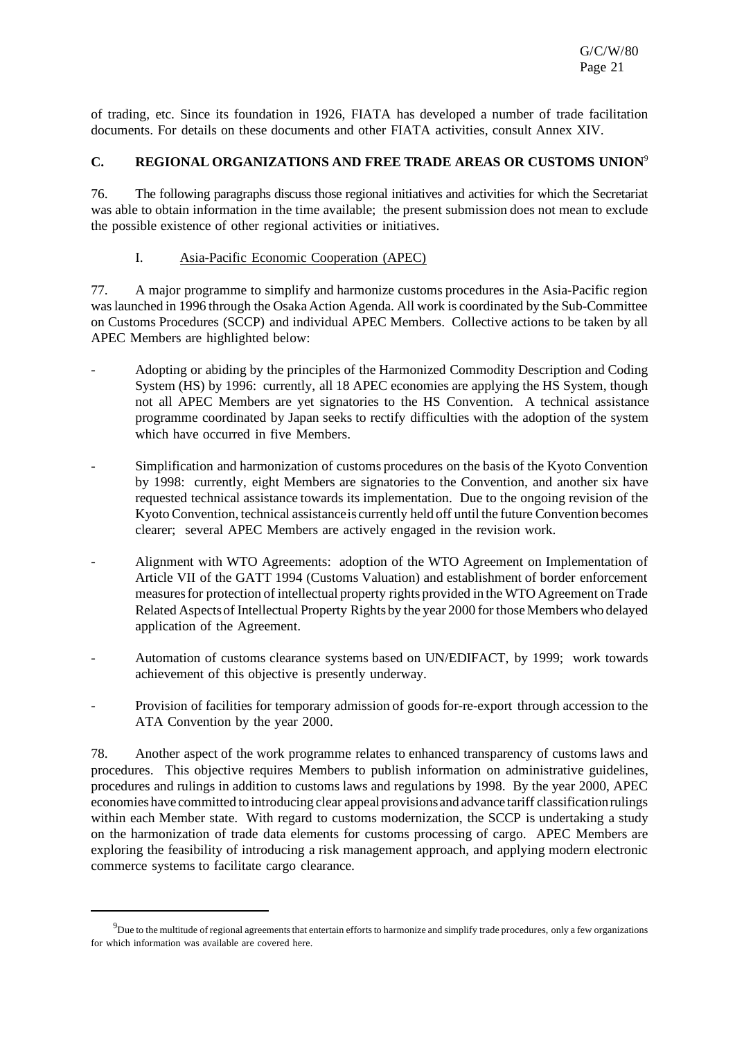of trading, etc. Since its foundation in 1926, FIATA has developed a number of trade facilitation documents. For details on these documents and other FIATA activities, consult Annex XIV.

## C. REGIONAL ORGANIZATIONS AND FREE TRADE AREAS OR CUSTOMS UNION[9]

76. The following paragraphs discuss those regional initiatives and activities for which the Secretariat was able to obtain information in the time available; the present submission does not mean to exclude the possible existence of other regional activities or initiatives.

### I. Asia-Pacific Economic Cooperation (APEC)

77. A major programme to simplify and harmonize customs procedures in the Asia-Pacific region was launched in 1996 through the Osaka Action Agenda. All work is coordinated by the Sub-Committee on Customs Procedures (SCCP) and individual APEC Members. Collective actions to be taken by all APEC Members are highlighted below:

- Adopting or abiding by the principles of the Harmonized Commodity Description and Coding System (HS) by 1996: currently, all 18 APEC economies are applying the HS System, though not all APEC Members are yet signatories to the HS Convention. A technical assistance programme coordinated by Japan seeks to rectify difficulties with the adoption of the system which have occurred in five Members.

- Simplification and harmonization of customs procedures on the basis of the Kyoto Convention by 1998: currently, eight Members are signatories to the Convention, and another six have requested technical assistance towards its implementation. Due to the ongoing revision of the Kyoto Convention, technical assistance is currently held off until the future Convention becomes clearer; several APEC Members are actively engaged in the revision work.

- Alignment with WTO Agreements: adoption of the WTO Agreement on Implementation of Article VII of the GATT 1994 (Customs Valuation) and establishment of border enforcement measures for protection of intellectual property rights provided in the WTO Agreement on Trade Related Aspects of Intellectual Property Rights by the year 2000 for those Members who delayed application of the Agreement.

- Automation of customs clearance systems based on UN/EDIFACT, by 1999; work towards achievement of this objective is presently underway.

- Provision of facilities for temporary admission of goods for-re-export through accession to the ATA Convention by the year 2000.

78. Another aspect of the work programme relates to enhanced transparency of customs laws and procedures. This objective requires Members to publish information on administrative guidelines, procedures and rulings in addition to customs laws and regulations by 1998. By the year 2000, APEC economies have committed to introducing clear appeal provisions and advance tariff classification rulings within each Member state. With regard to customs modernization, the SCCP is undertaking a study on the harmonization of trade data elements for customs processing of cargo. APEC Members are exploring the feasibility of introducing a risk management approach, and applying modern electronic commerce systems to facilitate cargo clearance.

---

[9] Due to the multitude of regional agreements that entertain efforts to harmonize and simplify trade procedures, only a few organizations for which information was available are covered here.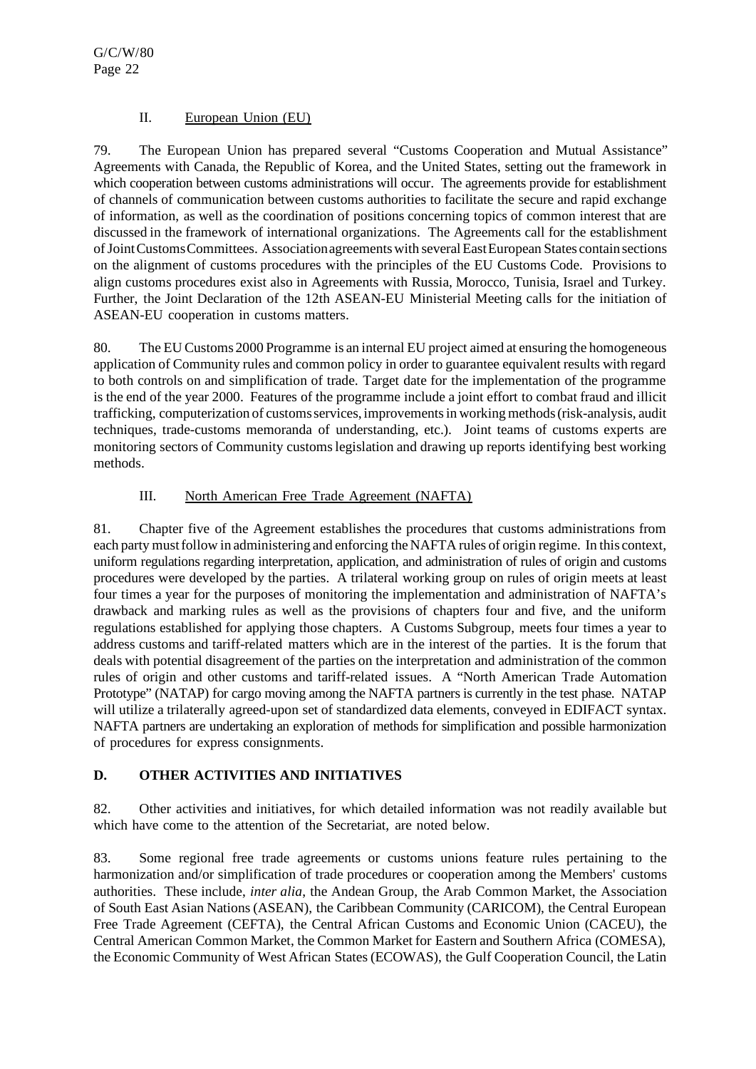## II. European Union (EU)

79. The European Union has prepared several "Customs Cooperation and Mutual Assistance" Agreements with Canada, the Republic of Korea, and the United States, setting out the framework in which cooperation between customs administrations will occur. The agreements provide for establishment of channels of communication between customs authorities to facilitate the secure and rapid exchange of information, as well as the coordination of positions concerning topics of common interest that are discussed in the framework of international organizations. The Agreements call for the establishment of Joint Customs Committees. Association agreements with several East European States contain sections on the alignment of customs procedures with the principles of the EU Customs Code. Provisions to align customs procedures exist also in Agreements with Russia, Morocco, Tunisia, Israel and Turkey. Further, the Joint Declaration of the 12th ASEAN-EU Ministerial Meeting calls for the initiation of ASEAN-EU cooperation in customs matters.

80. The EU Customs 2000 Programme is an internal EU project aimed at ensuring the homogeneous application of Community rules and common policy in order to guarantee equivalent results with regard to both controls on and simplification of trade. Target date for the implementation of the programme is the end of the year 2000. Features of the programme include a joint effort to combat fraud and illicit trafficking, computerization of customs services, improvements in working methods (risk-analysis, audit techniques, trade-customs memoranda of understanding, etc.). Joint teams of customs experts are monitoring sectors of Community customs legislation and drawing up reports identifying best working methods.

## III. North American Free Trade Agreement (NAFTA)

81. Chapter five of the Agreement establishes the procedures that customs administrations from each party must follow in administering and enforcing the NAFTA rules of origin regime. In this context, uniform regulations regarding interpretation, application, and administration of rules of origin and customs procedures were developed by the parties. A trilateral working group on rules of origin meets at least four times a year for the purposes of monitoring the implementation and administration of NAFTA's drawback and marking rules as well as the provisions of chapters four and five, and the uniform regulations established for applying those chapters. A Customs Subgroup, meets four times a year to address customs and tariff-related matters which are in the interest of the parties. It is the forum that deals with potential disagreement of the parties on the interpretation and administration of the common rules of origin and other customs and tariff-related issues. A "North American Trade Automation Prototype" (NATAP) for cargo moving among the NAFTA partners is currently in the test phase. NATAP will utilize a trilaterally agreed-upon set of standardized data elements, conveyed in EDIFACT syntax. NAFTA partners are undertaking an exploration of methods for simplification and possible harmonization of procedures for express consignments.

## D. OTHER ACTIVITIES AND INITIATIVES

82. Other activities and initiatives, for which detailed information was not readily available but which have come to the attention of the Secretariat, are noted below.

83. Some regional free trade agreements or customs unions feature rules pertaining to the harmonization and/or simplification of trade procedures or cooperation among the Members' customs authorities. These include, *inter alia*, the Andean Group, the Arab Common Market, the Association of South East Asian Nations (ASEAN), the Caribbean Community (CARICOM), the Central European Free Trade Agreement (CEFTA), the Central African Customs and Economic Union (CACEU), the Central American Common Market, the Common Market for Eastern and Southern Africa (COMESA), the Economic Community of West African States (ECOWAS), the Gulf Cooperation Council, the Latin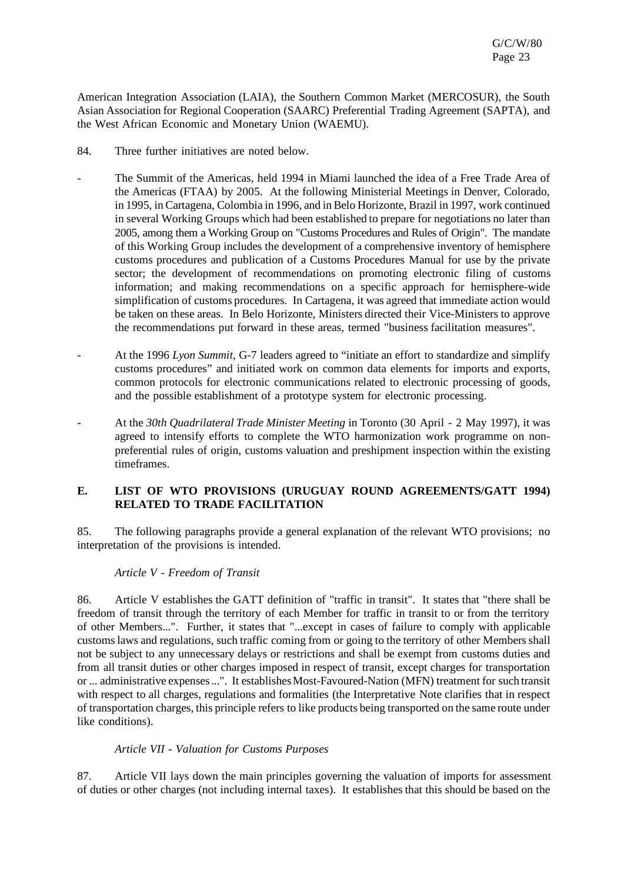American Integration Association (LAIA), the Southern Common Market (MERCOSUR), the South Asian Association for Regional Cooperation (SAARC) Preferential Trading Agreement (SAPTA), and the West African Economic and Monetary Union (WAEMU).

84. Three further initiatives are noted below.

- The Summit of the Americas, held 1994 in Miami launched the idea of a Free Trade Area of the Americas (FTAA) by 2005. At the following Ministerial Meetings in Denver, Colorado, in 1995, in Cartagena, Colombia in 1996, and in Belo Horizonte, Brazil in 1997, work continued in several Working Groups which had been established to prepare for negotiations no later than 2005, among them a Working Group on "Customs Procedures and Rules of Origin". The mandate of this Working Group includes the development of a comprehensive inventory of hemisphere customs procedures and publication of a Customs Procedures Manual for use by the private sector; the development of recommendations on promoting electronic filing of customs information; and making recommendations on a specific approach for hemisphere-wide simplification of customs procedures. In Cartagena, it was agreed that immediate action would be taken on these areas. In Belo Horizonte, Ministers directed their Vice-Ministers to approve the recommendations put forward in these areas, termed "business facilitation measures".

- At the 1996 *Lyon Summit*, G-7 leaders agreed to "initiate an effort to standardize and simplify customs procedures" and initiated work on common data elements for imports and exports, common protocols for electronic communications related to electronic processing of goods, and the possible establishment of a prototype system for electronic processing.

- At the *30th Quadrilateral Trade Minister Meeting* in Toronto (30 April - 2 May 1997), it was agreed to intensify efforts to complete the WTO harmonization work programme on non-preferential rules of origin, customs valuation and preshipment inspection within the existing timeframes.

## E. LIST OF WTO PROVISIONS (URUGUAY ROUND AGREEMENTS/GATT 1994) RELATED TO TRADE FACILITATION

85. The following paragraphs provide a general explanation of the relevant WTO provisions; no interpretation of the provisions is intended.

*Article V - Freedom of Transit*

86. Article V establishes the GATT definition of "traffic in transit". It states that "there shall be freedom of transit through the territory of each Member for traffic in transit to or from the territory of other Members...". Further, it states that "...except in cases of failure to comply with applicable customs laws and regulations, such traffic coming from or going to the territory of other Members shall not be subject to any unnecessary delays or restrictions and shall be exempt from customs duties and from all transit duties or other charges imposed in respect of transit, except charges for transportation or ... administrative expenses ...". It establishes Most-Favoured-Nation (MFN) treatment for such transit with respect to all charges, regulations and formalities (the Interpretative Note clarifies that in respect of transportation charges, this principle refers to like products being transported on the same route under like conditions).

*Article VII - Valuation for Customs Purposes*

87. Article VII lays down the main principles governing the valuation of imports for assessment of duties or other charges (not including internal taxes). It establishes that this should be based on the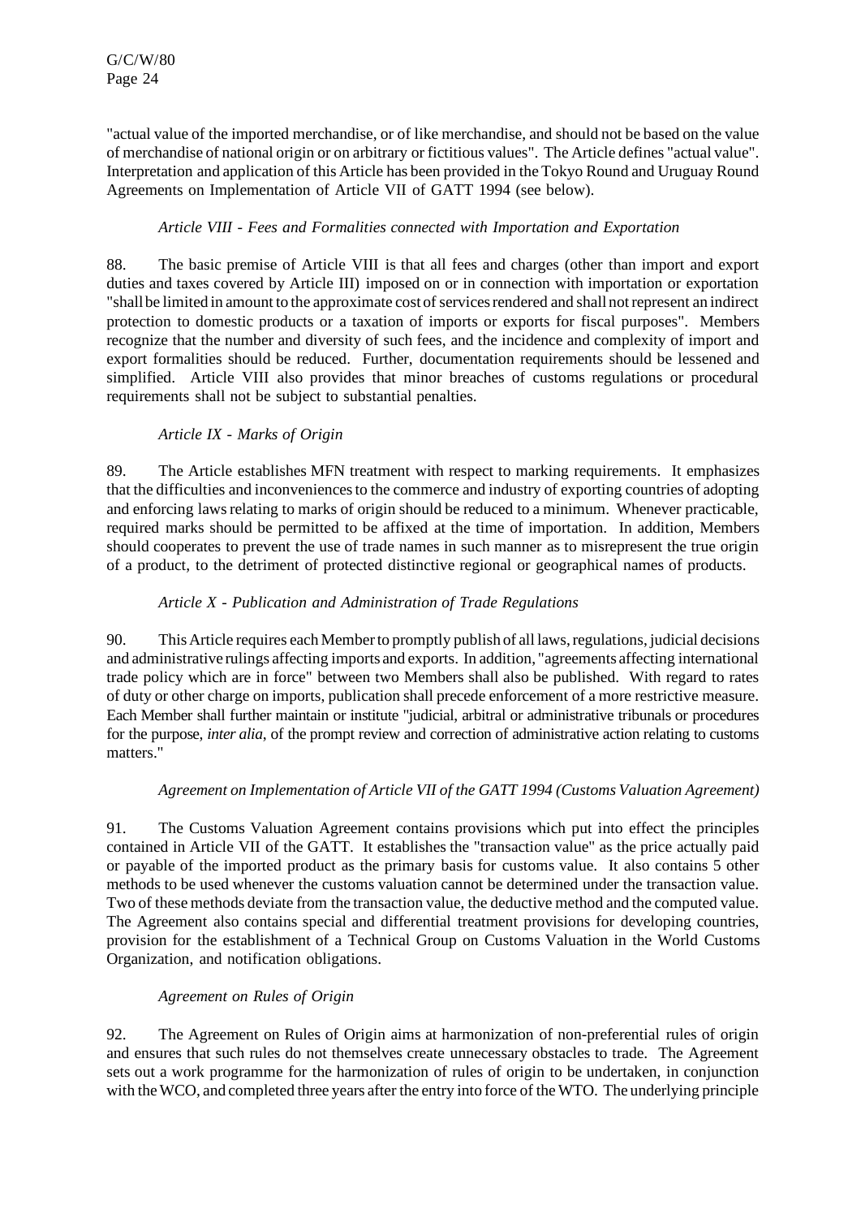"actual value of the imported merchandise, or of like merchandise, and should not be based on the value of merchandise of national origin or on arbitrary or fictitious values". The Article defines "actual value". Interpretation and application of this Article has been provided in the Tokyo Round and Uruguay Round Agreements on Implementation of Article VII of GATT 1994 (see below).

*Article VIII - Fees and Formalities connected with Importation and Exportation*

88. The basic premise of Article VIII is that all fees and charges (other than import and export duties and taxes covered by Article III) imposed on or in connection with importation or exportation "shall be limited in amount to the approximate cost of services rendered and shall not represent an indirect protection to domestic products or a taxation of imports or exports for fiscal purposes". Members recognize that the number and diversity of such fees, and the incidence and complexity of import and export formalities should be reduced. Further, documentation requirements should be lessened and simplified. Article VIII also provides that minor breaches of customs regulations or procedural requirements shall not be subject to substantial penalties.

*Article IX - Marks of Origin*

89. The Article establishes MFN treatment with respect to marking requirements. It emphasizes that the difficulties and inconveniences to the commerce and industry of exporting countries of adopting and enforcing laws relating to marks of origin should be reduced to a minimum. Whenever practicable, required marks should be permitted to be affixed at the time of importation. In addition, Members should cooperates to prevent the use of trade names in such manner as to misrepresent the true origin of a product, to the detriment of protected distinctive regional or geographical names of products.

*Article X - Publication and Administration of Trade Regulations*

90. This Article requires each Member to promptly publish of all laws, regulations, judicial decisions and administrative rulings affecting imports and exports. In addition, "agreements affecting international trade policy which are in force" between two Members shall also be published. With regard to rates of duty or other charge on imports, publication shall precede enforcement of a more restrictive measure. Each Member shall further maintain or institute "judicial, arbitral or administrative tribunals or procedures for the purpose, *inter alia*, of the prompt review and correction of administrative action relating to customs matters."

*Agreement on Implementation of Article VII of the GATT 1994 (Customs Valuation Agreement)*

91. The Customs Valuation Agreement contains provisions which put into effect the principles contained in Article VII of the GATT. It establishes the "transaction value" as the price actually paid or payable of the imported product as the primary basis for customs value. It also contains 5 other methods to be used whenever the customs valuation cannot be determined under the transaction value. Two of these methods deviate from the transaction value, the deductive method and the computed value. The Agreement also contains special and differential treatment provisions for developing countries, provision for the establishment of a Technical Group on Customs Valuation in the World Customs Organization, and notification obligations.

*Agreement on Rules of Origin*

92. The Agreement on Rules of Origin aims at harmonization of non-preferential rules of origin and ensures that such rules do not themselves create unnecessary obstacles to trade. The Agreement sets out a work programme for the harmonization of rules of origin to be undertaken, in conjunction with the WCO, and completed three years after the entry into force of the WTO. The underlying principle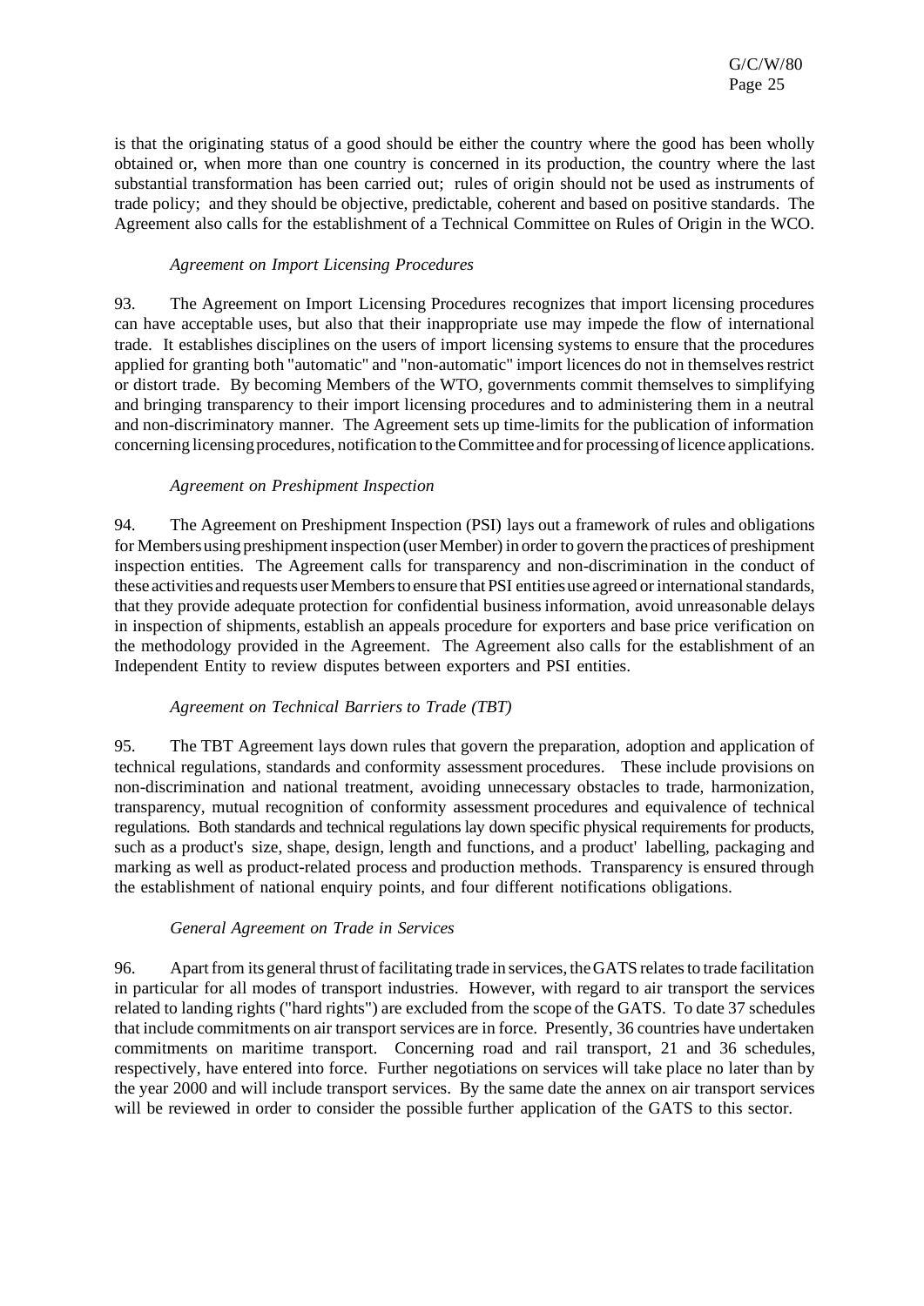is that the originating status of a good should be either the country where the good has been wholly obtained or, when more than one country is concerned in its production, the country where the last substantial transformation has been carried out; rules of origin should not be used as instruments of trade policy; and they should be objective, predictable, coherent and based on positive standards. The Agreement also calls for the establishment of a Technical Committee on Rules of Origin in the WCO.

*Agreement on Import Licensing Procedures*

93. The Agreement on Import Licensing Procedures recognizes that import licensing procedures can have acceptable uses, but also that their inappropriate use may impede the flow of international trade. It establishes disciplines on the users of import licensing systems to ensure that the procedures applied for granting both "automatic" and "non-automatic" import licences do not in themselves restrict or distort trade. By becoming Members of the WTO, governments commit themselves to simplifying and bringing transparency to their import licensing procedures and to administering them in a neutral and non-discriminatory manner. The Agreement sets up time-limits for the publication of information concerning licensing procedures, notification to the Committee and for processing of licence applications.

*Agreement on Preshipment Inspection*

94. The Agreement on Preshipment Inspection (PSI) lays out a framework of rules and obligations for Members using preshipment inspection (user Member) in order to govern the practices of preshipment inspection entities. The Agreement calls for transparency and non-discrimination in the conduct of these activities and requests user Members to ensure that PSI entities use agreed or international standards, that they provide adequate protection for confidential business information, avoid unreasonable delays in inspection of shipments, establish an appeals procedure for exporters and base price verification on the methodology provided in the Agreement. The Agreement also calls for the establishment of an Independent Entity to review disputes between exporters and PSI entities.

*Agreement on Technical Barriers to Trade (TBT)*

95. The TBT Agreement lays down rules that govern the preparation, adoption and application of technical regulations, standards and conformity assessment procedures. These include provisions on non-discrimination and national treatment, avoiding unnecessary obstacles to trade, harmonization, transparency, mutual recognition of conformity assessment procedures and equivalence of technical regulations. Both standards and technical regulations lay down specific physical requirements for products, such as a product's size, shape, design, length and functions, and a product' labelling, packaging and marking as well as product-related process and production methods. Transparency is ensured through the establishment of national enquiry points, and four different notifications obligations.

*General Agreement on Trade in Services*

96. Apart from its general thrust of facilitating trade in services, the GATS relates to trade facilitation in particular for all modes of transport industries. However, with regard to air transport the services related to landing rights ("hard rights") are excluded from the scope of the GATS. To date 37 schedules that include commitments on air transport services are in force. Presently, 36 countries have undertaken commitments on maritime transport. Concerning road and rail transport, 21 and 36 schedules, respectively, have entered into force. Further negotiations on services will take place no later than by the year 2000 and will include transport services. By the same date the annex on air transport services will be reviewed in order to consider the possible further application of the GATS to this sector.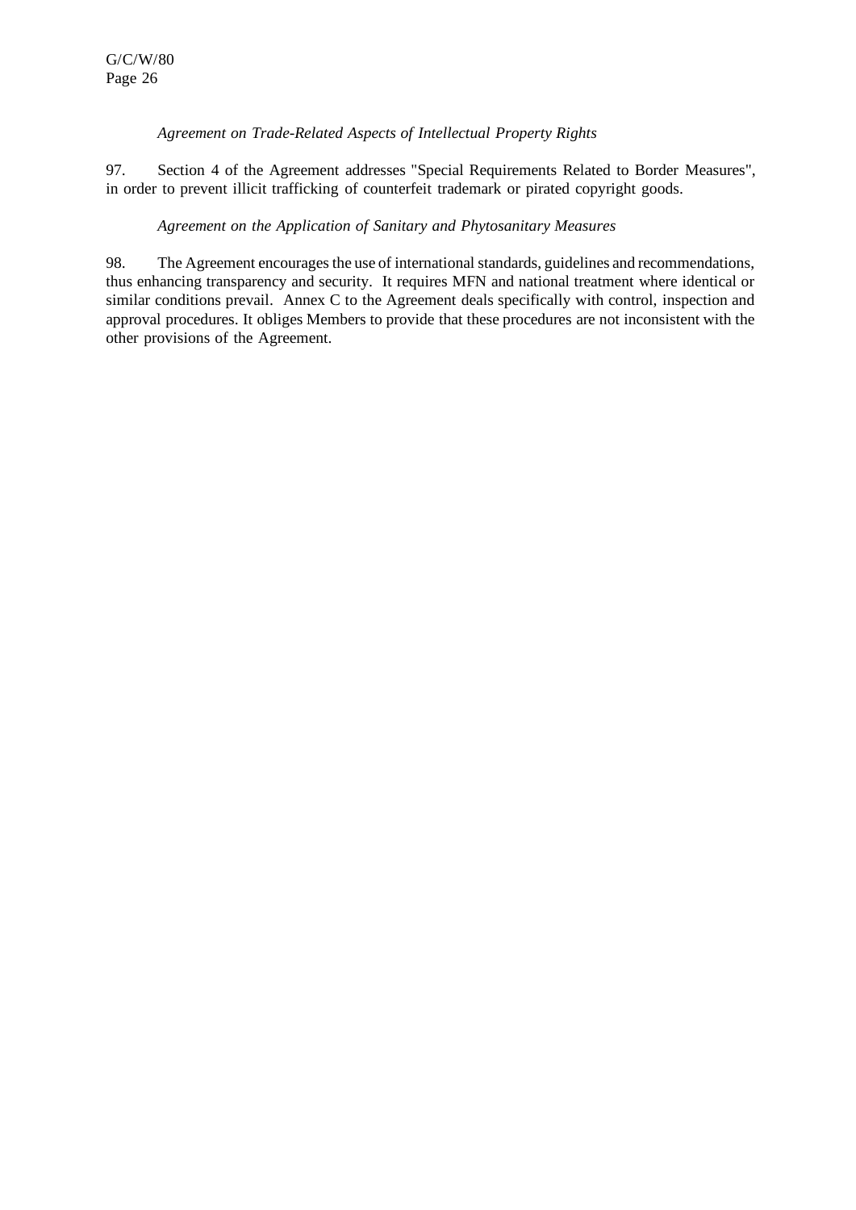*Agreement on Trade-Related Aspects of Intellectual Property Rights*

97. Section 4 of the Agreement addresses "Special Requirements Related to Border Measures", in order to prevent illicit trafficking of counterfeit trademark or pirated copyright goods.

*Agreement on the Application of Sanitary and Phytosanitary Measures*

98. The Agreement encourages the use of international standards, guidelines and recommendations, thus enhancing transparency and security. It requires MFN and national treatment where identical or similar conditions prevail. Annex C to the Agreement deals specifically with control, inspection and approval procedures. It obliges Members to provide that these procedures are not inconsistent with the other provisions of the Agreement.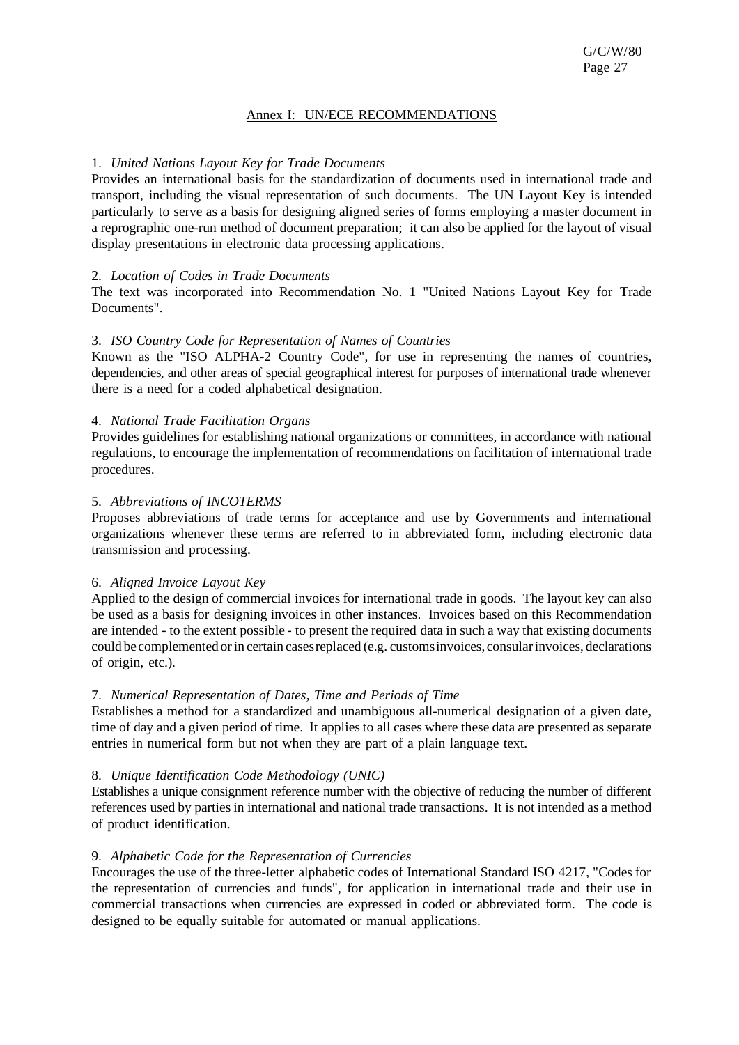## Annex I: UN/ECE RECOMMENDATIONS

1. *United Nations Layout Key for Trade Documents*
Provides an international basis for the standardization of documents used in international trade and transport, including the visual representation of such documents. The UN Layout Key is intended particularly to serve as a basis for designing aligned series of forms employing a master document in a reprographic one-run method of document preparation; it can also be applied for the layout of visual display presentations in electronic data processing applications.

2. *Location of Codes in Trade Documents*
The text was incorporated into Recommendation No. 1 "United Nations Layout Key for Trade Documents".

3. *ISO Country Code for Representation of Names of Countries*
Known as the "ISO ALPHA-2 Country Code", for use in representing the names of countries, dependencies, and other areas of special geographical interest for purposes of international trade whenever there is a need for a coded alphabetical designation.

4. *National Trade Facilitation Organs*
Provides guidelines for establishing national organizations or committees, in accordance with national regulations, to encourage the implementation of recommendations on facilitation of international trade procedures.

5. *Abbreviations of INCOTERMS*
Proposes abbreviations of trade terms for acceptance and use by Governments and international organizations whenever these terms are referred to in abbreviated form, including electronic data transmission and processing.

6. *Aligned Invoice Layout Key*
Applied to the design of commercial invoices for international trade in goods. The layout key can also be used as a basis for designing invoices in other instances. Invoices based on this Recommendation are intended - to the extent possible - to present the required data in such a way that existing documents could be complemented or in certain cases replaced (e.g. customs invoices, consular invoices, declarations of origin, etc.).

7. *Numerical Representation of Dates, Time and Periods of Time*
Establishes a method for a standardized and unambiguous all-numerical designation of a given date, time of day and a given period of time. It applies to all cases where these data are presented as separate entries in numerical form but not when they are part of a plain language text.

8. *Unique Identification Code Methodology (UNIC)*
Establishes a unique consignment reference number with the objective of reducing the number of different references used by parties in international and national trade transactions. It is not intended as a method of product identification.

9. *Alphabetic Code for the Representation of Currencies*
Encourages the use of the three-letter alphabetic codes of International Standard ISO 4217, "Codes for the representation of currencies and funds", for application in international trade and their use in commercial transactions when currencies are expressed in coded or abbreviated form. The code is designed to be equally suitable for automated or manual applications.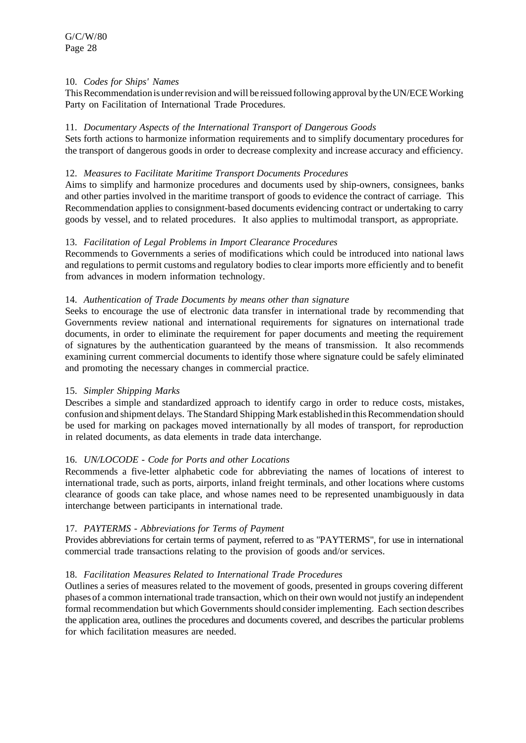10. *Codes for Ships' Names*
This Recommendation is under revision and will be reissued following approval by the UN/ECE Working Party on Facilitation of International Trade Procedures.

11. *Documentary Aspects of the International Transport of Dangerous Goods*
Sets forth actions to harmonize information requirements and to simplify documentary procedures for the transport of dangerous goods in order to decrease complexity and increase accuracy and efficiency.

12. *Measures to Facilitate Maritime Transport Documents Procedures*
Aims to simplify and harmonize procedures and documents used by ship-owners, consignees, banks and other parties involved in the maritime transport of goods to evidence the contract of carriage. This Recommendation applies to consignment-based documents evidencing contract or undertaking to carry goods by vessel, and to related procedures. It also applies to multimodal transport, as appropriate.

13. *Facilitation of Legal Problems in Import Clearance Procedures*
Recommends to Governments a series of modifications which could be introduced into national laws and regulations to permit customs and regulatory bodies to clear imports more efficiently and to benefit from advances in modern information technology.

14. *Authentication of Trade Documents by means other than signature*
Seeks to encourage the use of electronic data transfer in international trade by recommending that Governments review national and international requirements for signatures on international trade documents, in order to eliminate the requirement for paper documents and meeting the requirement of signatures by the authentication guaranteed by the means of transmission. It also recommends examining current commercial documents to identify those where signature could be safely eliminated and promoting the necessary changes in commercial practice.

15. *Simpler Shipping Marks*
Describes a simple and standardized approach to identify cargo in order to reduce costs, mistakes, confusion and shipment delays. The Standard Shipping Mark established in this Recommendation should be used for marking on packages moved internationally by all modes of transport, for reproduction in related documents, as data elements in trade data interchange.

16. *UN/LOCODE - Code for Ports and other Locations*
Recommends a five-letter alphabetic code for abbreviating the names of locations of interest to international trade, such as ports, airports, inland freight terminals, and other locations where customs clearance of goods can take place, and whose names need to be represented unambiguously in data interchange between participants in international trade.

17. *PAYTERMS - Abbreviations for Terms of Payment*
Provides abbreviations for certain terms of payment, referred to as "PAYTERMS", for use in international commercial trade transactions relating to the provision of goods and/or services.

18. *Facilitation Measures Related to International Trade Procedures*
Outlines a series of measures related to the movement of goods, presented in groups covering different phases of a common international trade transaction, which on their own would not justify an independent formal recommendation but which Governments should consider implementing. Each section describes the application area, outlines the procedures and documents covered, and describes the particular problems for which facilitation measures are needed.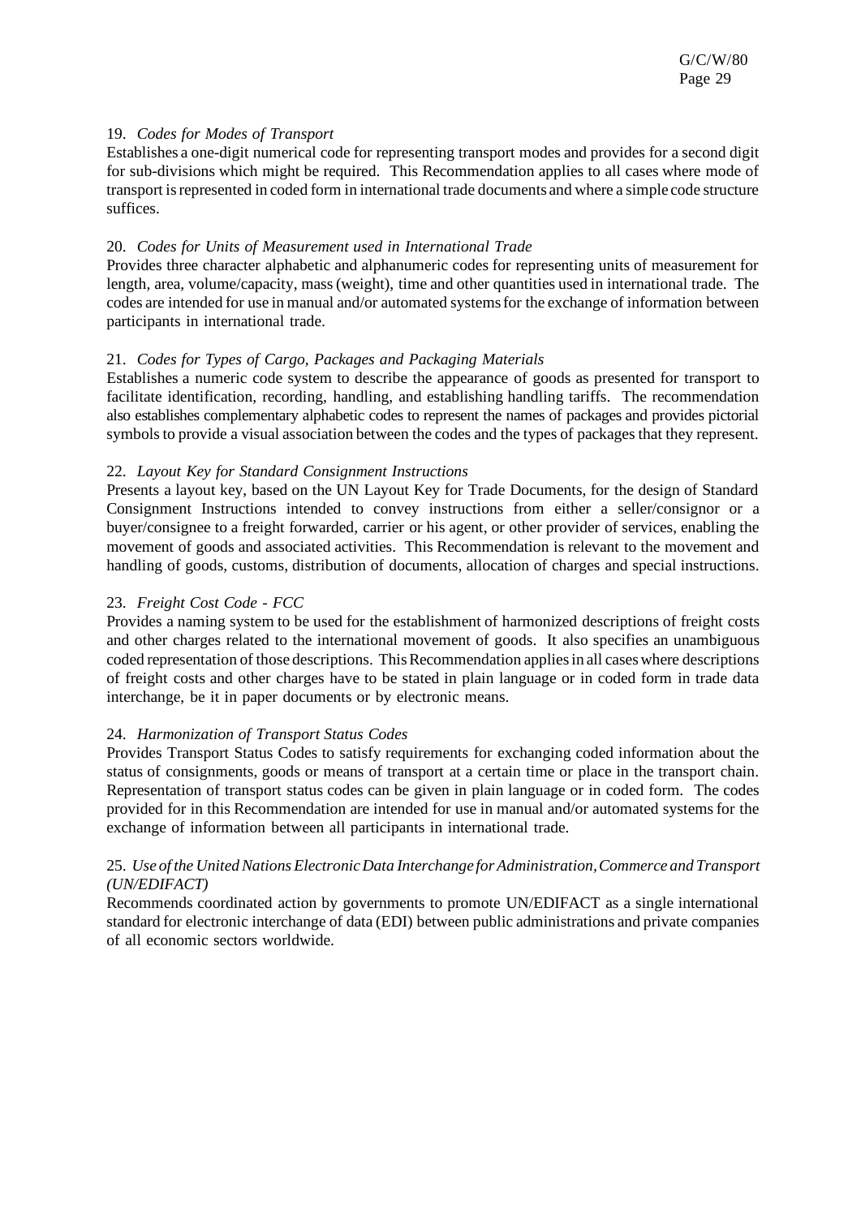19. *Codes for Modes of Transport*

Establishes a one-digit numerical code for representing transport modes and provides for a second digit for sub-divisions which might be required. This Recommendation applies to all cases where mode of transport is represented in coded form in international trade documents and where a simple code structure suffices.

20. *Codes for Units of Measurement used in International Trade*

Provides three character alphabetic and alphanumeric codes for representing units of measurement for length, area, volume/capacity, mass (weight), time and other quantities used in international trade. The codes are intended for use in manual and/or automated systems for the exchange of information between participants in international trade.

21. *Codes for Types of Cargo, Packages and Packaging Materials*

Establishes a numeric code system to describe the appearance of goods as presented for transport to facilitate identification, recording, handling, and establishing handling tariffs. The recommendation also establishes complementary alphabetic codes to represent the names of packages and provides pictorial symbols to provide a visual association between the codes and the types of packages that they represent.

22. *Layout Key for Standard Consignment Instructions*

Presents a layout key, based on the UN Layout Key for Trade Documents, for the design of Standard Consignment Instructions intended to convey instructions from either a seller/consignor or a buyer/consignee to a freight forwarded, carrier or his agent, or other provider of services, enabling the movement of goods and associated activities. This Recommendation is relevant to the movement and handling of goods, customs, distribution of documents, allocation of charges and special instructions.

23. *Freight Cost Code - FCC*

Provides a naming system to be used for the establishment of harmonized descriptions of freight costs and other charges related to the international movement of goods. It also specifies an unambiguous coded representation of those descriptions. This Recommendation applies in all cases where descriptions of freight costs and other charges have to be stated in plain language or in coded form in trade data interchange, be it in paper documents or by electronic means.

24. *Harmonization of Transport Status Codes*

Provides Transport Status Codes to satisfy requirements for exchanging coded information about the status of consignments, goods or means of transport at a certain time or place in the transport chain. Representation of transport status codes can be given in plain language or in coded form. The codes provided for in this Recommendation are intended for use in manual and/or automated systems for the exchange of information between all participants in international trade.

25. *Use of the United Nations Electronic Data Interchange for Administration, Commerce and Transport (UN/EDIFACT)*

Recommends coordinated action by governments to promote UN/EDIFACT as a single international standard for electronic interchange of data (EDI) between public administrations and private companies of all economic sectors worldwide.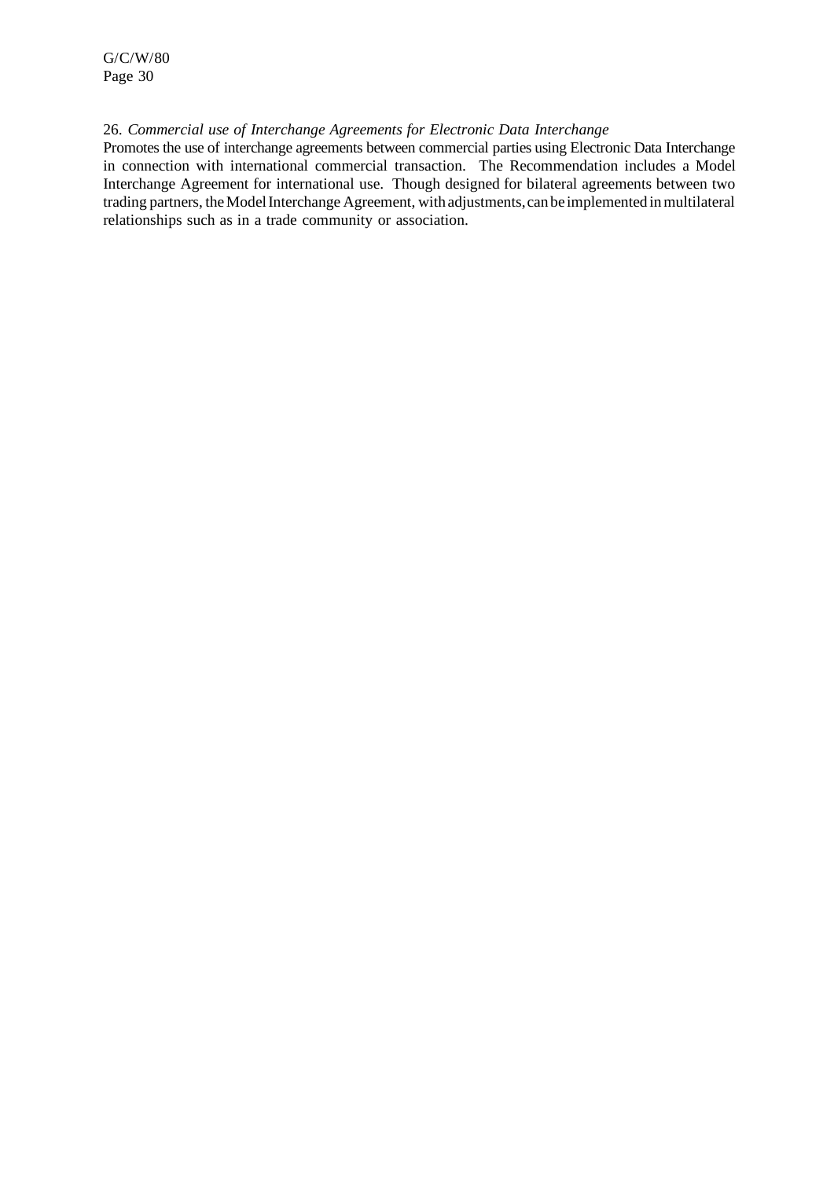26. *Commercial use of Interchange Agreements for Electronic Data Interchange*

Promotes the use of interchange agreements between commercial parties using Electronic Data Interchange in connection with international commercial transaction. The Recommendation includes a Model Interchange Agreement for international use. Though designed for bilateral agreements between two trading partners, the Model Interchange Agreement, with adjustments, can be implemented in multilateral relationships such as in a trade community or association.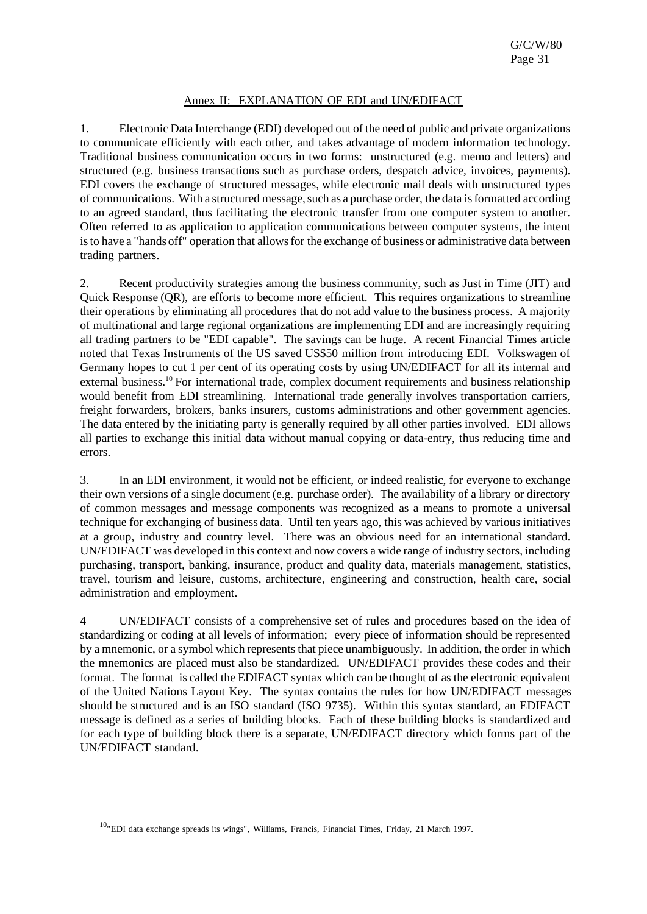## Annex II: EXPLANATION OF EDI and UN/EDIFACT

1. Electronic Data Interchange (EDI) developed out of the need of public and private organizations to communicate efficiently with each other, and takes advantage of modern information technology. Traditional business communication occurs in two forms: unstructured (e.g. memo and letters) and structured (e.g. business transactions such as purchase orders, despatch advice, invoices, payments). EDI covers the exchange of structured messages, while electronic mail deals with unstructured types of communications. With a structured message, such as a purchase order, the data is formatted according to an agreed standard, thus facilitating the electronic transfer from one computer system to another. Often referred to as application to application communications between computer systems, the intent is to have a "hands off" operation that allows for the exchange of business or administrative data between trading partners.

2. Recent productivity strategies among the business community, such as Just in Time (JIT) and Quick Response (QR), are efforts to become more efficient. This requires organizations to streamline their operations by eliminating all procedures that do not add value to the business process. A majority of multinational and large regional organizations are implementing EDI and are increasingly requiring all trading partners to be "EDI capable". The savings can be huge. A recent Financial Times article noted that Texas Instruments of the US saved US$50 million from introducing EDI. Volkswagen of Germany hopes to cut 1 per cent of its operating costs by using UN/EDIFACT for all its internal and external business.[10] For international trade, complex document requirements and business relationship would benefit from EDI streamlining. International trade generally involves transportation carriers, freight forwarders, brokers, banks insurers, customs administrations and other government agencies. The data entered by the initiating party is generally required by all other parties involved. EDI allows all parties to exchange this initial data without manual copying or data-entry, thus reducing time and errors.

3. In an EDI environment, it would not be efficient, or indeed realistic, for everyone to exchange their own versions of a single document (e.g. purchase order). The availability of a library or directory of common messages and message components was recognized as a means to promote a universal technique for exchanging of business data. Until ten years ago, this was achieved by various initiatives at a group, industry and country level. There was an obvious need for an international standard. UN/EDIFACT was developed in this context and now covers a wide range of industry sectors, including purchasing, transport, banking, insurance, product and quality data, materials management, statistics, travel, tourism and leisure, customs, architecture, engineering and construction, health care, social administration and employment.

4 UN/EDIFACT consists of a comprehensive set of rules and procedures based on the idea of standardizing or coding at all levels of information; every piece of information should be represented by a mnemonic, or a symbol which represents that piece unambiguously. In addition, the order in which the mnemonics are placed must also be standardized. UN/EDIFACT provides these codes and their format. The format is called the EDIFACT syntax which can be thought of as the electronic equivalent of the United Nations Layout Key. The syntax contains the rules for how UN/EDIFACT messages should be structured and is an ISO standard (ISO 9735). Within this syntax standard, an EDIFACT message is defined as a series of building blocks. Each of these building blocks is standardized and for each type of building block there is a separate, UN/EDIFACT directory which forms part of the UN/EDIFACT standard.

---

[10] "EDI data exchange spreads its wings", Williams, Francis, Financial Times, Friday, 21 March 1997.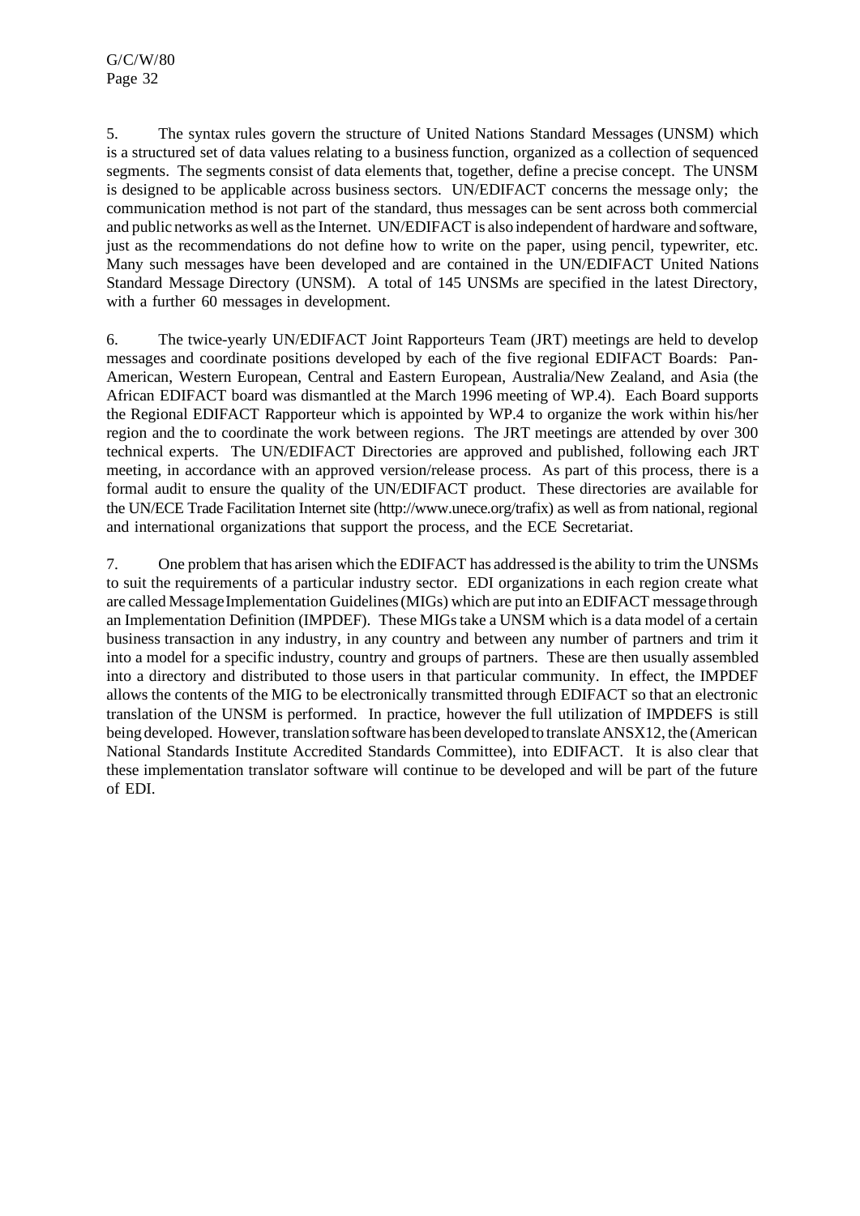5. The syntax rules govern the structure of United Nations Standard Messages (UNSM) which is a structured set of data values relating to a business function, organized as a collection of sequenced segments. The segments consist of data elements that, together, define a precise concept. The UNSM is designed to be applicable across business sectors. UN/EDIFACT concerns the message only; the communication method is not part of the standard, thus messages can be sent across both commercial and public networks as well as the Internet. UN/EDIFACT is also independent of hardware and software, just as the recommendations do not define how to write on the paper, using pencil, typewriter, etc. Many such messages have been developed and are contained in the UN/EDIFACT United Nations Standard Message Directory (UNSM). A total of 145 UNSMs are specified in the latest Directory, with a further 60 messages in development.

6. The twice-yearly UN/EDIFACT Joint Rapporteurs Team (JRT) meetings are held to develop messages and coordinate positions developed by each of the five regional EDIFACT Boards: Pan-American, Western European, Central and Eastern European, Australia/New Zealand, and Asia (the African EDIFACT board was dismantled at the March 1996 meeting of WP.4). Each Board supports the Regional EDIFACT Rapporteur which is appointed by WP.4 to organize the work within his/her region and the to coordinate the work between regions. The JRT meetings are attended by over 300 technical experts. The UN/EDIFACT Directories are approved and published, following each JRT meeting, in accordance with an approved version/release process. As part of this process, there is a formal audit to ensure the quality of the UN/EDIFACT product. These directories are available for the UN/ECE Trade Facilitation Internet site (http://www.unece.org/trafix) as well as from national, regional and international organizations that support the process, and the ECE Secretariat.

7. One problem that has arisen which the EDIFACT has addressed is the ability to trim the UNSMs to suit the requirements of a particular industry sector. EDI organizations in each region create what are called Message Implementation Guidelines (MIGs) which are put into an EDIFACT message through an Implementation Definition (IMPDEF). These MIGs take a UNSM which is a data model of a certain business transaction in any industry, in any country and between any number of partners and trim it into a model for a specific industry, country and groups of partners. These are then usually assembled into a directory and distributed to those users in that particular community. In effect, the IMPDEF allows the contents of the MIG to be electronically transmitted through EDIFACT so that an electronic translation of the UNSM is performed. In practice, however the full utilization of IMPDEFS is still being developed. However, translation software has been developed to translate ANSX12, the (American National Standards Institute Accredited Standards Committee), into EDIFACT. It is also clear that these implementation translator software will continue to be developed and will be part of the future of EDI.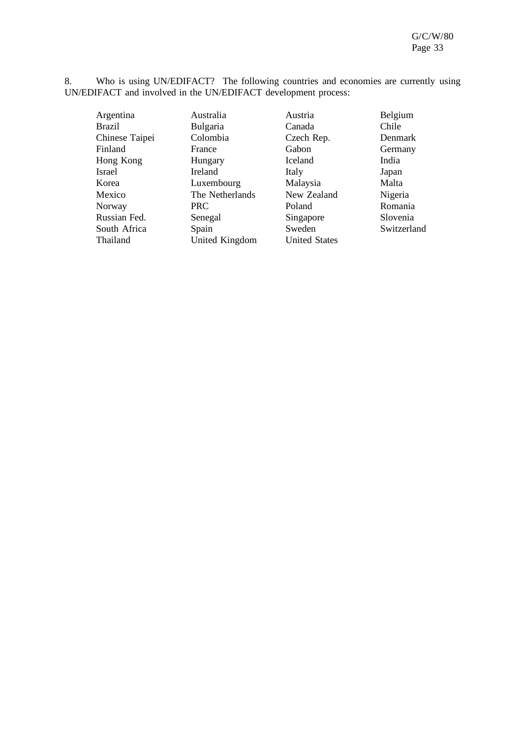8. Who is using UN/EDIFACT? The following countries and economies are currently using UN/EDIFACT and involved in the UN/EDIFACT development process:

| | | | |
|---|---|---|---|
| Argentina | Australia | Austria | Belgium |
| Brazil | Bulgaria | Canada | Chile |
| Chinese Taipei | Colombia | Czech Rep. | Denmark |
| Finland | France | Gabon | Germany |
| Hong Kong | Hungary | Iceland | India |
| Israel | Ireland | Italy | Japan |
| Korea | Luxembourg | Malaysia | Malta |
| Mexico | The Netherlands | New Zealand | Nigeria |
| Norway | PRC | Poland | Romania |
| Russian Fed. | Senegal | Singapore | Slovenia |
| South Africa | Spain | Sweden | Switzerland |
| Thailand | United Kingdom | United States | |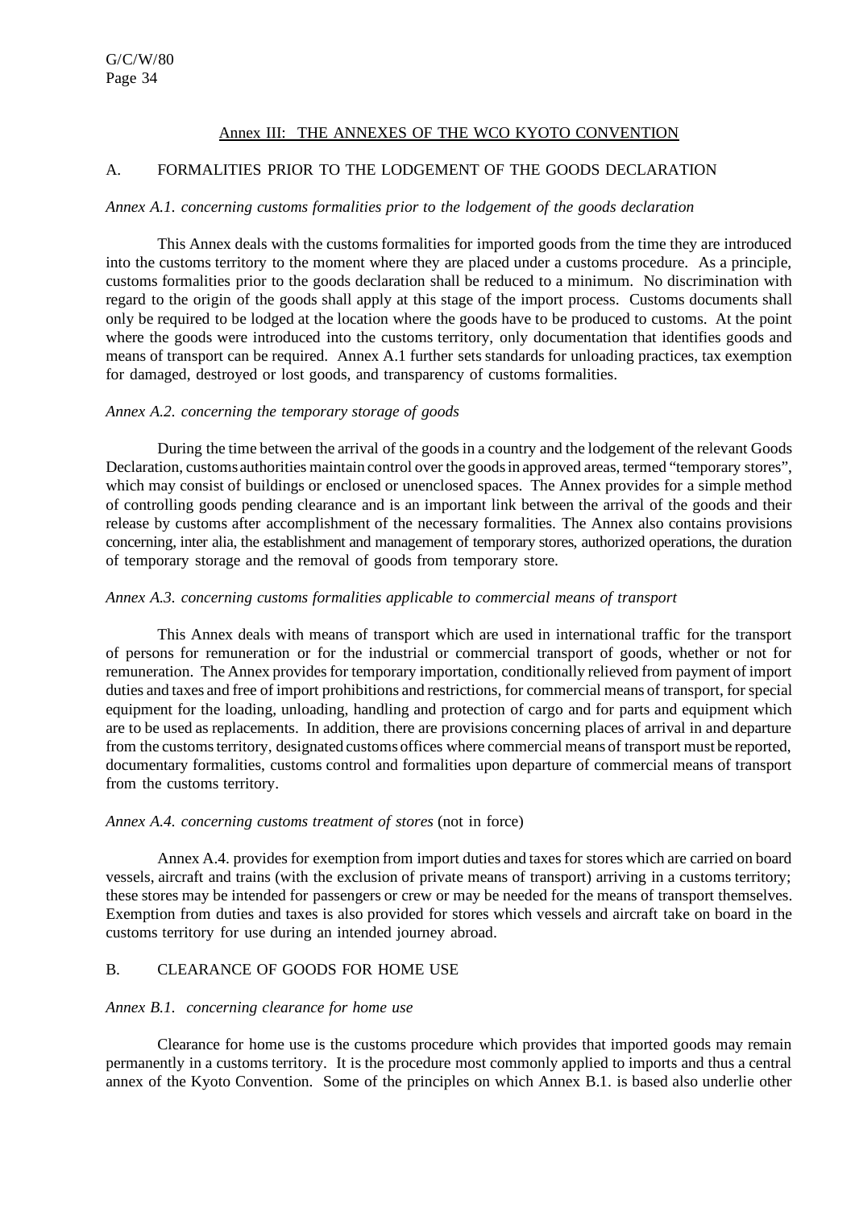## Annex III: THE ANNEXES OF THE WCO KYOTO CONVENTION

### A. FORMALITIES PRIOR TO THE LODGEMENT OF THE GOODS DECLARATION

*Annex A.1. concerning customs formalities prior to the lodgement of the goods declaration*

This Annex deals with the customs formalities for imported goods from the time they are introduced into the customs territory to the moment where they are placed under a customs procedure. As a principle, customs formalities prior to the goods declaration shall be reduced to a minimum. No discrimination with regard to the origin of the goods shall apply at this stage of the import process. Customs documents shall only be required to be lodged at the location where the goods have to be produced to customs. At the point where the goods were introduced into the customs territory, only documentation that identifies goods and means of transport can be required. Annex A.1 further sets standards for unloading practices, tax exemption for damaged, destroyed or lost goods, and transparency of customs formalities.

*Annex A.2. concerning the temporary storage of goods*

During the time between the arrival of the goods in a country and the lodgement of the relevant Goods Declaration, customs authorities maintain control over the goods in approved areas, termed "temporary stores", which may consist of buildings or enclosed or unenclosed spaces. The Annex provides for a simple method of controlling goods pending clearance and is an important link between the arrival of the goods and their release by customs after accomplishment of the necessary formalities. The Annex also contains provisions concerning, inter alia, the establishment and management of temporary stores, authorized operations, the duration of temporary storage and the removal of goods from temporary store.

*Annex A.3. concerning customs formalities applicable to commercial means of transport*

This Annex deals with means of transport which are used in international traffic for the transport of persons for remuneration or for the industrial or commercial transport of goods, whether or not for remuneration. The Annex provides for temporary importation, conditionally relieved from payment of import duties and taxes and free of import prohibitions and restrictions, for commercial means of transport, for special equipment for the loading, unloading, handling and protection of cargo and for parts and equipment which are to be used as replacements. In addition, there are provisions concerning places of arrival in and departure from the customs territory, designated customs offices where commercial means of transport must be reported, documentary formalities, customs control and formalities upon departure of commercial means of transport from the customs territory.

*Annex A.4. concerning customs treatment of stores* (not in force)

Annex A.4. provides for exemption from import duties and taxes for stores which are carried on board vessels, aircraft and trains (with the exclusion of private means of transport) arriving in a customs territory; these stores may be intended for passengers or crew or may be needed for the means of transport themselves. Exemption from duties and taxes is also provided for stores which vessels and aircraft take on board in the customs territory for use during an intended journey abroad.

### B. CLEARANCE OF GOODS FOR HOME USE

*Annex B.1. concerning clearance for home use*

Clearance for home use is the customs procedure which provides that imported goods may remain permanently in a customs territory. It is the procedure most commonly applied to imports and thus a central annex of the Kyoto Convention. Some of the principles on which Annex B.1. is based also underlie other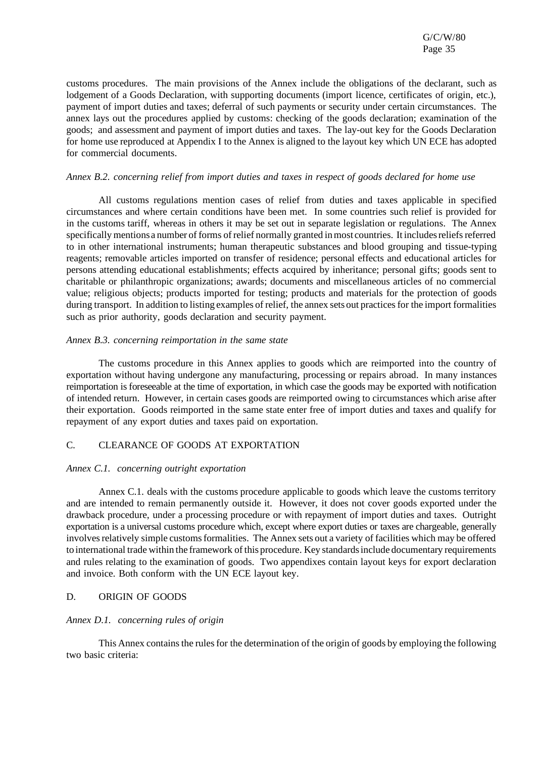customs procedures. The main provisions of the Annex include the obligations of the declarant, such as lodgement of a Goods Declaration, with supporting documents (import licence, certificates of origin, etc.), payment of import duties and taxes; deferral of such payments or security under certain circumstances. The annex lays out the procedures applied by customs: checking of the goods declaration; examination of the goods; and assessment and payment of import duties and taxes. The lay-out key for the Goods Declaration for home use reproduced at Appendix I to the Annex is aligned to the layout key which UN ECE has adopted for commercial documents.

*Annex B.2. concerning relief from import duties and taxes in respect of goods declared for home use*

All customs regulations mention cases of relief from duties and taxes applicable in specified circumstances and where certain conditions have been met. In some countries such relief is provided for in the customs tariff, whereas in others it may be set out in separate legislation or regulations. The Annex specifically mentions a number of forms of relief normally granted in most countries. It includes reliefs referred to in other international instruments; human therapeutic substances and blood grouping and tissue-typing reagents; removable articles imported on transfer of residence; personal effects and educational articles for persons attending educational establishments; effects acquired by inheritance; personal gifts; goods sent to charitable or philanthropic organizations; awards; documents and miscellaneous articles of no commercial value; religious objects; products imported for testing; products and materials for the protection of goods during transport. In addition to listing examples of relief, the annex sets out practices for the import formalities such as prior authority, goods declaration and security payment.

*Annex B.3. concerning reimportation in the same state*

The customs procedure in this Annex applies to goods which are reimported into the country of exportation without having undergone any manufacturing, processing or repairs abroad. In many instances reimportation is foreseeable at the time of exportation, in which case the goods may be exported with notification of intended return. However, in certain cases goods are reimported owing to circumstances which arise after their exportation. Goods reimported in the same state enter free of import duties and taxes and qualify for repayment of any export duties and taxes paid on exportation.

## C. CLEARANCE OF GOODS AT EXPORTATION

*Annex C.1. concerning outright exportation*

Annex C.1. deals with the customs procedure applicable to goods which leave the customs territory and are intended to remain permanently outside it. However, it does not cover goods exported under the drawback procedure, under a processing procedure or with repayment of import duties and taxes. Outright exportation is a universal customs procedure which, except where export duties or taxes are chargeable, generally involves relatively simple customs formalities. The Annex sets out a variety of facilities which may be offered to international trade within the framework of this procedure. Key standards include documentary requirements and rules relating to the examination of goods. Two appendixes contain layout keys for export declaration and invoice. Both conform with the UN ECE layout key.

## D. ORIGIN OF GOODS

*Annex D.1. concerning rules of origin*

This Annex contains the rules for the determination of the origin of goods by employing the following two basic criteria: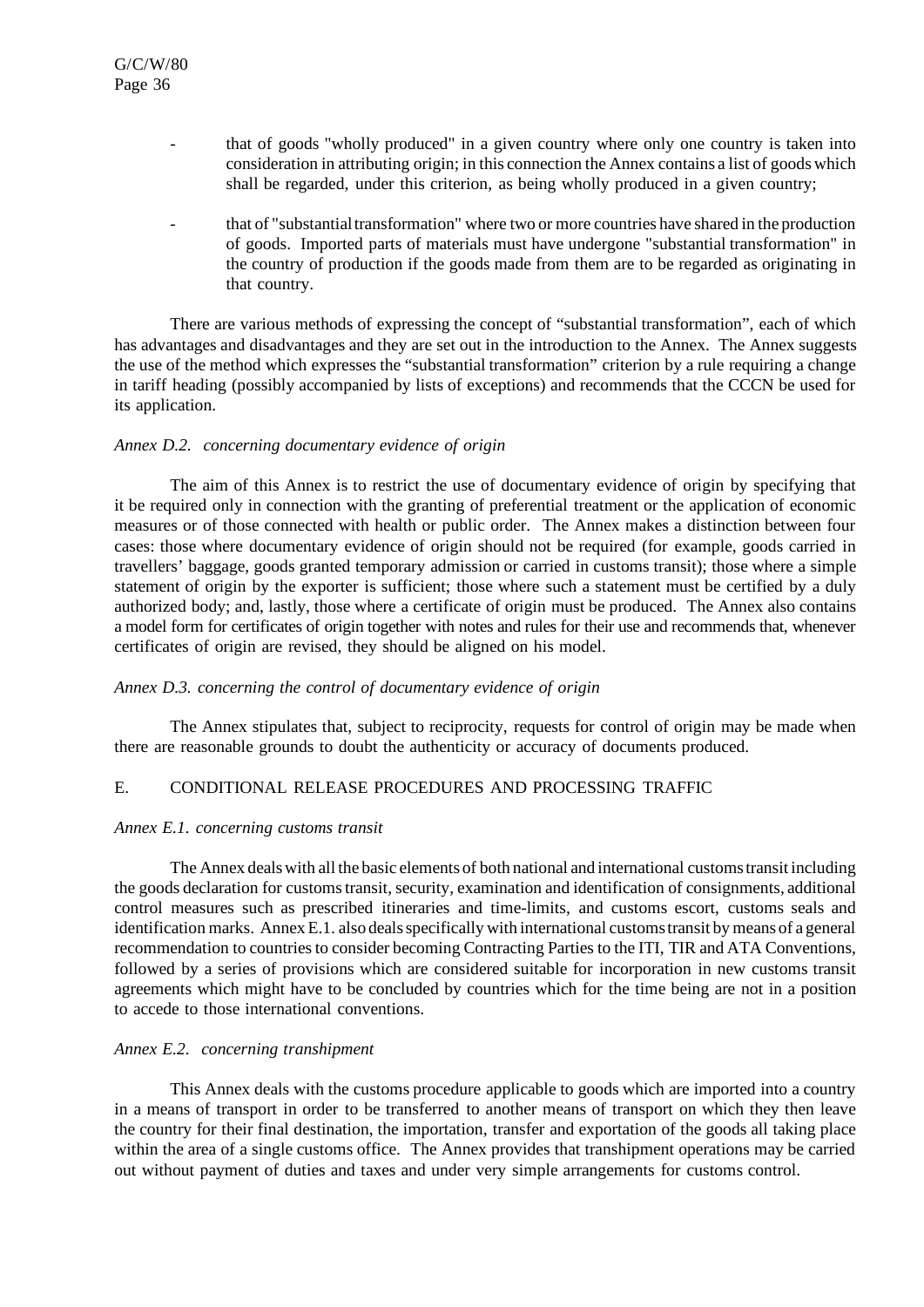- that of goods "wholly produced" in a given country where only one country is taken into consideration in attributing origin; in this connection the Annex contains a list of goods which shall be regarded, under this criterion, as being wholly produced in a given country;

- that of "substantial transformation" where two or more countries have shared in the production of goods. Imported parts of materials must have undergone "substantial transformation" in the country of production if the goods made from them are to be regarded as originating in that country.

There are various methods of expressing the concept of "substantial transformation", each of which has advantages and disadvantages and they are set out in the introduction to the Annex. The Annex suggests the use of the method which expresses the "substantial transformation" criterion by a rule requiring a change in tariff heading (possibly accompanied by lists of exceptions) and recommends that the CCCN be used for its application.

*Annex D.2. concerning documentary evidence of origin*

The aim of this Annex is to restrict the use of documentary evidence of origin by specifying that it be required only in connection with the granting of preferential treatment or the application of economic measures or of those connected with health or public order. The Annex makes a distinction between four cases: those where documentary evidence of origin should not be required (for example, goods carried in travellers' baggage, goods granted temporary admission or carried in customs transit); those where a simple statement of origin by the exporter is sufficient; those where such a statement must be certified by a duly authorized body; and, lastly, those where a certificate of origin must be produced. The Annex also contains a model form for certificates of origin together with notes and rules for their use and recommends that, whenever certificates of origin are revised, they should be aligned on his model.

*Annex D.3. concerning the control of documentary evidence of origin*

The Annex stipulates that, subject to reciprocity, requests for control of origin may be made when there are reasonable grounds to doubt the authenticity or accuracy of documents produced.

## E. CONDITIONAL RELEASE PROCEDURES AND PROCESSING TRAFFIC

*Annex E.1. concerning customs transit*

The Annex deals with all the basic elements of both national and international customs transit including the goods declaration for customs transit, security, examination and identification of consignments, additional control measures such as prescribed itineraries and time-limits, and customs escort, customs seals and identification marks. Annex E.1. also deals specifically with international customs transit by means of a general recommendation to countries to consider becoming Contracting Parties to the ITI, TIR and ATA Conventions, followed by a series of provisions which are considered suitable for incorporation in new customs transit agreements which might have to be concluded by countries which for the time being are not in a position to accede to those international conventions.

*Annex E.2. concerning transhipment*

This Annex deals with the customs procedure applicable to goods which are imported into a country in a means of transport in order to be transferred to another means of transport on which they then leave the country for their final destination, the importation, transfer and exportation of the goods all taking place within the area of a single customs office. The Annex provides that transhipment operations may be carried out without payment of duties and taxes and under very simple arrangements for customs control.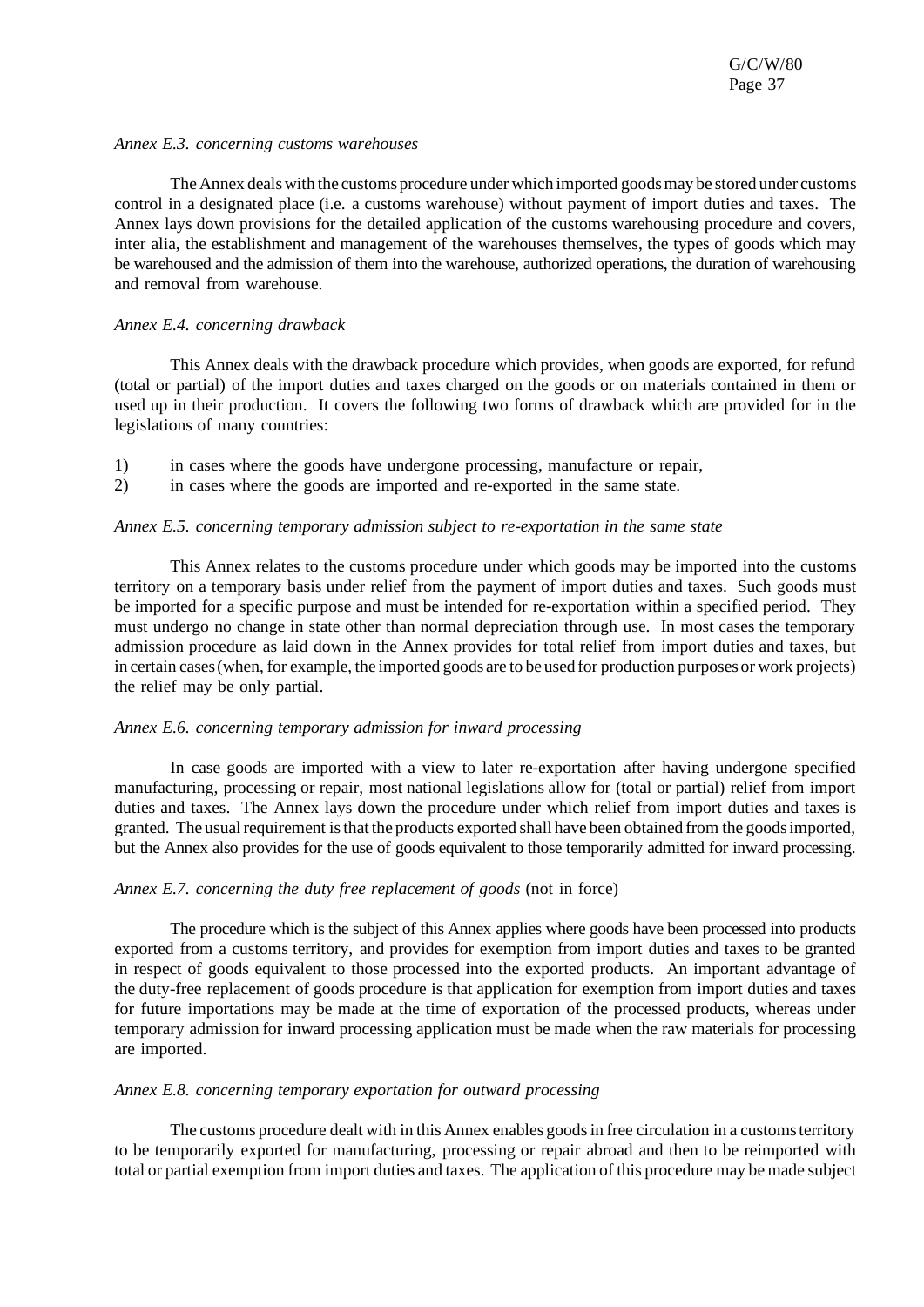*Annex E.3. concerning customs warehouses*

The Annex deals with the customs procedure under which imported goods may be stored under customs control in a designated place (i.e. a customs warehouse) without payment of import duties and taxes. The Annex lays down provisions for the detailed application of the customs warehousing procedure and covers, inter alia, the establishment and management of the warehouses themselves, the types of goods which may be warehoused and the admission of them into the warehouse, authorized operations, the duration of warehousing and removal from warehouse.

*Annex E.4. concerning drawback*

This Annex deals with the drawback procedure which provides, when goods are exported, for refund (total or partial) of the import duties and taxes charged on the goods or on materials contained in them or used up in their production. It covers the following two forms of drawback which are provided for in the legislations of many countries:

1) in cases where the goods have undergone processing, manufacture or repair,
2) in cases where the goods are imported and re-exported in the same state.

*Annex E.5. concerning temporary admission subject to re-exportation in the same state*

This Annex relates to the customs procedure under which goods may be imported into the customs territory on a temporary basis under relief from the payment of import duties and taxes. Such goods must be imported for a specific purpose and must be intended for re-exportation within a specified period. They must undergo no change in state other than normal depreciation through use. In most cases the temporary admission procedure as laid down in the Annex provides for total relief from import duties and taxes, but in certain cases (when, for example, the imported goods are to be used for production purposes or work projects) the relief may be only partial.

*Annex E.6. concerning temporary admission for inward processing*

In case goods are imported with a view to later re-exportation after having undergone specified manufacturing, processing or repair, most national legislations allow for (total or partial) relief from import duties and taxes. The Annex lays down the procedure under which relief from import duties and taxes is granted. The usual requirement is that the products exported shall have been obtained from the goods imported, but the Annex also provides for the use of goods equivalent to those temporarily admitted for inward processing.

*Annex E.7. concerning the duty free replacement of goods* (not in force)

The procedure which is the subject of this Annex applies where goods have been processed into products exported from a customs territory, and provides for exemption from import duties and taxes to be granted in respect of goods equivalent to those processed into the exported products. An important advantage of the duty-free replacement of goods procedure is that application for exemption from import duties and taxes for future importations may be made at the time of exportation of the processed products, whereas under temporary admission for inward processing application must be made when the raw materials for processing are imported.

*Annex E.8. concerning temporary exportation for outward processing*

The customs procedure dealt with in this Annex enables goods in free circulation in a customs territory to be temporarily exported for manufacturing, processing or repair abroad and then to be reimported with total or partial exemption from import duties and taxes. The application of this procedure may be made subject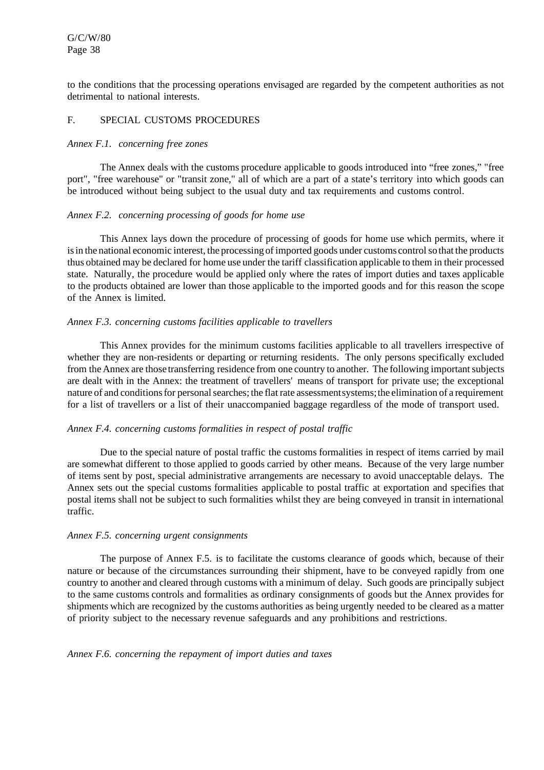to the conditions that the processing operations envisaged are regarded by the competent authorities as not detrimental to national interests.

## F. SPECIAL CUSTOMS PROCEDURES

*Annex F.1. concerning free zones*

The Annex deals with the customs procedure applicable to goods introduced into "free zones," "free port", "free warehouse" or "transit zone," all of which are a part of a state's territory into which goods can be introduced without being subject to the usual duty and tax requirements and customs control.

*Annex F.2. concerning processing of goods for home use*

This Annex lays down the procedure of processing of goods for home use which permits, where it is in the national economic interest, the processing of imported goods under customs control so that the products thus obtained may be declared for home use under the tariff classification applicable to them in their processed state. Naturally, the procedure would be applied only where the rates of import duties and taxes applicable to the products obtained are lower than those applicable to the imported goods and for this reason the scope of the Annex is limited.

*Annex F.3. concerning customs facilities applicable to travellers*

This Annex provides for the minimum customs facilities applicable to all travellers irrespective of whether they are non-residents or departing or returning residents. The only persons specifically excluded from the Annex are those transferring residence from one country to another. The following important subjects are dealt with in the Annex: the treatment of travellers' means of transport for private use; the exceptional nature of and conditions for personal searches; the flat rate assessment systems; the elimination of a requirement for a list of travellers or a list of their unaccompanied baggage regardless of the mode of transport used.

*Annex F.4. concerning customs formalities in respect of postal traffic*

Due to the special nature of postal traffic the customs formalities in respect of items carried by mail are somewhat different to those applied to goods carried by other means. Because of the very large number of items sent by post, special administrative arrangements are necessary to avoid unacceptable delays. The Annex sets out the special customs formalities applicable to postal traffic at exportation and specifies that postal items shall not be subject to such formalities whilst they are being conveyed in transit in international traffic.

*Annex F.5. concerning urgent consignments*

The purpose of Annex F.5. is to facilitate the customs clearance of goods which, because of their nature or because of the circumstances surrounding their shipment, have to be conveyed rapidly from one country to another and cleared through customs with a minimum of delay. Such goods are principally subject to the same customs controls and formalities as ordinary consignments of goods but the Annex provides for shipments which are recognized by the customs authorities as being urgently needed to be cleared as a matter of priority subject to the necessary revenue safeguards and any prohibitions and restrictions.

*Annex F.6. concerning the repayment of import duties and taxes*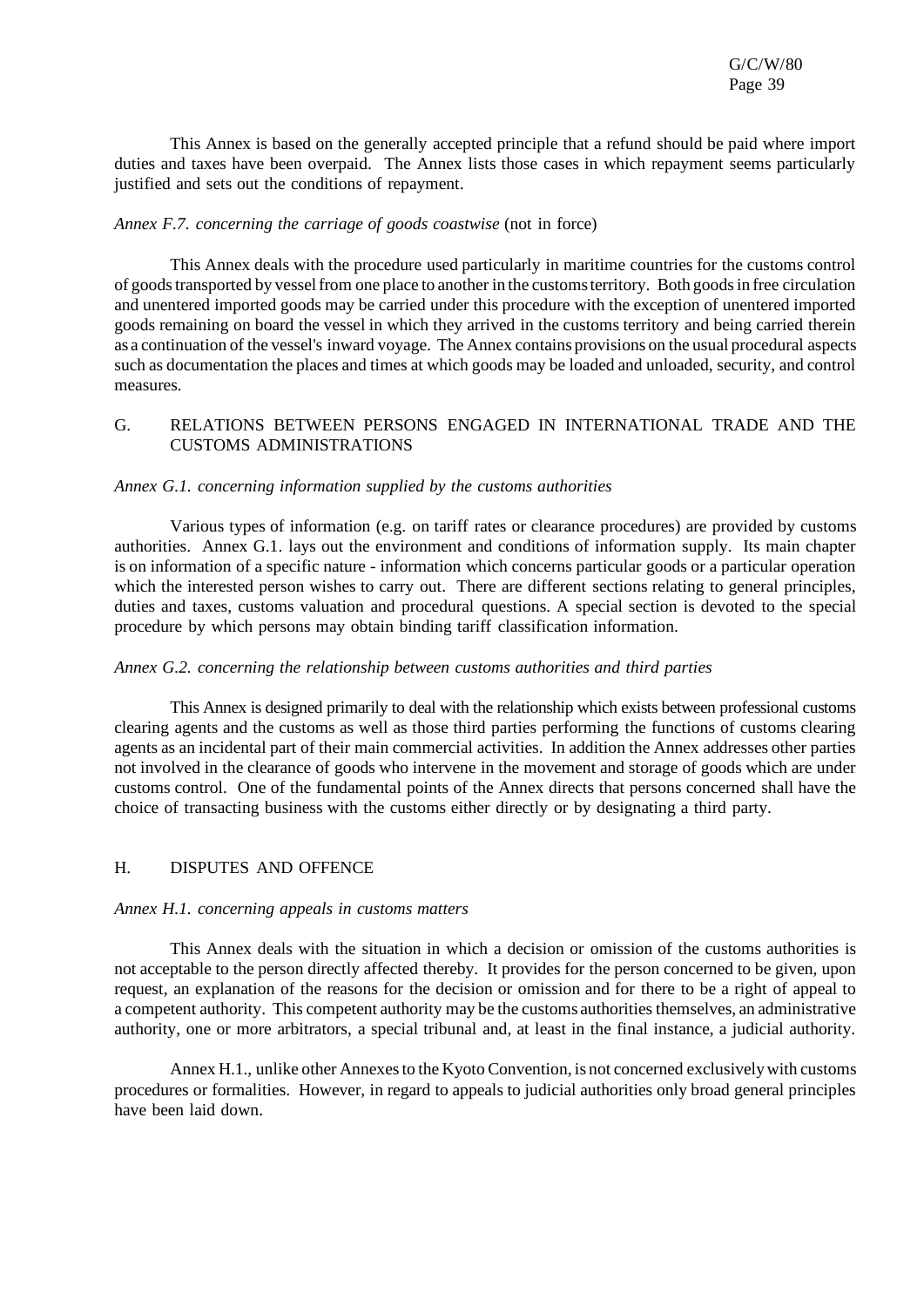This Annex is based on the generally accepted principle that a refund should be paid where import duties and taxes have been overpaid. The Annex lists those cases in which repayment seems particularly justified and sets out the conditions of repayment.

*Annex F.7. concerning the carriage of goods coastwise* (not in force)

This Annex deals with the procedure used particularly in maritime countries for the customs control of goods transported by vessel from one place to another in the customs territory. Both goods in free circulation and unentered imported goods may be carried under this procedure with the exception of unentered imported goods remaining on board the vessel in which they arrived in the customs territory and being carried therein as a continuation of the vessel's inward voyage. The Annex contains provisions on the usual procedural aspects such as documentation the places and times at which goods may be loaded and unloaded, security, and control measures.

## G. RELATIONS BETWEEN PERSONS ENGAGED IN INTERNATIONAL TRADE AND THE CUSTOMS ADMINISTRATIONS

*Annex G.1. concerning information supplied by the customs authorities*

Various types of information (e.g. on tariff rates or clearance procedures) are provided by customs authorities. Annex G.1. lays out the environment and conditions of information supply. Its main chapter is on information of a specific nature - information which concerns particular goods or a particular operation which the interested person wishes to carry out. There are different sections relating to general principles, duties and taxes, customs valuation and procedural questions. A special section is devoted to the special procedure by which persons may obtain binding tariff classification information.

*Annex G.2. concerning the relationship between customs authorities and third parties*

This Annex is designed primarily to deal with the relationship which exists between professional customs clearing agents and the customs as well as those third parties performing the functions of customs clearing agents as an incidental part of their main commercial activities. In addition the Annex addresses other parties not involved in the clearance of goods who intervene in the movement and storage of goods which are under customs control. One of the fundamental points of the Annex directs that persons concerned shall have the choice of transacting business with the customs either directly or by designating a third party.

## H. DISPUTES AND OFFENCE

*Annex H.1. concerning appeals in customs matters*

This Annex deals with the situation in which a decision or omission of the customs authorities is not acceptable to the person directly affected thereby. It provides for the person concerned to be given, upon request, an explanation of the reasons for the decision or omission and for there to be a right of appeal to a competent authority. This competent authority may be the customs authorities themselves, an administrative authority, one or more arbitrators, a special tribunal and, at least in the final instance, a judicial authority.

Annex H.1., unlike other Annexes to the Kyoto Convention, is not concerned exclusively with customs procedures or formalities. However, in regard to appeals to judicial authorities only broad general principles have been laid down.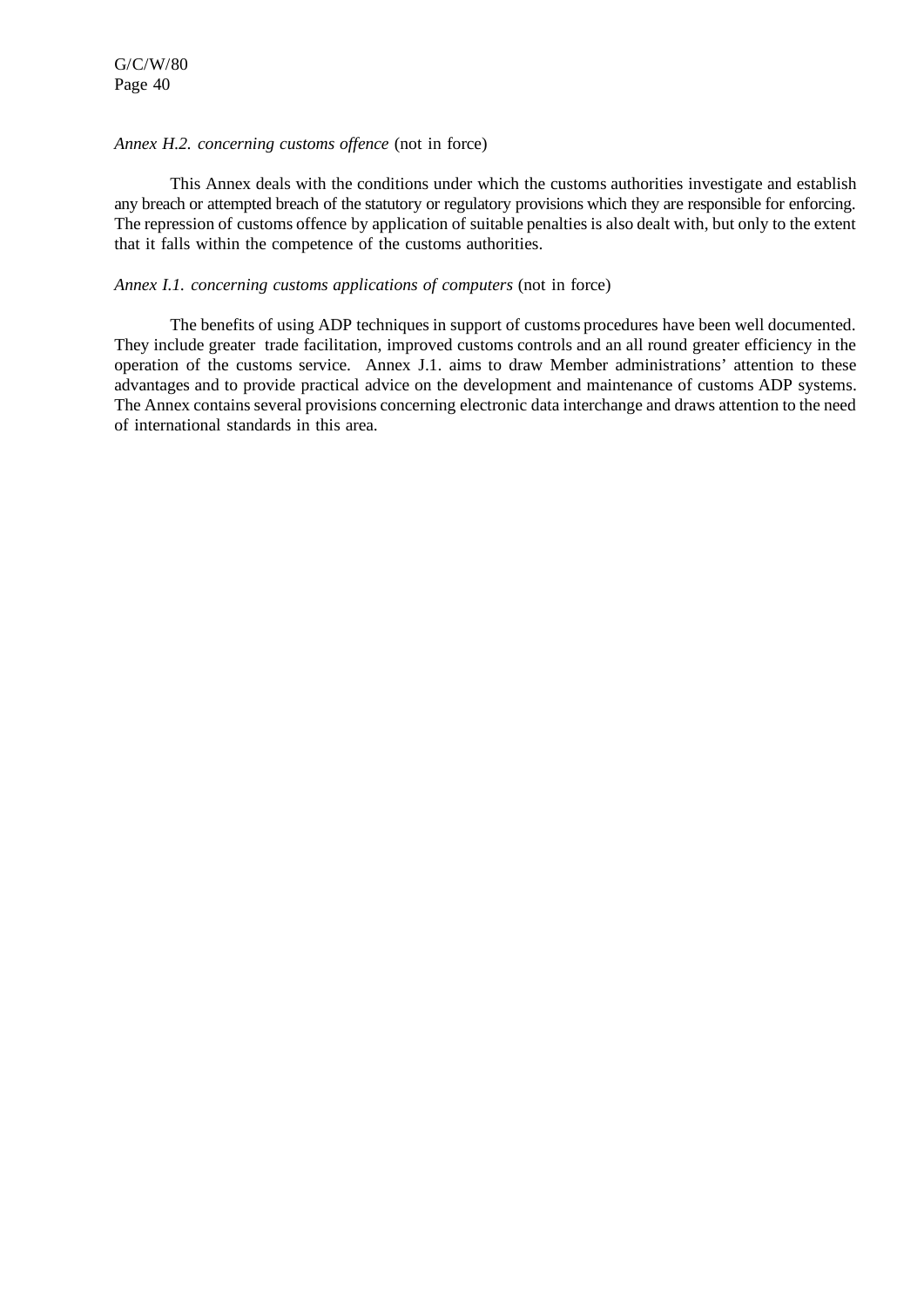*Annex H.2. concerning customs offence* (not in force)

This Annex deals with the conditions under which the customs authorities investigate and establish any breach or attempted breach of the statutory or regulatory provisions which they are responsible for enforcing. The repression of customs offence by application of suitable penalties is also dealt with, but only to the extent that it falls within the competence of the customs authorities.

*Annex I.1. concerning customs applications of computers* (not in force)

The benefits of using ADP techniques in support of customs procedures have been well documented. They include greater trade facilitation, improved customs controls and an all round greater efficiency in the operation of the customs service. Annex J.1. aims to draw Member administrations' attention to these advantages and to provide practical advice on the development and maintenance of customs ADP systems. The Annex contains several provisions concerning electronic data interchange and draws attention to the need of international standards in this area.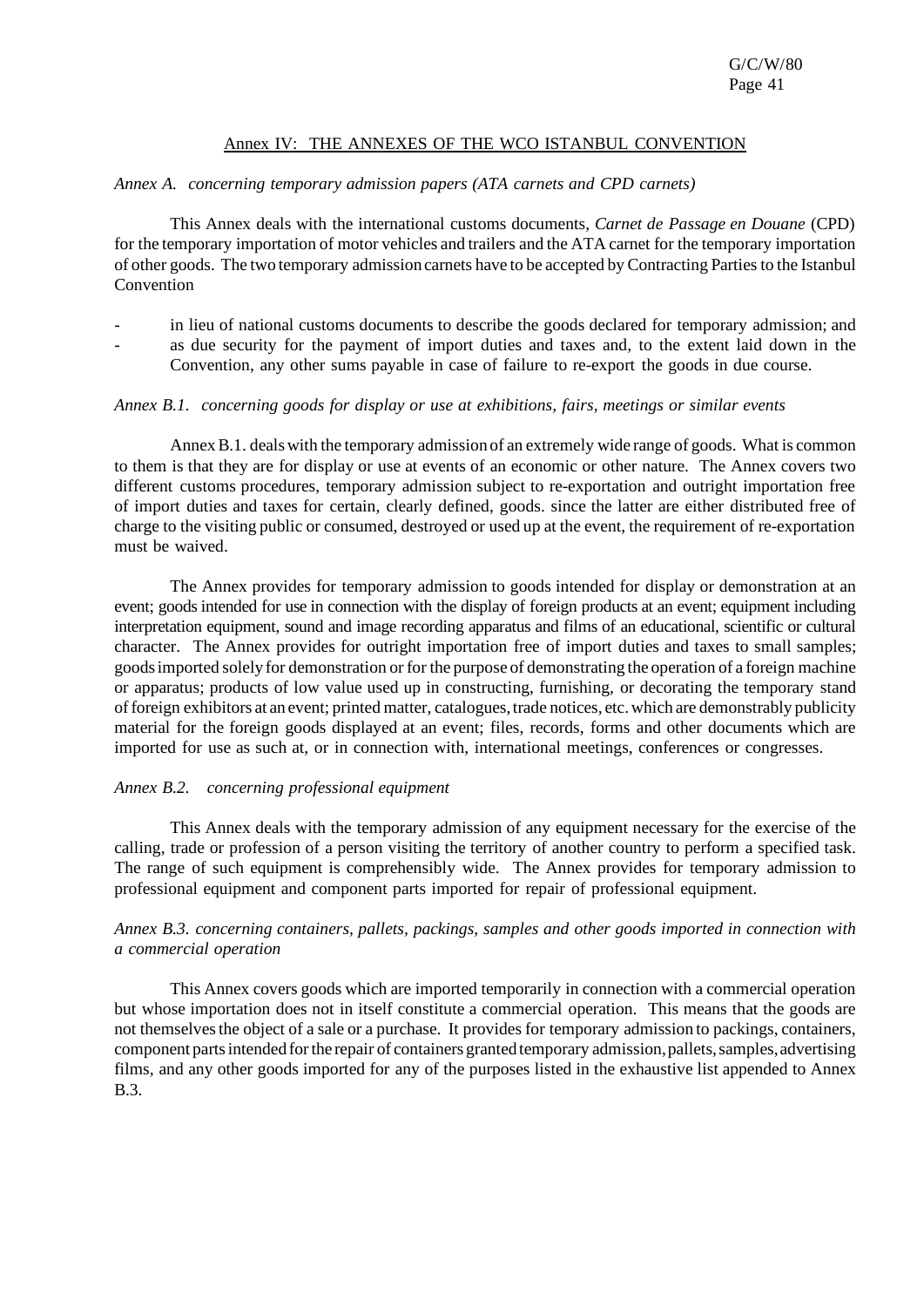## Annex IV: THE ANNEXES OF THE WCO ISTANBUL CONVENTION

*Annex A. concerning temporary admission papers (ATA carnets and CPD carnets)*

This Annex deals with the international customs documents, *Carnet de Passage en Douane* (CPD) for the temporary importation of motor vehicles and trailers and the ATA carnet for the temporary importation of other goods. The two temporary admission carnets have to be accepted by Contracting Parties to the Istanbul Convention

- in lieu of national customs documents to describe the goods declared for temporary admission; and
- as due security for the payment of import duties and taxes and, to the extent laid down in the Convention, any other sums payable in case of failure to re-export the goods in due course.

*Annex B.1. concerning goods for display or use at exhibitions, fairs, meetings or similar events*

Annex B.1. deals with the temporary admission of an extremely wide range of goods. What is common to them is that they are for display or use at events of an economic or other nature. The Annex covers two different customs procedures, temporary admission subject to re-exportation and outright importation free of import duties and taxes for certain, clearly defined, goods. since the latter are either distributed free of charge to the visiting public or consumed, destroyed or used up at the event, the requirement of re-exportation must be waived.

The Annex provides for temporary admission to goods intended for display or demonstration at an event; goods intended for use in connection with the display of foreign products at an event; equipment including interpretation equipment, sound and image recording apparatus and films of an educational, scientific or cultural character. The Annex provides for outright importation free of import duties and taxes to small samples; goods imported solely for demonstration or for the purpose of demonstrating the operation of a foreign machine or apparatus; products of low value used up in constructing, furnishing, or decorating the temporary stand of foreign exhibitors at an event; printed matter, catalogues, trade notices, etc. which are demonstrably publicity material for the foreign goods displayed at an event; files, records, forms and other documents which are imported for use as such at, or in connection with, international meetings, conferences or congresses.

*Annex B.2. concerning professional equipment*

This Annex deals with the temporary admission of any equipment necessary for the exercise of the calling, trade or profession of a person visiting the territory of another country to perform a specified task. The range of such equipment is comprehensibly wide. The Annex provides for temporary admission to professional equipment and component parts imported for repair of professional equipment.

*Annex B.3. concerning containers, pallets, packings, samples and other goods imported in connection with a commercial operation*

This Annex covers goods which are imported temporarily in connection with a commercial operation but whose importation does not in itself constitute a commercial operation. This means that the goods are not themselves the object of a sale or a purchase. It provides for temporary admission to packings, containers, component parts intended for the repair of containers granted temporary admission, pallets, samples, advertising films, and any other goods imported for any of the purposes listed in the exhaustive list appended to Annex B.3.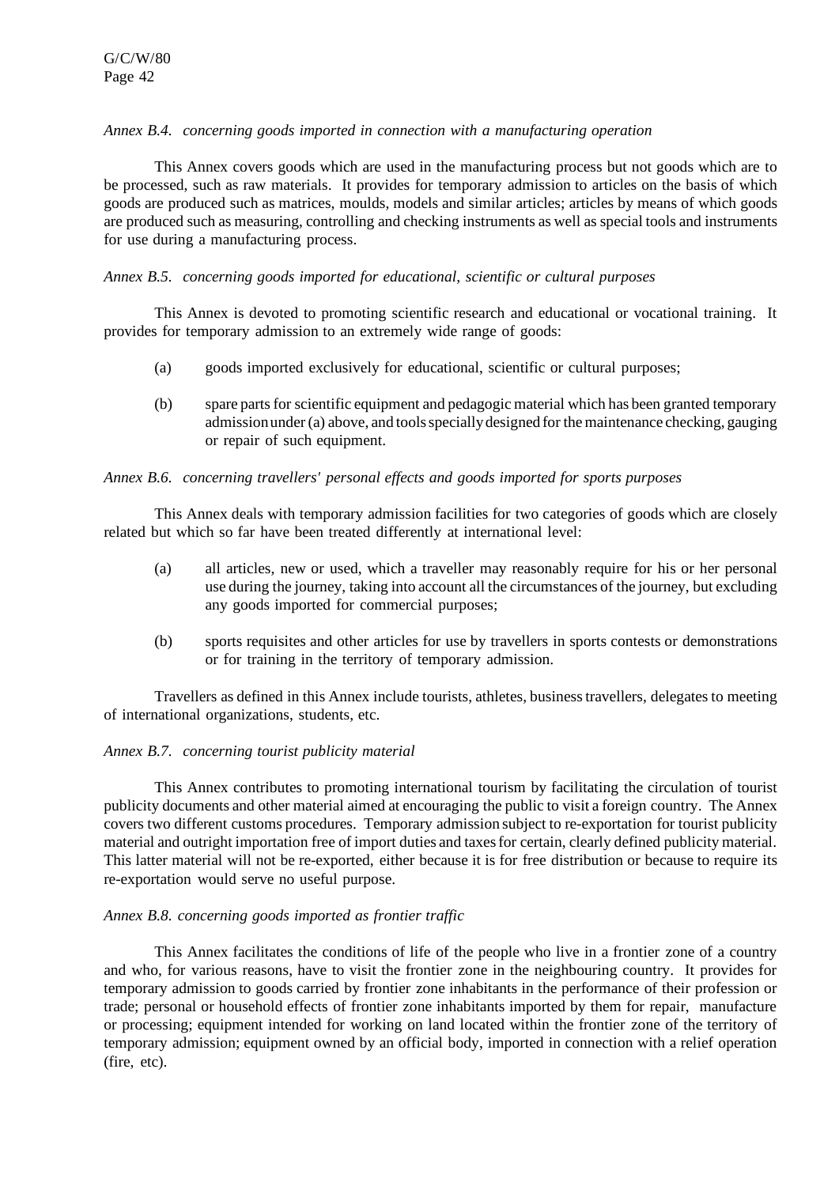*Annex B.4. concerning goods imported in connection with a manufacturing operation*

This Annex covers goods which are used in the manufacturing process but not goods which are to be processed, such as raw materials. It provides for temporary admission to articles on the basis of which goods are produced such as matrices, moulds, models and similar articles; articles by means of which goods are produced such as measuring, controlling and checking instruments as well as special tools and instruments for use during a manufacturing process.

*Annex B.5. concerning goods imported for educational, scientific or cultural purposes*

This Annex is devoted to promoting scientific research and educational or vocational training. It provides for temporary admission to an extremely wide range of goods:

(a) goods imported exclusively for educational, scientific or cultural purposes;

(b) spare parts for scientific equipment and pedagogic material which has been granted temporary admission under (a) above, and tools specially designed for the maintenance checking, gauging or repair of such equipment.

*Annex B.6. concerning travellers' personal effects and goods imported for sports purposes*

This Annex deals with temporary admission facilities for two categories of goods which are closely related but which so far have been treated differently at international level:

(a) all articles, new or used, which a traveller may reasonably require for his or her personal use during the journey, taking into account all the circumstances of the journey, but excluding any goods imported for commercial purposes;

(b) sports requisites and other articles for use by travellers in sports contests or demonstrations or for training in the territory of temporary admission.

Travellers as defined in this Annex include tourists, athletes, business travellers, delegates to meeting of international organizations, students, etc.

*Annex B.7. concerning tourist publicity material*

This Annex contributes to promoting international tourism by facilitating the circulation of tourist publicity documents and other material aimed at encouraging the public to visit a foreign country. The Annex covers two different customs procedures. Temporary admission subject to re-exportation for tourist publicity material and outright importation free of import duties and taxes for certain, clearly defined publicity material. This latter material will not be re-exported, either because it is for free distribution or because to require its re-exportation would serve no useful purpose.

*Annex B.8. concerning goods imported as frontier traffic*

This Annex facilitates the conditions of life of the people who live in a frontier zone of a country and who, for various reasons, have to visit the frontier zone in the neighbouring country. It provides for temporary admission to goods carried by frontier zone inhabitants in the performance of their profession or trade; personal or household effects of frontier zone inhabitants imported by them for repair, manufacture or processing; equipment intended for working on land located within the frontier zone of the territory of temporary admission; equipment owned by an official body, imported in connection with a relief operation (fire, etc).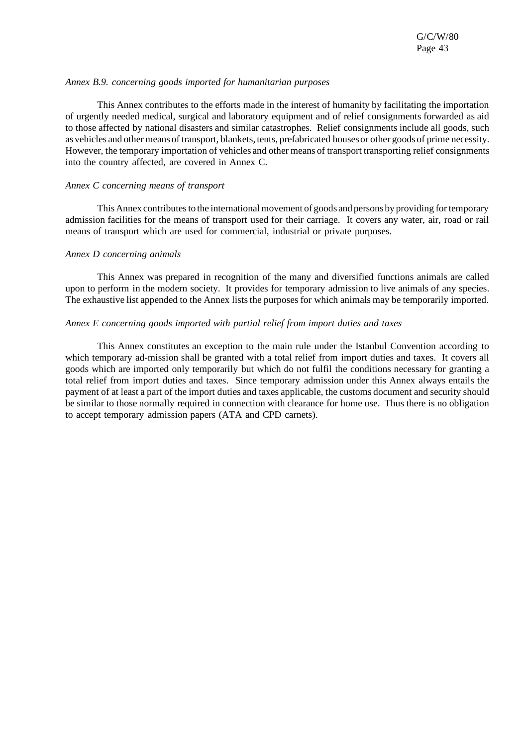*Annex B.9. concerning goods imported for humanitarian purposes*

This Annex contributes to the efforts made in the interest of humanity by facilitating the importation of urgently needed medical, surgical and laboratory equipment and of relief consignments forwarded as aid to those affected by national disasters and similar catastrophes. Relief consignments include all goods, such as vehicles and other means of transport, blankets, tents, prefabricated houses or other goods of prime necessity. However, the temporary importation of vehicles and other means of transport transporting relief consignments into the country affected, are covered in Annex C.

*Annex C concerning means of transport*

This Annex contributes to the international movement of goods and persons by providing for temporary admission facilities for the means of transport used for their carriage. It covers any water, air, road or rail means of transport which are used for commercial, industrial or private purposes.

*Annex D concerning animals*

This Annex was prepared in recognition of the many and diversified functions animals are called upon to perform in the modern society. It provides for temporary admission to live animals of any species. The exhaustive list appended to the Annex lists the purposes for which animals may be temporarily imported.

*Annex E concerning goods imported with partial relief from import duties and taxes*

This Annex constitutes an exception to the main rule under the Istanbul Convention according to which temporary ad-mission shall be granted with a total relief from import duties and taxes. It covers all goods which are imported only temporarily but which do not fulfil the conditions necessary for granting a total relief from import duties and taxes. Since temporary admission under this Annex always entails the payment of at least a part of the import duties and taxes applicable, the customs document and security should be similar to those normally required in connection with clearance for home use. Thus there is no obligation to accept temporary admission papers (ATA and CPD carnets).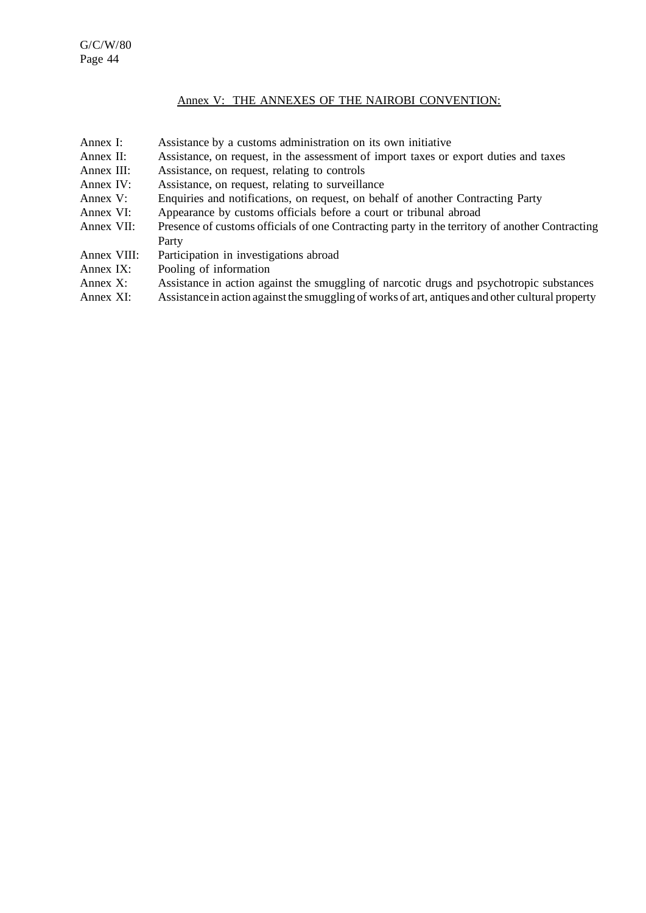## Annex V: THE ANNEXES OF THE NAIROBI CONVENTION:

| | |
|---|---|
| Annex I: | Assistance by a customs administration on its own initiative |
| Annex II: | Assistance, on request, in the assessment of import taxes or export duties and taxes |
| Annex III: | Assistance, on request, relating to controls |
| Annex IV: | Assistance, on request, relating to surveillance |
| Annex V: | Enquiries and notifications, on request, on behalf of another Contracting Party |
| Annex VI: | Appearance by customs officials before a court or tribunal abroad |
| Annex VII: | Presence of customs officials of one Contracting party in the territory of another Contracting Party |
| Annex VIII: | Participation in investigations abroad |
| Annex IX: | Pooling of information |
| Annex X: | Assistance in action against the smuggling of narcotic drugs and psychotropic substances |
| Annex XI: | Assistance in action against the smuggling of works of art, antiques and other cultural property |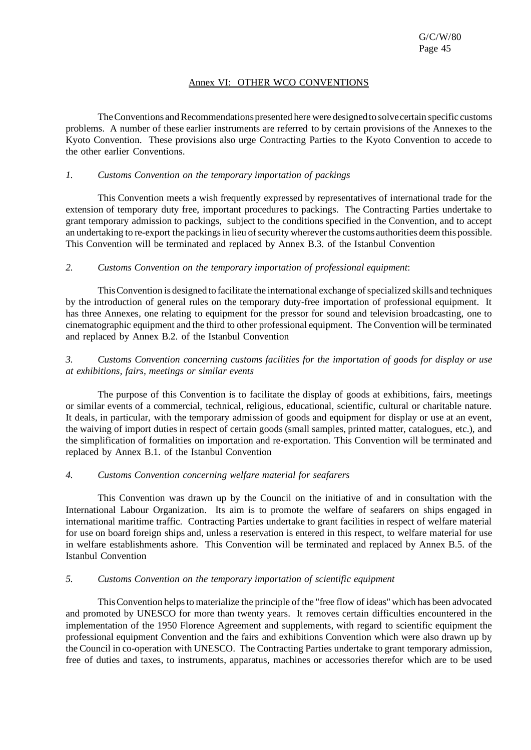## Annex VI: OTHER WCO CONVENTIONS

The Conventions and Recommendations presented here were designed to solve certain specific customs problems. A number of these earlier instruments are referred to by certain provisions of the Annexes to the Kyoto Convention. These provisions also urge Contracting Parties to the Kyoto Convention to accede to the other earlier Conventions.

### *1. Customs Convention on the temporary importation of packings*

This Convention meets a wish frequently expressed by representatives of international trade for the extension of temporary duty free, important procedures to packings. The Contracting Parties undertake to grant temporary admission to packings, subject to the conditions specified in the Convention, and to accept an undertaking to re-export the packings in lieu of security wherever the customs authorities deem this possible. This Convention will be terminated and replaced by Annex B.3. of the Istanbul Convention

### *2. Customs Convention on the temporary importation of professional equipment*:

This Convention is designed to facilitate the international exchange of specialized skills and techniques by the introduction of general rules on the temporary duty-free importation of professional equipment. It has three Annexes, one relating to equipment for the pressor for sound and television broadcasting, one to cinematographic equipment and the third to other professional equipment. The Convention will be terminated and replaced by Annex B.2. of the Istanbul Convention

### *3. Customs Convention concerning customs facilities for the importation of goods for display or use at exhibitions, fairs, meetings or similar events*

The purpose of this Convention is to facilitate the display of goods at exhibitions, fairs, meetings or similar events of a commercial, technical, religious, educational, scientific, cultural or charitable nature. It deals, in particular, with the temporary admission of goods and equipment for display or use at an event, the waiving of import duties in respect of certain goods (small samples, printed matter, catalogues, etc.), and the simplification of formalities on importation and re-exportation. This Convention will be terminated and replaced by Annex B.1. of the Istanbul Convention

### *4. Customs Convention concerning welfare material for seafarers*

This Convention was drawn up by the Council on the initiative of and in consultation with the International Labour Organization. Its aim is to promote the welfare of seafarers on ships engaged in international maritime traffic. Contracting Parties undertake to grant facilities in respect of welfare material for use on board foreign ships and, unless a reservation is entered in this respect, to welfare material for use in welfare establishments ashore. This Convention will be terminated and replaced by Annex B.5. of the Istanbul Convention

### *5. Customs Convention on the temporary importation of scientific equipment*

This Convention helps to materialize the principle of the "free flow of ideas" which has been advocated and promoted by UNESCO for more than twenty years. It removes certain difficulties encountered in the implementation of the 1950 Florence Agreement and supplements, with regard to scientific equipment the professional equipment Convention and the fairs and exhibitions Convention which were also drawn up by the Council in co-operation with UNESCO. The Contracting Parties undertake to grant temporary admission, free of duties and taxes, to instruments, apparatus, machines or accessories therefor which are to be used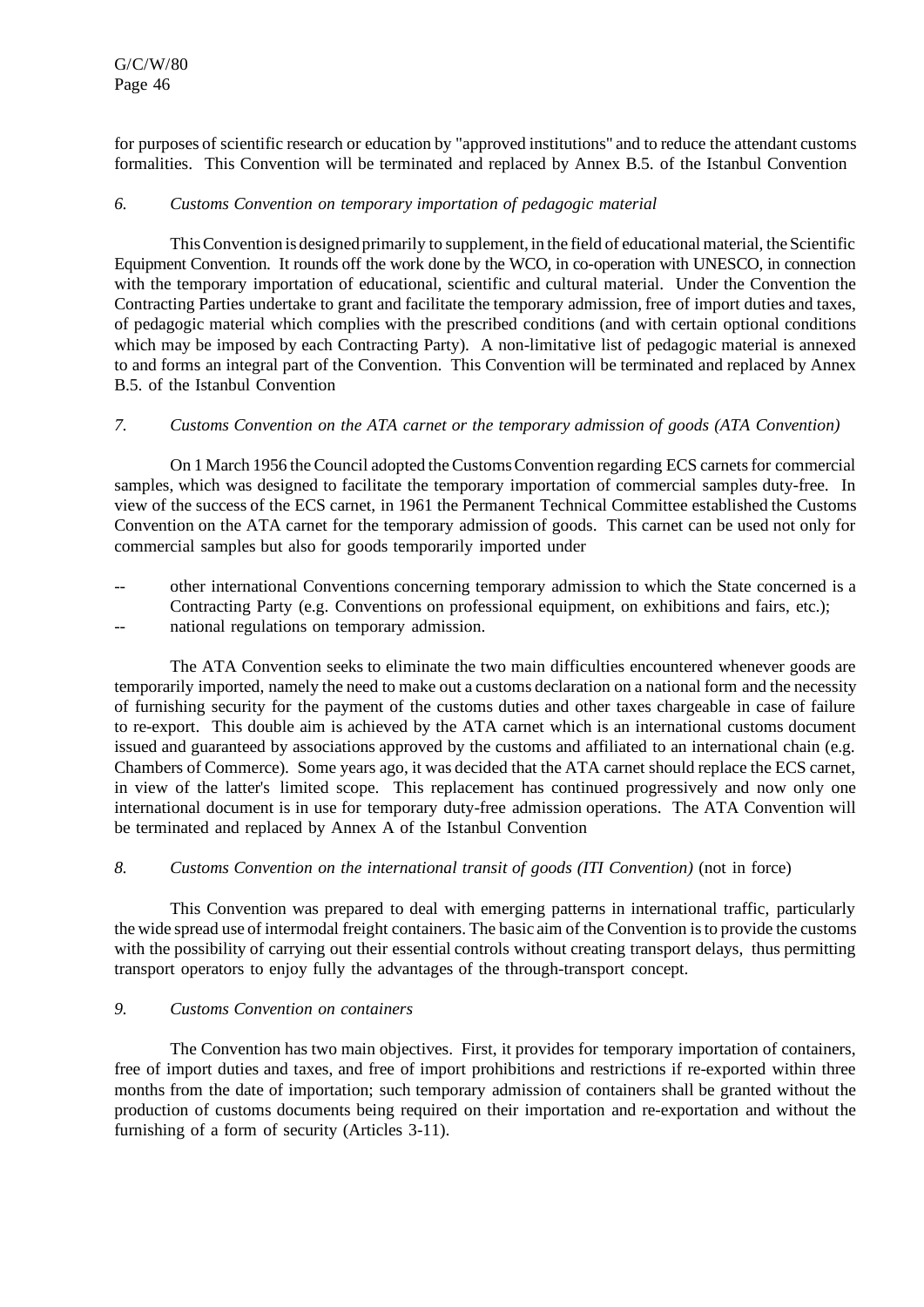for purposes of scientific research or education by "approved institutions" and to reduce the attendant customs formalities. This Convention will be terminated and replaced by Annex B.5. of the Istanbul Convention

*6. Customs Convention on temporary importation of pedagogic material*

This Convention is designed primarily to supplement, in the field of educational material, the Scientific Equipment Convention. It rounds off the work done by the WCO, in co-operation with UNESCO, in connection with the temporary importation of educational, scientific and cultural material. Under the Convention the Contracting Parties undertake to grant and facilitate the temporary admission, free of import duties and taxes, of pedagogic material which complies with the prescribed conditions (and with certain optional conditions which may be imposed by each Contracting Party). A non-limitative list of pedagogic material is annexed to and forms an integral part of the Convention. This Convention will be terminated and replaced by Annex B.5. of the Istanbul Convention

*7. Customs Convention on the ATA carnet or the temporary admission of goods (ATA Convention)*

On 1 March 1956 the Council adopted the Customs Convention regarding ECS carnets for commercial samples, which was designed to facilitate the temporary importation of commercial samples duty-free. In view of the success of the ECS carnet, in 1961 the Permanent Technical Committee established the Customs Convention on the ATA carnet for the temporary admission of goods. This carnet can be used not only for commercial samples but also for goods temporarily imported under

-- other international Conventions concerning temporary admission to which the State concerned is a Contracting Party (e.g. Conventions on professional equipment, on exhibitions and fairs, etc.);
-- national regulations on temporary admission.

The ATA Convention seeks to eliminate the two main difficulties encountered whenever goods are temporarily imported, namely the need to make out a customs declaration on a national form and the necessity of furnishing security for the payment of the customs duties and other taxes chargeable in case of failure to re-export. This double aim is achieved by the ATA carnet which is an international customs document issued and guaranteed by associations approved by the customs and affiliated to an international chain (e.g. Chambers of Commerce). Some years ago, it was decided that the ATA carnet should replace the ECS carnet, in view of the latter's limited scope. This replacement has continued progressively and now only one international document is in use for temporary duty-free admission operations. The ATA Convention will be terminated and replaced by Annex A of the Istanbul Convention

*8. Customs Convention on the international transit of goods (ITI Convention)* (not in force)

This Convention was prepared to deal with emerging patterns in international traffic, particularly the wide spread use of intermodal freight containers. The basic aim of the Convention is to provide the customs with the possibility of carrying out their essential controls without creating transport delays, thus permitting transport operators to enjoy fully the advantages of the through-transport concept.

*9. Customs Convention on containers*

The Convention has two main objectives. First, it provides for temporary importation of containers, free of import duties and taxes, and free of import prohibitions and restrictions if re-exported within three months from the date of importation; such temporary admission of containers shall be granted without the production of customs documents being required on their importation and re-exportation and without the furnishing of a form of security (Articles 3-11).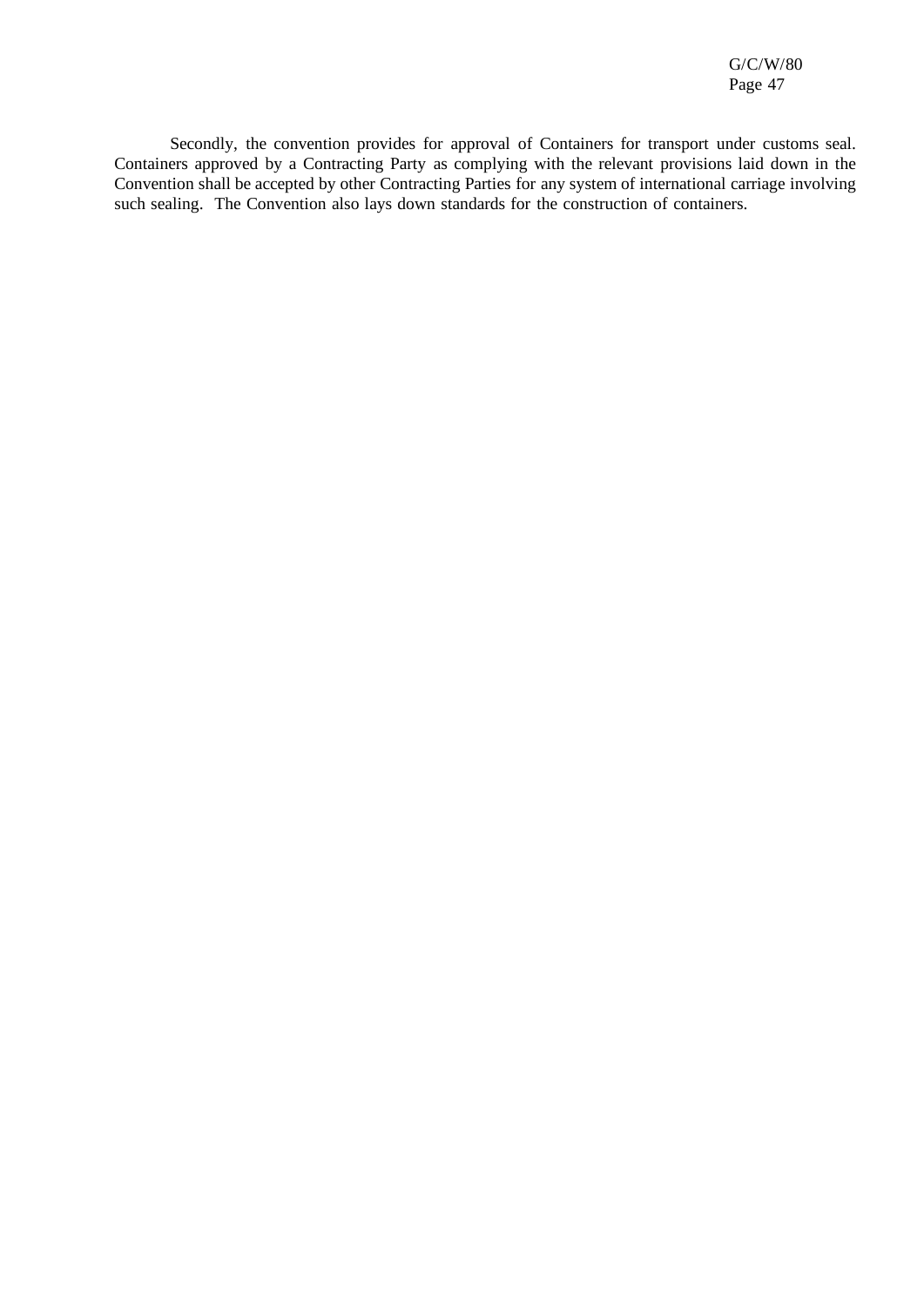Secondly, the convention provides for approval of Containers for transport under customs seal. Containers approved by a Contracting Party as complying with the relevant provisions laid down in the Convention shall be accepted by other Contracting Parties for any system of international carriage involving such sealing. The Convention also lays down standards for the construction of containers.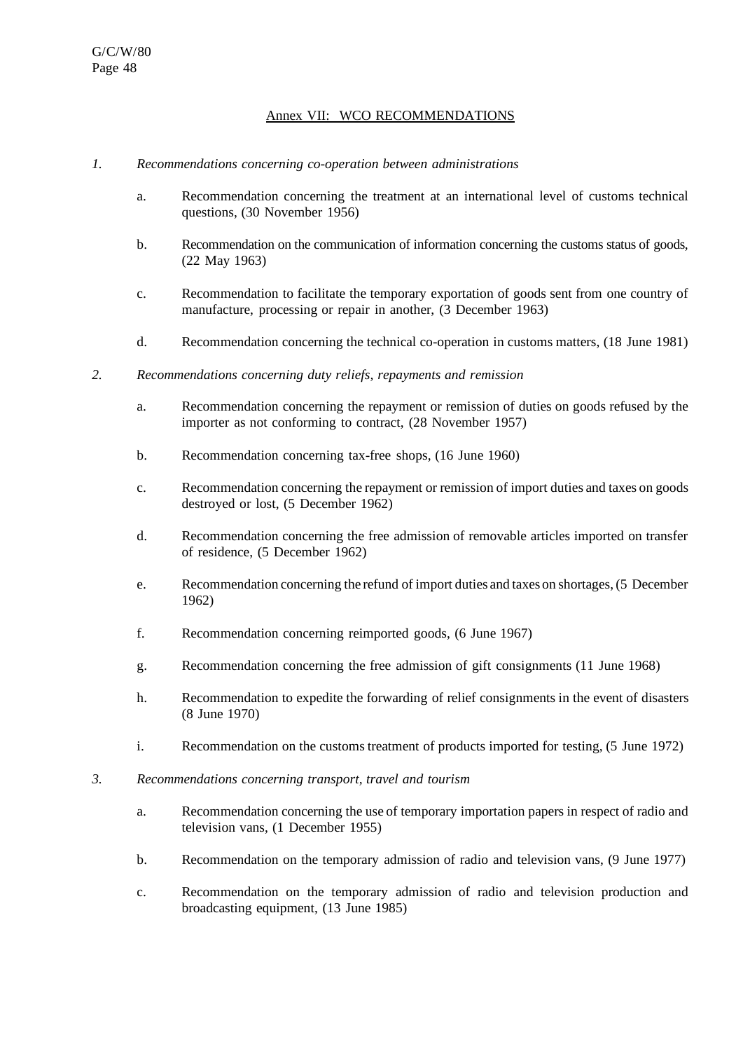## Annex VII: WCO RECOMMENDATIONS

*1. Recommendations concerning co-operation between administrations*

a. Recommendation concerning the treatment at an international level of customs technical questions, (30 November 1956)

b. Recommendation on the communication of information concerning the customs status of goods, (22 May 1963)

c. Recommendation to facilitate the temporary exportation of goods sent from one country of manufacture, processing or repair in another, (3 December 1963)

d. Recommendation concerning the technical co-operation in customs matters, (18 June 1981)

*2. Recommendations concerning duty reliefs, repayments and remission*

a. Recommendation concerning the repayment or remission of duties on goods refused by the importer as not conforming to contract, (28 November 1957)

b. Recommendation concerning tax-free shops, (16 June 1960)

c. Recommendation concerning the repayment or remission of import duties and taxes on goods destroyed or lost, (5 December 1962)

d. Recommendation concerning the free admission of removable articles imported on transfer of residence, (5 December 1962)

e. Recommendation concerning the refund of import duties and taxes on shortages, (5 December 1962)

f. Recommendation concerning reimported goods, (6 June 1967)

g. Recommendation concerning the free admission of gift consignments (11 June 1968)

h. Recommendation to expedite the forwarding of relief consignments in the event of disasters (8 June 1970)

i. Recommendation on the customs treatment of products imported for testing, (5 June 1972)

*3. Recommendations concerning transport, travel and tourism*

a. Recommendation concerning the use of temporary importation papers in respect of radio and television vans, (1 December 1955)

b. Recommendation on the temporary admission of radio and television vans, (9 June 1977)

c. Recommendation on the temporary admission of radio and television production and broadcasting equipment, (13 June 1985)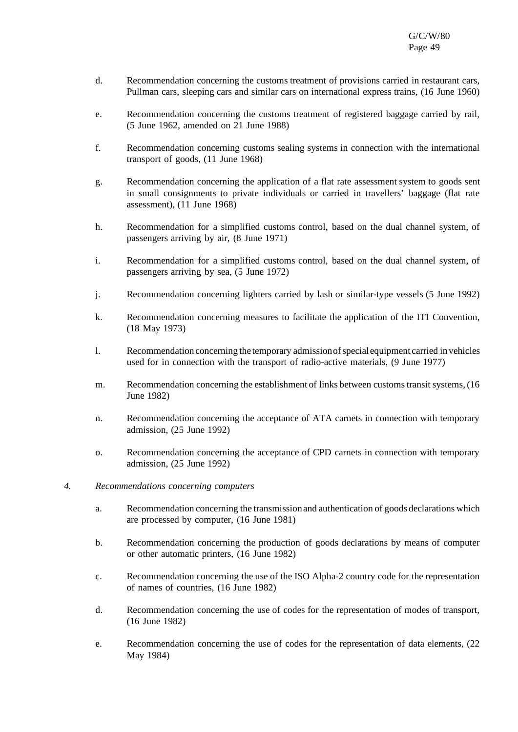d. Recommendation concerning the customs treatment of provisions carried in restaurant cars, Pullman cars, sleeping cars and similar cars on international express trains, (16 June 1960)

e. Recommendation concerning the customs treatment of registered baggage carried by rail, (5 June 1962, amended on 21 June 1988)

f. Recommendation concerning customs sealing systems in connection with the international transport of goods, (11 June 1968)

g. Recommendation concerning the application of a flat rate assessment system to goods sent in small consignments to private individuals or carried in travellers' baggage (flat rate assessment), (11 June 1968)

h. Recommendation for a simplified customs control, based on the dual channel system, of passengers arriving by air, (8 June 1971)

i. Recommendation for a simplified customs control, based on the dual channel system, of passengers arriving by sea, (5 June 1972)

j. Recommendation concerning lighters carried by lash or similar-type vessels (5 June 1992)

k. Recommendation concerning measures to facilitate the application of the ITI Convention, (18 May 1973)

l. Recommendation concerning the temporary admission of special equipment carried in vehicles used for in connection with the transport of radio-active materials, (9 June 1977)

m. Recommendation concerning the establishment of links between customs transit systems, (16 June 1982)

n. Recommendation concerning the acceptance of ATA carnets in connection with temporary admission, (25 June 1992)

o. Recommendation concerning the acceptance of CPD carnets in connection with temporary admission, (25 June 1992)

*4. Recommendations concerning computers*

a. Recommendation concerning the transmission and authentication of goods declarations which are processed by computer, (16 June 1981)

b. Recommendation concerning the production of goods declarations by means of computer or other automatic printers, (16 June 1982)

c. Recommendation concerning the use of the ISO Alpha-2 country code for the representation of names of countries, (16 June 1982)

d. Recommendation concerning the use of codes for the representation of modes of transport, (16 June 1982)

e. Recommendation concerning the use of codes for the representation of data elements, (22 May 1984)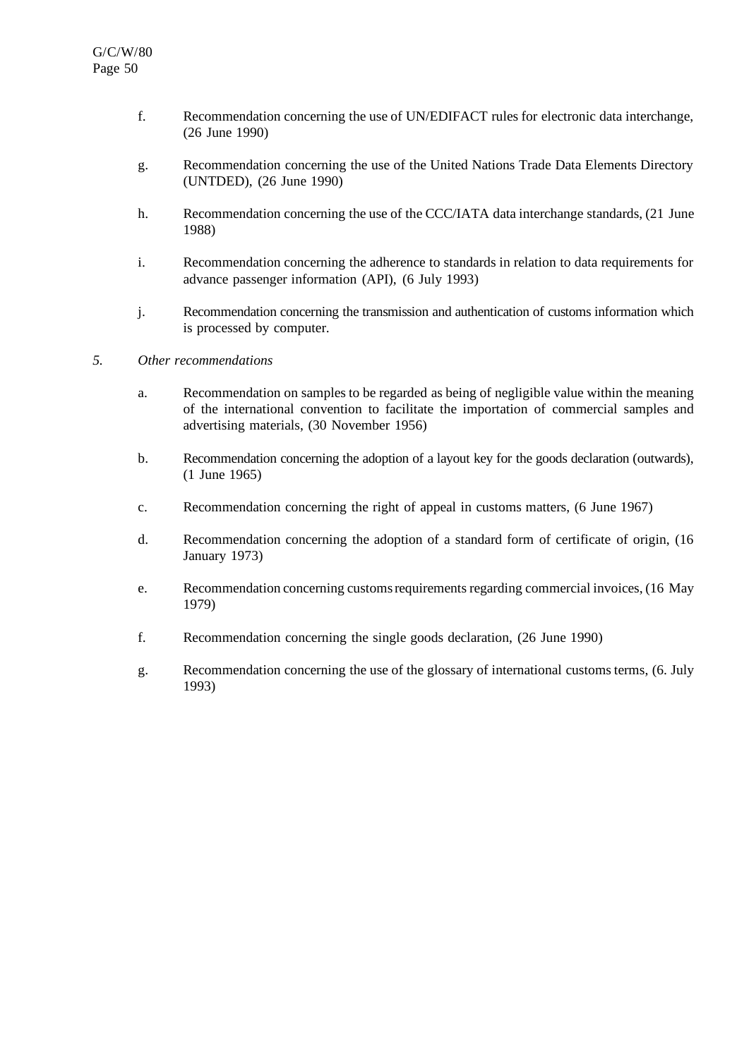f. Recommendation concerning the use of UN/EDIFACT rules for electronic data interchange, (26 June 1990)

g. Recommendation concerning the use of the United Nations Trade Data Elements Directory (UNTDED), (26 June 1990)

h. Recommendation concerning the use of the CCC/IATA data interchange standards, (21 June 1988)

i. Recommendation concerning the adherence to standards in relation to data requirements for advance passenger information (API), (6 July 1993)

j. Recommendation concerning the transmission and authentication of customs information which is processed by computer.

*5. Other recommendations*

a. Recommendation on samples to be regarded as being of negligible value within the meaning of the international convention to facilitate the importation of commercial samples and advertising materials, (30 November 1956)

b. Recommendation concerning the adoption of a layout key for the goods declaration (outwards), (1 June 1965)

c. Recommendation concerning the right of appeal in customs matters, (6 June 1967)

d. Recommendation concerning the adoption of a standard form of certificate of origin, (16 January 1973)

e. Recommendation concerning customs requirements regarding commercial invoices, (16 May 1979)

f. Recommendation concerning the single goods declaration, (26 June 1990)

g. Recommendation concerning the use of the glossary of international customs terms, (6. July 1993)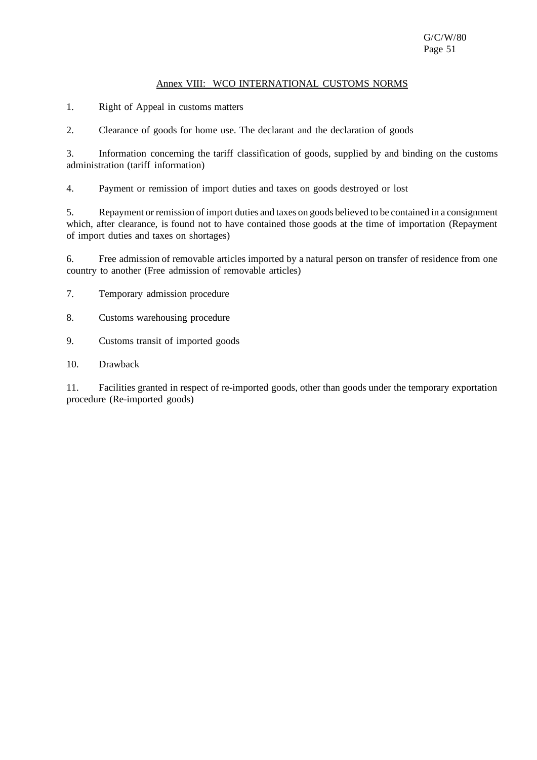## Annex VIII: WCO INTERNATIONAL CUSTOMS NORMS

1. Right of Appeal in customs matters

2. Clearance of goods for home use. The declarant and the declaration of goods

3. Information concerning the tariff classification of goods, supplied by and binding on the customs administration (tariff information)

4. Payment or remission of import duties and taxes on goods destroyed or lost

5. Repayment or remission of import duties and taxes on goods believed to be contained in a consignment which, after clearance, is found not to have contained those goods at the time of importation (Repayment of import duties and taxes on shortages)

6. Free admission of removable articles imported by a natural person on transfer of residence from one country to another (Free admission of removable articles)

7. Temporary admission procedure

8. Customs warehousing procedure

9. Customs transit of imported goods

10. Drawback

11. Facilities granted in respect of re-imported goods, other than goods under the temporary exportation procedure (Re-imported goods)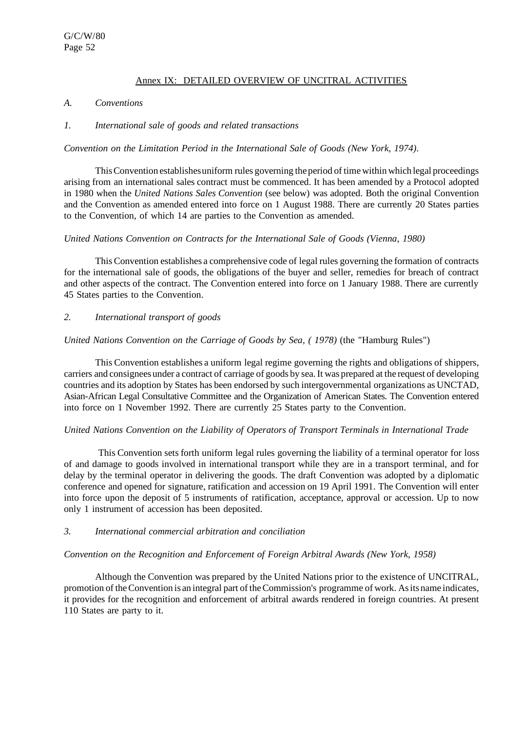## Annex IX: DETAILED OVERVIEW OF UNCITRAL ACTIVITIES

### *A. Conventions*

#### *1. International sale of goods and related transactions*

*Convention on the Limitation Period in the International Sale of Goods (New York, 1974).*

This Convention establishes uniform rules governing the period of time within which legal proceedings arising from an international sales contract must be commenced. It has been amended by a Protocol adopted in 1980 when the *United Nations Sales Convention* (see below) was adopted. Both the original Convention and the Convention as amended entered into force on 1 August 1988. There are currently 20 States parties to the Convention, of which 14 are parties to the Convention as amended.

*United Nations Convention on Contracts for the International Sale of Goods (Vienna, 1980)*

This Convention establishes a comprehensive code of legal rules governing the formation of contracts for the international sale of goods, the obligations of the buyer and seller, remedies for breach of contract and other aspects of the contract. The Convention entered into force on 1 January 1988. There are currently 45 States parties to the Convention.

#### *2. International transport of goods*

*United Nations Convention on the Carriage of Goods by Sea, ( 1978)* (the "Hamburg Rules")

This Convention establishes a uniform legal regime governing the rights and obligations of shippers, carriers and consignees under a contract of carriage of goods by sea. It was prepared at the request of developing countries and its adoption by States has been endorsed by such intergovernmental organizations as UNCTAD, Asian-African Legal Consultative Committee and the Organization of American States. The Convention entered into force on 1 November 1992. There are currently 25 States party to the Convention.

*United Nations Convention on the Liability of Operators of Transport Terminals in International Trade*

This Convention sets forth uniform legal rules governing the liability of a terminal operator for loss of and damage to goods involved in international transport while they are in a transport terminal, and for delay by the terminal operator in delivering the goods. The draft Convention was adopted by a diplomatic conference and opened for signature, ratification and accession on 19 April 1991. The Convention will enter into force upon the deposit of 5 instruments of ratification, acceptance, approval or accession. Up to now only 1 instrument of accession has been deposited.

#### *3. International commercial arbitration and conciliation*

*Convention on the Recognition and Enforcement of Foreign Arbitral Awards (New York, 1958)*

Although the Convention was prepared by the United Nations prior to the existence of UNCITRAL, promotion of the Convention is an integral part of the Commission's programme of work. As its name indicates, it provides for the recognition and enforcement of arbitral awards rendered in foreign countries. At present 110 States are party to it.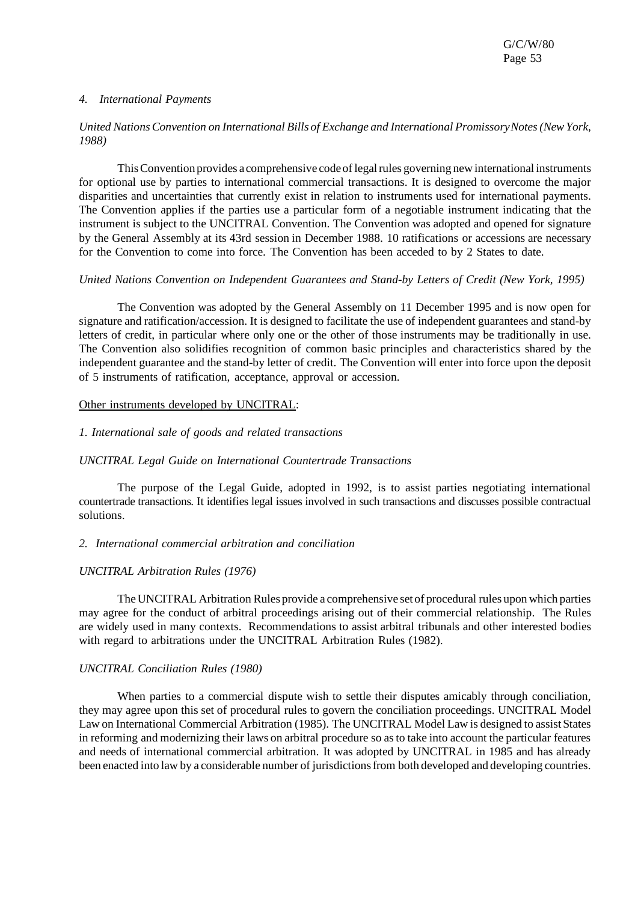*4. International Payments*

*United Nations Convention on International Bills of Exchange and International Promissory Notes (New York, 1988)*

This Convention provides a comprehensive code of legal rules governing new international instruments for optional use by parties to international commercial transactions. It is designed to overcome the major disparities and uncertainties that currently exist in relation to instruments used for international payments. The Convention applies if the parties use a particular form of a negotiable instrument indicating that the instrument is subject to the UNCITRAL Convention. The Convention was adopted and opened for signature by the General Assembly at its 43rd session in December 1988. 10 ratifications or accessions are necessary for the Convention to come into force. The Convention has been acceded to by 2 States to date.

*United Nations Convention on Independent Guarantees and Stand-by Letters of Credit (New York, 1995)*

The Convention was adopted by the General Assembly on 11 December 1995 and is now open for signature and ratification/accession. It is designed to facilitate the use of independent guarantees and stand-by letters of credit, in particular where only one or the other of those instruments may be traditionally in use. The Convention also solidifies recognition of common basic principles and characteristics shared by the independent guarantee and the stand-by letter of credit. The Convention will enter into force upon the deposit of 5 instruments of ratification, acceptance, approval or accession.

Other instruments developed by UNCITRAL:

*1. International sale of goods and related transactions*

*UNCITRAL Legal Guide on International Countertrade Transactions*

The purpose of the Legal Guide, adopted in 1992, is to assist parties negotiating international countertrade transactions. It identifies legal issues involved in such transactions and discusses possible contractual solutions.

*2. International commercial arbitration and conciliation*

*UNCITRAL Arbitration Rules (1976)*

The UNCITRAL Arbitration Rules provide a comprehensive set of procedural rules upon which parties may agree for the conduct of arbitral proceedings arising out of their commercial relationship. The Rules are widely used in many contexts. Recommendations to assist arbitral tribunals and other interested bodies with regard to arbitrations under the UNCITRAL Arbitration Rules (1982).

*UNCITRAL Conciliation Rules (1980)*

When parties to a commercial dispute wish to settle their disputes amicably through conciliation, they may agree upon this set of procedural rules to govern the conciliation proceedings. UNCITRAL Model Law on International Commercial Arbitration (1985). The UNCITRAL Model Law is designed to assist States in reforming and modernizing their laws on arbitral procedure so as to take into account the particular features and needs of international commercial arbitration. It was adopted by UNCITRAL in 1985 and has already been enacted into law by a considerable number of jurisdictions from both developed and developing countries.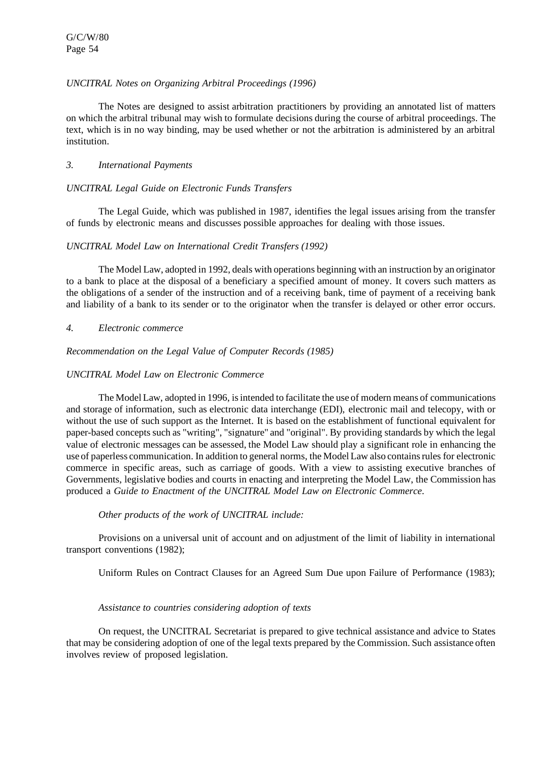*UNCITRAL Notes on Organizing Arbitral Proceedings (1996)*

The Notes are designed to assist arbitration practitioners by providing an annotated list of matters on which the arbitral tribunal may wish to formulate decisions during the course of arbitral proceedings. The text, which is in no way binding, may be used whether or not the arbitration is administered by an arbitral institution.

*3. International Payments*

*UNCITRAL Legal Guide on Electronic Funds Transfers*

The Legal Guide, which was published in 1987, identifies the legal issues arising from the transfer of funds by electronic means and discusses possible approaches for dealing with those issues.

*UNCITRAL Model Law on International Credit Transfers (1992)*

The Model Law, adopted in 1992, deals with operations beginning with an instruction by an originator to a bank to place at the disposal of a beneficiary a specified amount of money. It covers such matters as the obligations of a sender of the instruction and of a receiving bank, time of payment of a receiving bank and liability of a bank to its sender or to the originator when the transfer is delayed or other error occurs.

*4. Electronic commerce*

*Recommendation on the Legal Value of Computer Records (1985)*

*UNCITRAL Model Law on Electronic Commerce*

The Model Law, adopted in 1996, is intended to facilitate the use of modern means of communications and storage of information, such as electronic data interchange (EDI), electronic mail and telecopy, with or without the use of such support as the Internet. It is based on the establishment of functional equivalent for paper-based concepts such as "writing", "signature" and "original". By providing standards by which the legal value of electronic messages can be assessed, the Model Law should play a significant role in enhancing the use of paperless communication. In addition to general norms, the Model Law also contains rules for electronic commerce in specific areas, such as carriage of goods. With a view to assisting executive branches of Governments, legislative bodies and courts in enacting and interpreting the Model Law, the Commission has produced a *Guide to Enactment of the UNCITRAL Model Law on Electronic Commerce*.

*Other products of the work of UNCITRAL include:*

Provisions on a universal unit of account and on adjustment of the limit of liability in international transport conventions (1982);

Uniform Rules on Contract Clauses for an Agreed Sum Due upon Failure of Performance (1983);

*Assistance to countries considering adoption of texts*

On request, the UNCITRAL Secretariat is prepared to give technical assistance and advice to States that may be considering adoption of one of the legal texts prepared by the Commission. Such assistance often involves review of proposed legislation.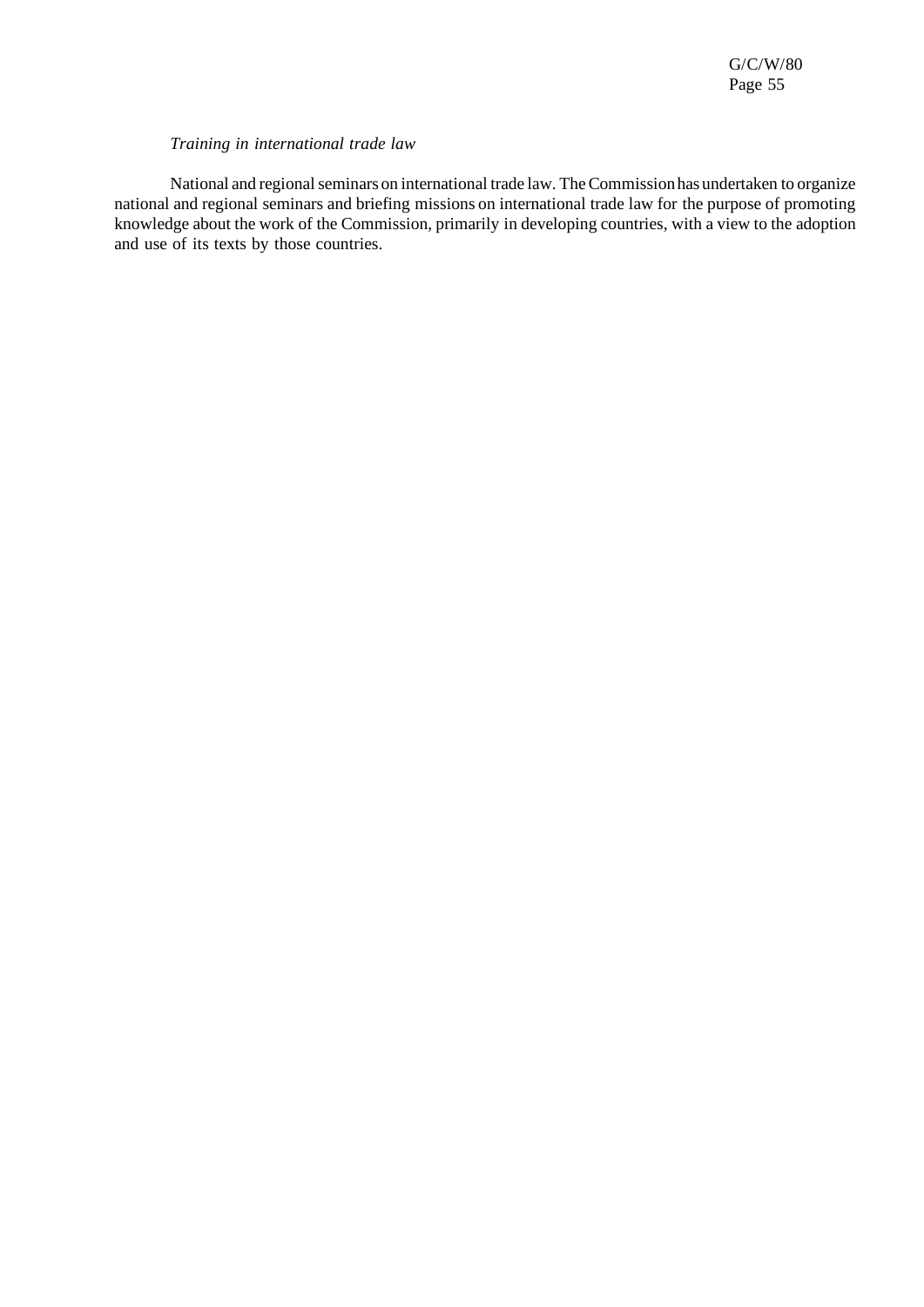*Training in international trade law*

National and regional seminars on international trade law. The Commission has undertaken to organize national and regional seminars and briefing missions on international trade law for the purpose of promoting knowledge about the work of the Commission, primarily in developing countries, with a view to the adoption and use of its texts by those countries.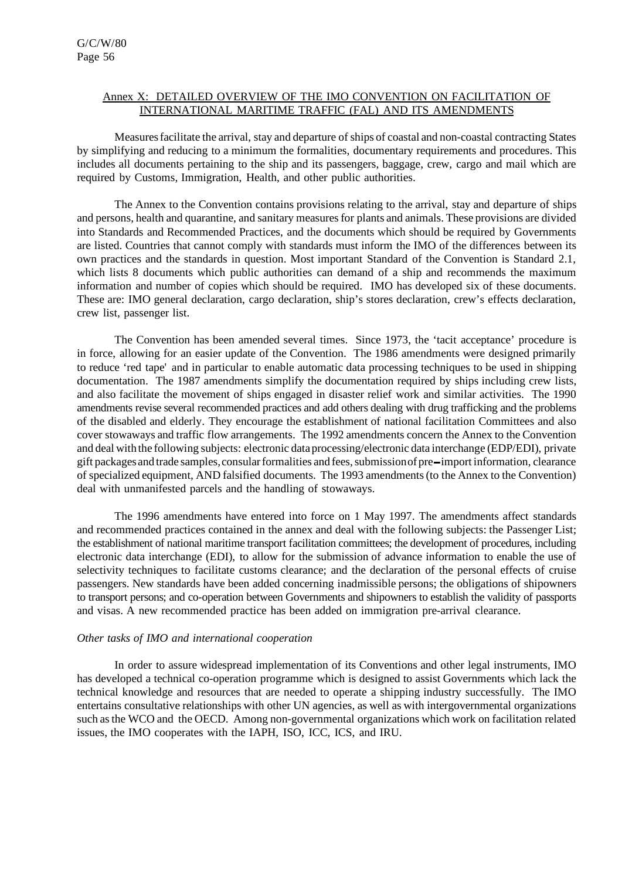Annex X: DETAILED OVERVIEW OF THE IMO CONVENTION ON FACILITATION OF INTERNATIONAL MARITIME TRAFFIC (FAL) AND ITS AMENDMENTS

Measures facilitate the arrival, stay and departure of ships of coastal and non-coastal contracting States by simplifying and reducing to a minimum the formalities, documentary requirements and procedures. This includes all documents pertaining to the ship and its passengers, baggage, crew, cargo and mail which are required by Customs, Immigration, Health, and other public authorities.

The Annex to the Convention contains provisions relating to the arrival, stay and departure of ships and persons, health and quarantine, and sanitary measures for plants and animals. These provisions are divided into Standards and Recommended Practices, and the documents which should be required by Governments are listed. Countries that cannot comply with standards must inform the IMO of the differences between its own practices and the standards in question. Most important Standard of the Convention is Standard 2.1, which lists 8 documents which public authorities can demand of a ship and recommends the maximum information and number of copies which should be required. IMO has developed six of these documents. These are: IMO general declaration, cargo declaration, ship's stores declaration, crew's effects declaration, crew list, passenger list.

The Convention has been amended several times. Since 1973, the 'tacit acceptance' procedure is in force, allowing for an easier update of the Convention. The 1986 amendments were designed primarily to reduce 'red tape' and in particular to enable automatic data processing techniques to be used in shipping documentation. The 1987 amendments simplify the documentation required by ships including crew lists, and also facilitate the movement of ships engaged in disaster relief work and similar activities. The 1990 amendments revise several recommended practices and add others dealing with drug trafficking and the problems of the disabled and elderly. They encourage the establishment of national facilitation Committees and also cover stowaways and traffic flow arrangements. The 1992 amendments concern the Annex to the Convention and deal with the following subjects: electronic data processing/electronic data interchange (EDP/EDI), private gift packages and trade samples, consular formalities and fees, submission of pre–import information, clearance of specialized equipment, AND falsified documents. The 1993 amendments (to the Annex to the Convention) deal with unmanifested parcels and the handling of stowaways.

The 1996 amendments have entered into force on 1 May 1997. The amendments affect standards and recommended practices contained in the annex and deal with the following subjects: the Passenger List; the establishment of national maritime transport facilitation committees; the development of procedures, including electronic data interchange (EDI), to allow for the submission of advance information to enable the use of selectivity techniques to facilitate customs clearance; and the declaration of the personal effects of cruise passengers. New standards have been added concerning inadmissible persons; the obligations of shipowners to transport persons; and co-operation between Governments and shipowners to establish the validity of passports and visas. A new recommended practice has been added on immigration pre-arrival clearance.

*Other tasks of IMO and international cooperation*

In order to assure widespread implementation of its Conventions and other legal instruments, IMO has developed a technical co-operation programme which is designed to assist Governments which lack the technical knowledge and resources that are needed to operate a shipping industry successfully. The IMO entertains consultative relationships with other UN agencies, as well as with intergovernmental organizations such as the WCO and the OECD. Among non-governmental organizations which work on facilitation related issues, the IMO cooperates with the IAPH, ISO, ICC, ICS, and IRU.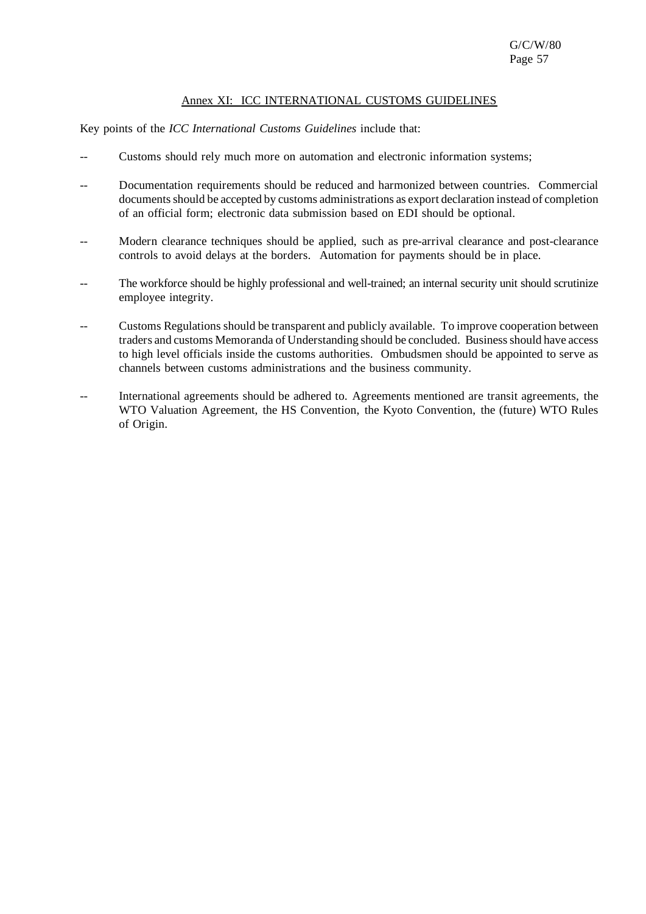## Annex XI: ICC INTERNATIONAL CUSTOMS GUIDELINES

Key points of the *ICC International Customs Guidelines* include that:

- Customs should rely much more on automation and electronic information systems;
- Documentation requirements should be reduced and harmonized between countries. Commercial documents should be accepted by customs administrations as export declaration instead of completion of an official form; electronic data submission based on EDI should be optional.
- Modern clearance techniques should be applied, such as pre-arrival clearance and post-clearance controls to avoid delays at the borders. Automation for payments should be in place.
- The workforce should be highly professional and well-trained; an internal security unit should scrutinize employee integrity.
- Customs Regulations should be transparent and publicly available. To improve cooperation between traders and customs Memoranda of Understanding should be concluded. Business should have access to high level officials inside the customs authorities. Ombudsmen should be appointed to serve as channels between customs administrations and the business community.
- International agreements should be adhered to. Agreements mentioned are transit agreements, the WTO Valuation Agreement, the HS Convention, the Kyoto Convention, the (future) WTO Rules of Origin.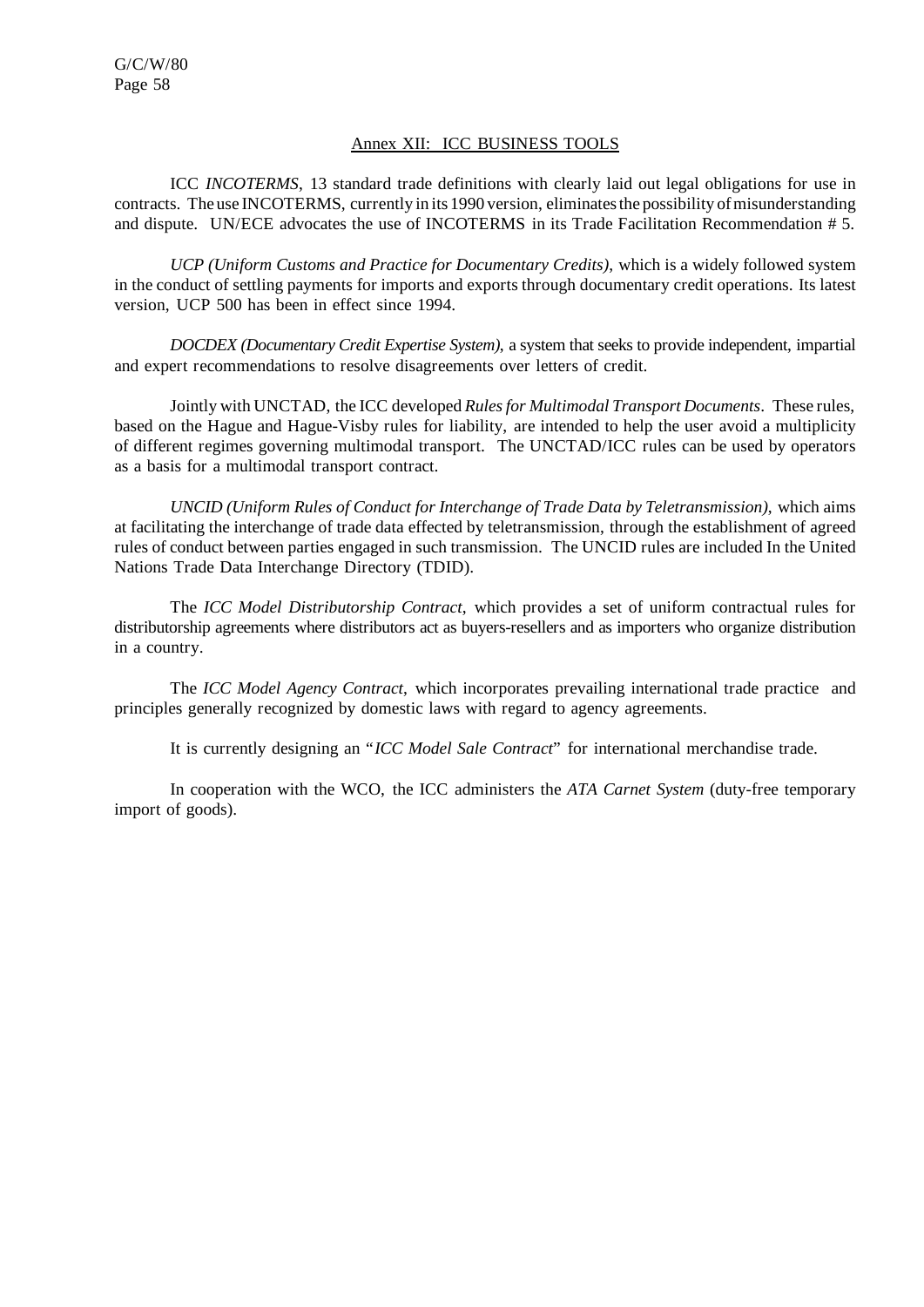## Annex XII: ICC BUSINESS TOOLS

ICC *INCOTERMS*, 13 standard trade definitions with clearly laid out legal obligations for use in contracts. The use INCOTERMS, currently in its 1990 version, eliminates the possibility of misunderstanding and dispute. UN/ECE advocates the use of INCOTERMS in its Trade Facilitation Recommendation # 5.

*UCP (Uniform Customs and Practice for Documentary Credits)*, which is a widely followed system in the conduct of settling payments for imports and exports through documentary credit operations. Its latest version, UCP 500 has been in effect since 1994.

*DOCDEX (Documentary Credit Expertise System)*, a system that seeks to provide independent, impartial and expert recommendations to resolve disagreements over letters of credit.

Jointly with UNCTAD, the ICC developed *Rules for Multimodal Transport Documents*. These rules, based on the Hague and Hague-Visby rules for liability, are intended to help the user avoid a multiplicity of different regimes governing multimodal transport. The UNCTAD/ICC rules can be used by operators as a basis for a multimodal transport contract.

*UNCID (Uniform Rules of Conduct for Interchange of Trade Data by Teletransmission)*, which aims at facilitating the interchange of trade data effected by teletransmission, through the establishment of agreed rules of conduct between parties engaged in such transmission. The UNCID rules are included In the United Nations Trade Data Interchange Directory (TDID).

The *ICC Model Distributorship Contract*, which provides a set of uniform contractual rules for distributorship agreements where distributors act as buyers-resellers and as importers who organize distribution in a country.

The *ICC Model Agency Contract*, which incorporates prevailing international trade practice and principles generally recognized by domestic laws with regard to agency agreements.

It is currently designing an "*ICC Model Sale Contract*" for international merchandise trade.

In cooperation with the WCO, the ICC administers the *ATA Carnet System* (duty-free temporary import of goods).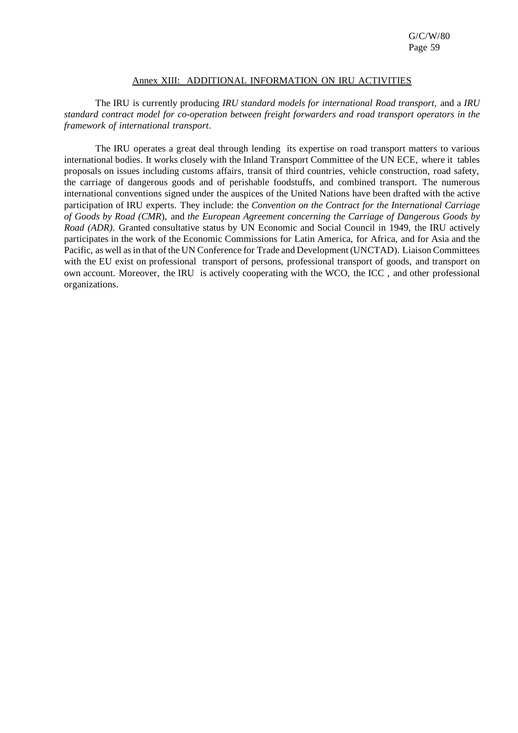## Annex XIII: ADDITIONAL INFORMATION ON IRU ACTIVITIES

The IRU is currently producing *IRU standard models for international Road transport*, and a *IRU standard contract model for co-operation between freight forwarders and road transport operators in the framework of international transport*.

The IRU operates a great deal through lending its expertise on road transport matters to various international bodies. It works closely with the Inland Transport Committee of the UN ECE, where it tables proposals on issues including customs affairs, transit of third countries, vehicle construction, road safety, the carriage of dangerous goods and of perishable foodstuffs, and combined transport. The numerous international conventions signed under the auspices of the United Nations have been drafted with the active participation of IRU experts. They include: the *Convention on the Contract for the International Carriage of Goods by Road (CMR*), and *the European Agreement concerning the Carriage of Dangerous Goods by Road (ADR)*. Granted consultative status by UN Economic and Social Council in 1949, the IRU actively participates in the work of the Economic Commissions for Latin America, for Africa, and for Asia and the Pacific, as well as in that of the UN Conference for Trade and Development (UNCTAD). Liaison Committees with the EU exist on professional transport of persons, professional transport of goods, and transport on own account. Moreover, the IRU is actively cooperating with the WCO, the ICC , and other professional organizations.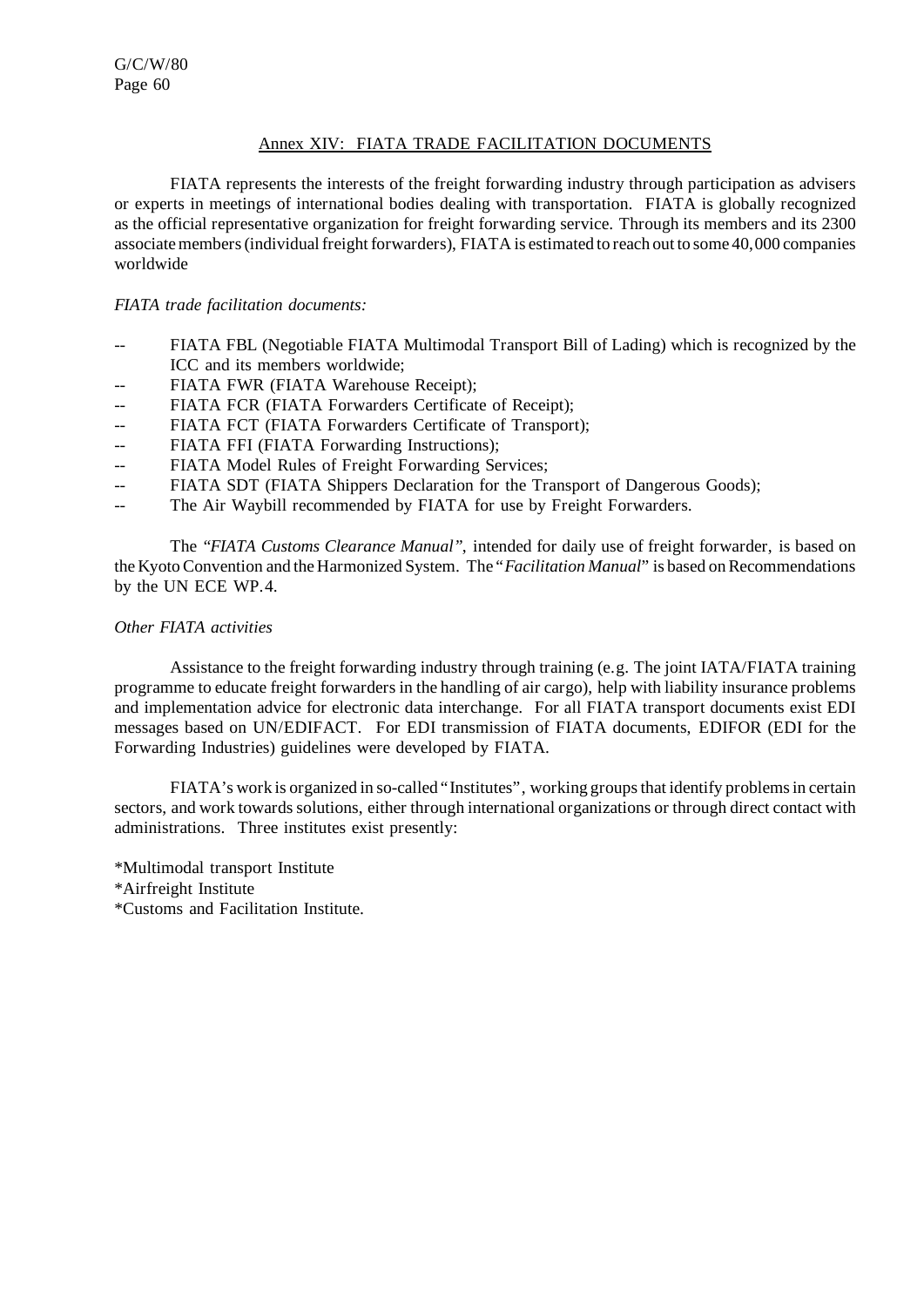## Annex XIV: FIATA TRADE FACILITATION DOCUMENTS

FIATA represents the interests of the freight forwarding industry through participation as advisers or experts in meetings of international bodies dealing with transportation. FIATA is globally recognized as the official representative organization for freight forwarding service. Through its members and its 2300 associate members (individual freight forwarders), FIATA is estimated to reach out to some 40,000 companies worldwide

*FIATA trade facilitation documents:*

- FIATA FBL (Negotiable FIATA Multimodal Transport Bill of Lading) which is recognized by the ICC and its members worldwide;
- FIATA FWR (FIATA Warehouse Receipt);
- FIATA FCR (FIATA Forwarders Certificate of Receipt);
- FIATA FCT (FIATA Forwarders Certificate of Transport);
- FIATA FFI (FIATA Forwarding Instructions);
- FIATA Model Rules of Freight Forwarding Services;
- FIATA SDT (FIATA Shippers Declaration for the Transport of Dangerous Goods);
- The Air Waybill recommended by FIATA for use by Freight Forwarders.

The *"FIATA Customs Clearance Manual"*, intended for daily use of freight forwarder, is based on the Kyoto Convention and the Harmonized System. The "*Facilitation Manual*" is based on Recommendations by the UN ECE WP.4.

*Other FIATA activities*

Assistance to the freight forwarding industry through training (e.g. The joint IATA/FIATA training programme to educate freight forwarders in the handling of air cargo), help with liability insurance problems and implementation advice for electronic data interchange. For all FIATA transport documents exist EDI messages based on UN/EDIFACT. For EDI transmission of FIATA documents, EDIFOR (EDI for the Forwarding Industries) guidelines were developed by FIATA.

FIATA's work is organized in so-called "Institutes", working groups that identify problems in certain sectors, and work towards solutions, either through international organizations or through direct contact with administrations. Three institutes exist presently:

*Multimodal transport Institute  
*Airfreight Institute  
*Customs and Facilitation Institute.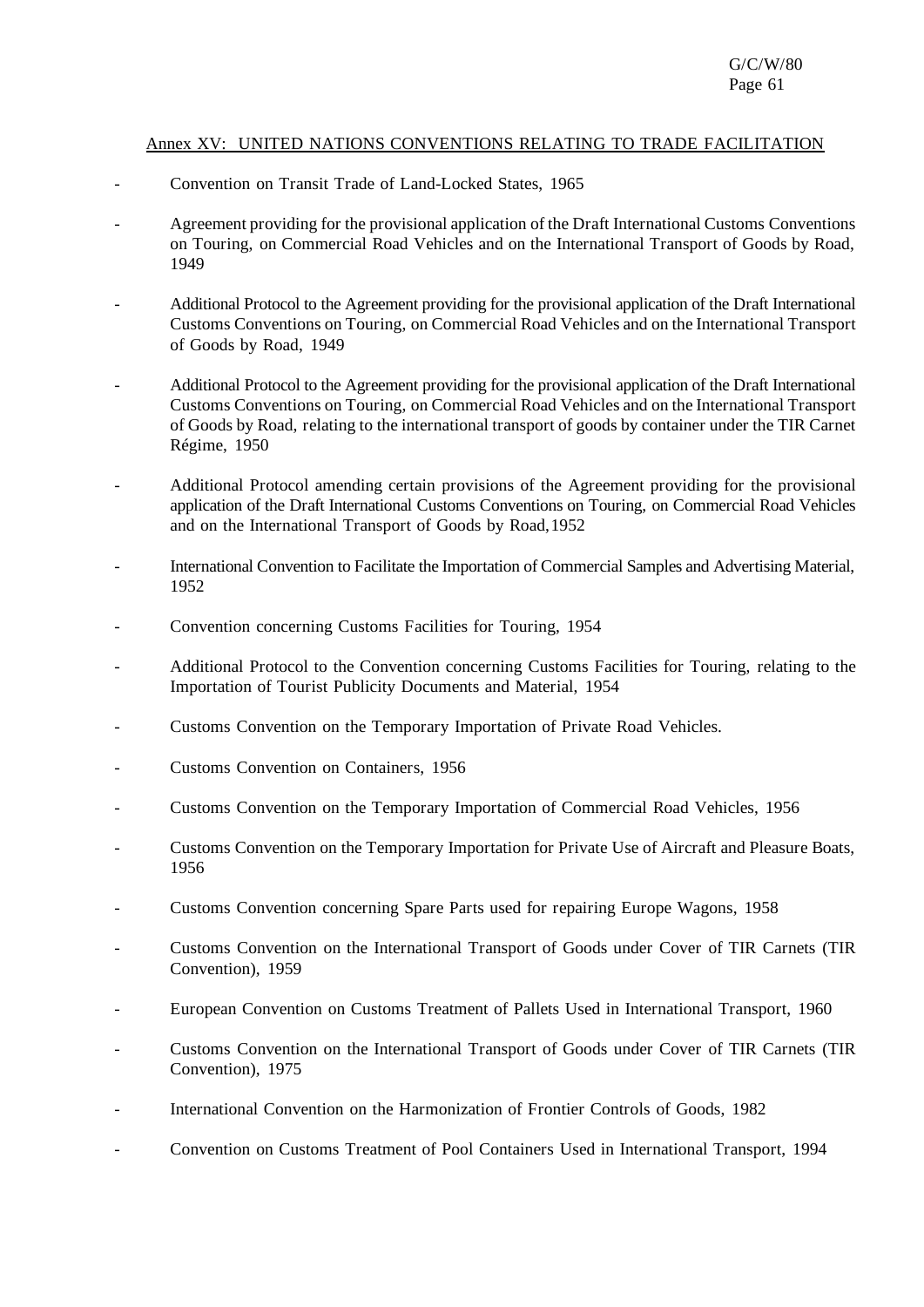## Annex XV: UNITED NATIONS CONVENTIONS RELATING TO TRADE FACILITATION

- Convention on Transit Trade of Land-Locked States, 1965
- Agreement providing for the provisional application of the Draft International Customs Conventions on Touring, on Commercial Road Vehicles and on the International Transport of Goods by Road, 1949
- Additional Protocol to the Agreement providing for the provisional application of the Draft International Customs Conventions on Touring, on Commercial Road Vehicles and on the International Transport of Goods by Road, 1949
- Additional Protocol to the Agreement providing for the provisional application of the Draft International Customs Conventions on Touring, on Commercial Road Vehicles and on the International Transport of Goods by Road, relating to the international transport of goods by container under the TIR Carnet Régime, 1950
- Additional Protocol amending certain provisions of the Agreement providing for the provisional application of the Draft International Customs Conventions on Touring, on Commercial Road Vehicles and on the International Transport of Goods by Road, 1952
- International Convention to Facilitate the Importation of Commercial Samples and Advertising Material, 1952
- Convention concerning Customs Facilities for Touring, 1954
- Additional Protocol to the Convention concerning Customs Facilities for Touring, relating to the Importation of Tourist Publicity Documents and Material, 1954
- Customs Convention on the Temporary Importation of Private Road Vehicles.
- Customs Convention on Containers, 1956
- Customs Convention on the Temporary Importation of Commercial Road Vehicles, 1956
- Customs Convention on the Temporary Importation for Private Use of Aircraft and Pleasure Boats, 1956
- Customs Convention concerning Spare Parts used for repairing Europe Wagons, 1958
- Customs Convention on the International Transport of Goods under Cover of TIR Carnets (TIR Convention), 1959
- European Convention on Customs Treatment of Pallets Used in International Transport, 1960
- Customs Convention on the International Transport of Goods under Cover of TIR Carnets (TIR Convention), 1975
- International Convention on the Harmonization of Frontier Controls of Goods, 1982
- Convention on Customs Treatment of Pool Containers Used in International Transport, 1994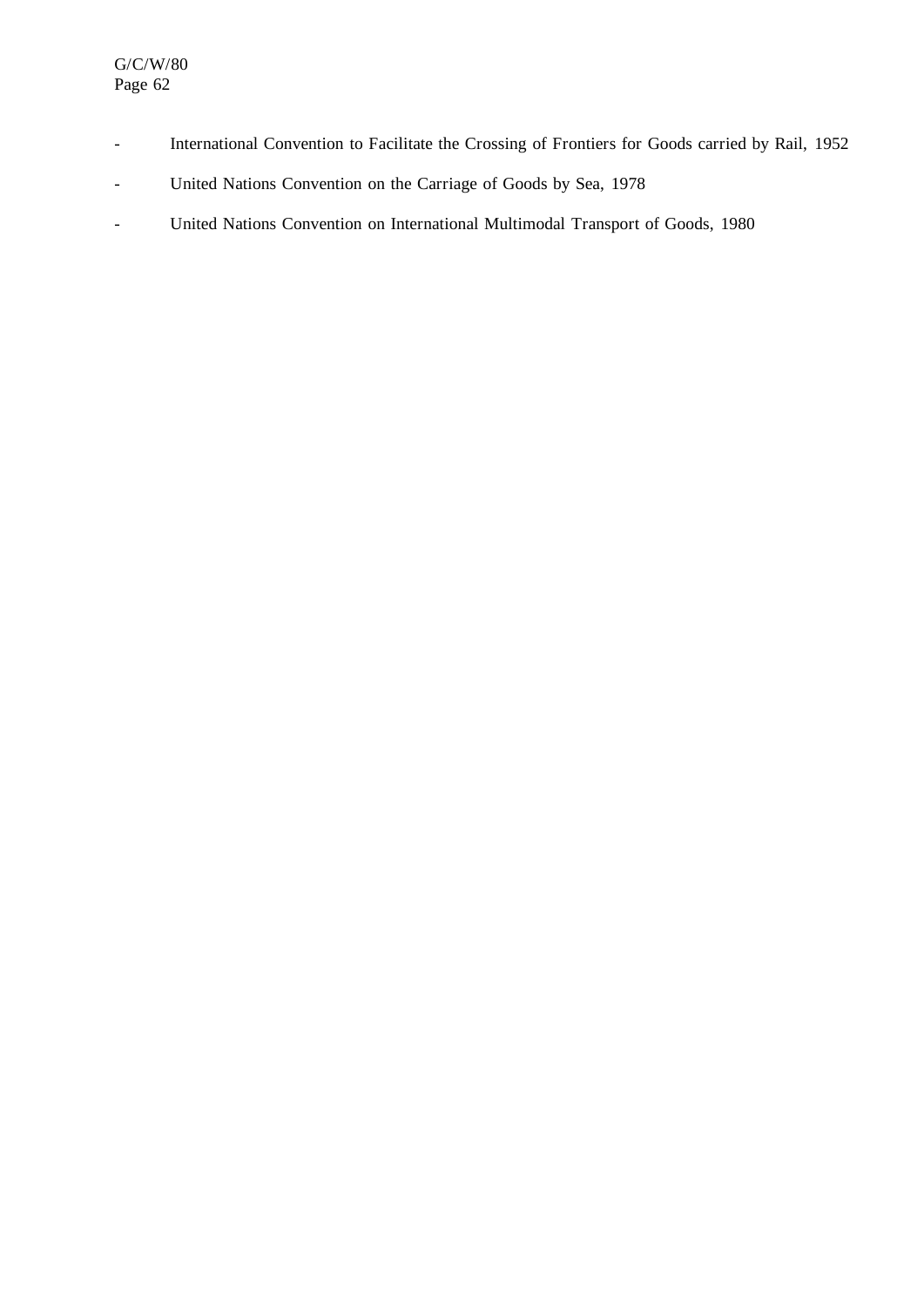- International Convention to Facilitate the Crossing of Frontiers for Goods carried by Rail, 1952
- United Nations Convention on the Carriage of Goods by Sea, 1978
- United Nations Convention on International Multimodal Transport of Goods, 1980